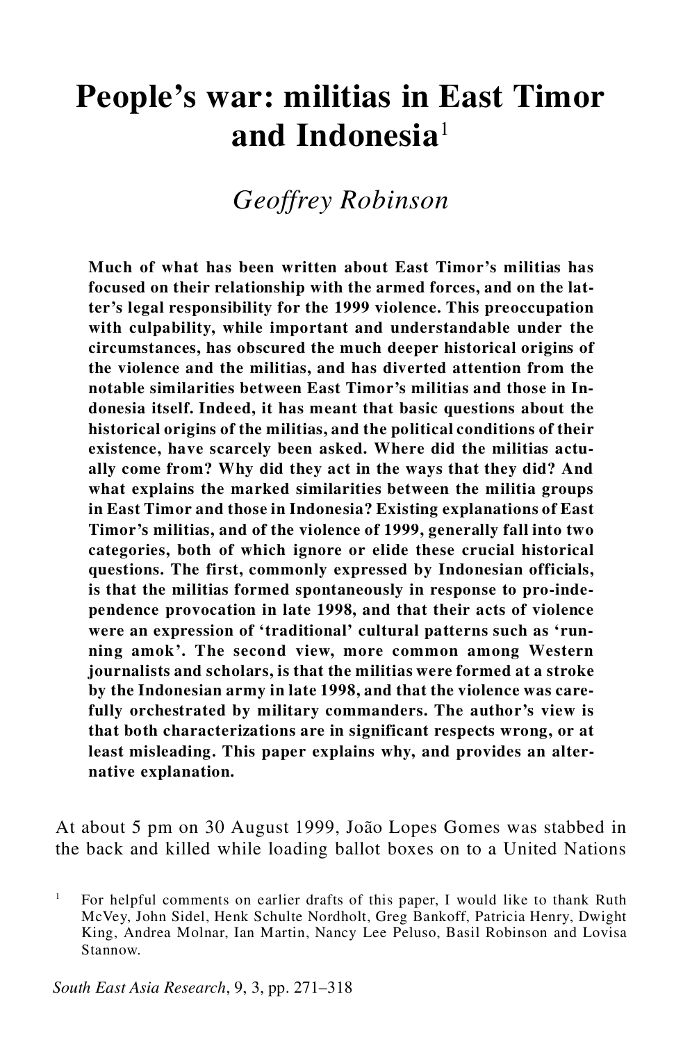# People's war: militias in East Timor and Indonesia[1]

*Geoffrey Robinson*

**Much of what has been written about East Timor's militias has focused on their relationship with the armed forces, and on the latter's legal responsibility for the 1999 violence. This preoccupation with culpability, while important and understandable under the circumstances, has obscured the much deeper historical origins of the violence and the militias, and has diverted attention from the notable similarities between East Timor's militias and those in Indonesia itself. Indeed, it has meant that basic questions about the historical origins of the militias, and the political conditions of their existence, have scarcely been asked. Where did the militias actually come from? Why did they act in the ways that they did? And what explains the marked similarities between the militia groups in East Timor and those in Indonesia? Existing explanations of East Timor's militias, and of the violence of 1999, generally fall into two categories, both of which ignore or elide these crucial historical questions. The first, commonly expressed by Indonesian officials, is that the militias formed spontaneously in response to pro-independence provocation in late 1998, and that their acts of violence were an expression of 'traditional' cultural patterns such as 'running amok'. The second view, more common among Western journalists and scholars, is that the militias were formed at a stroke by the Indonesian army in late 1998, and that the violence was carefully orchestrated by military commanders. The author's view is that both characterizations are in significant respects wrong, or at least misleading. This paper explains why, and provides an alternative explanation.**

At about 5 pm on 30 August 1999, João Lopes Gomes was stabbed in the back and killed while loading ballot boxes on to a United Nations

[1] For helpful comments on earlier drafts of this paper, I would like to thank Ruth McVey, John Sidel, Henk Schulte Nordholt, Greg Bankoff, Patricia Henry, Dwight King, Andrea Molnar, Ian Martin, Nancy Lee Peluso, Basil Robinson and Lovisa Stannow.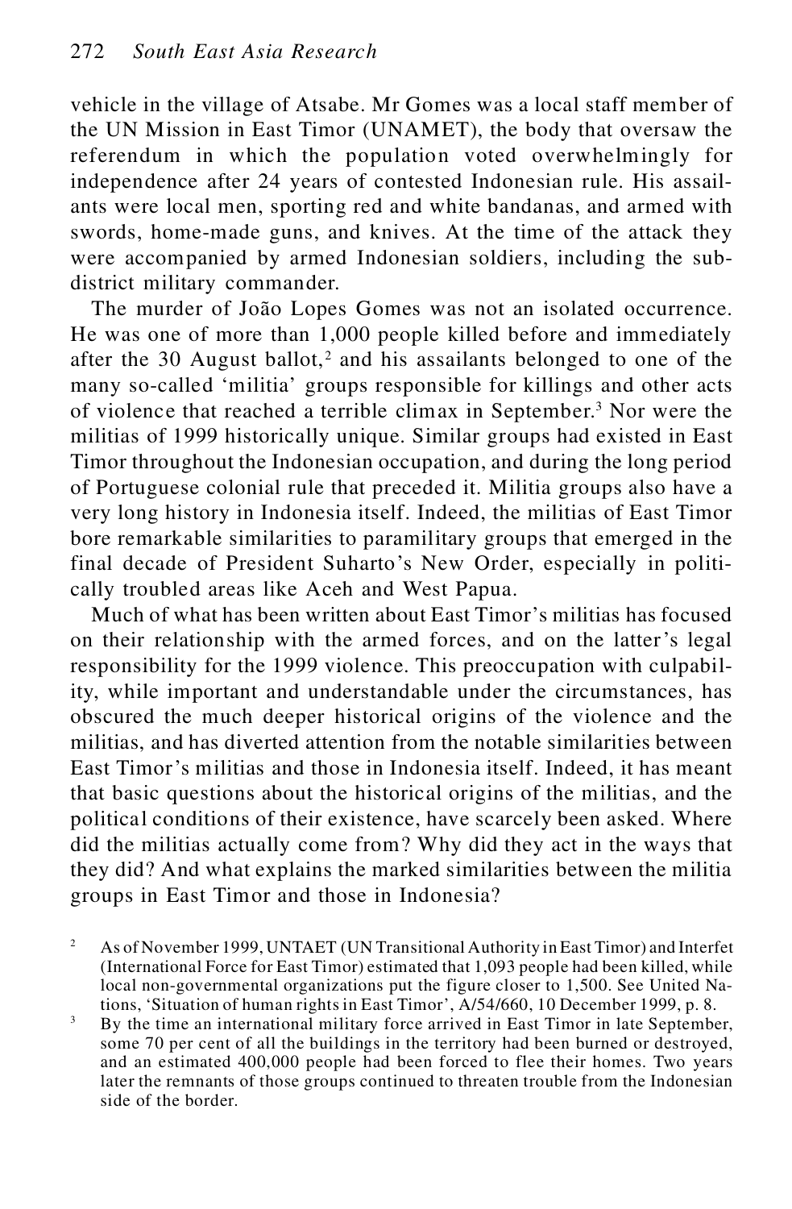vehicle in the village of Atsabe. Mr Gomes was a local staff member of the UN Mission in East Timor (UNAMET), the body that oversaw the referendum in which the population voted overwhelmingly for independence after 24 years of contested Indonesian rule. His assailants were local men, sporting red and white bandanas, and armed with swords, home-made guns, and knives. At the time of the attack they were accompanied by armed Indonesian soldiers, including the sub-district military commander.

The murder of João Lopes Gomes was not an isolated occurrence. He was one of more than 1,000 people killed before and immediately after the 30 August ballot,[2] and his assailants belonged to one of the many so-called 'militia' groups responsible for killings and other acts of violence that reached a terrible climax in September.[3] Nor were the militias of 1999 historically unique. Similar groups had existed in East Timor throughout the Indonesian occupation, and during the long period of Portuguese colonial rule that preceded it. Militia groups also have a very long history in Indonesia itself. Indeed, the militias of East Timor bore remarkable similarities to paramilitary groups that emerged in the final decade of President Suharto's New Order, especially in politically troubled areas like Aceh and West Papua.

Much of what has been written about East Timor's militias has focused on their relationship with the armed forces, and on the latter's legal responsibility for the 1999 violence. This preoccupation with culpability, while important and understandable under the circumstances, has obscured the much deeper historical origins of the violence and the militias, and has diverted attention from the notable similarities between East Timor's militias and those in Indonesia itself. Indeed, it has meant that basic questions about the historical origins of the militias, and the political conditions of their existence, have scarcely been asked. Where did the militias actually come from? Why did they act in the ways that they did? And what explains the marked similarities between the militia groups in East Timor and those in Indonesia?

[2] As of November 1999, UNTAET (UN Transitional Authority in East Timor) and Interfet (International Force for East Timor) estimated that 1,093 people had been killed, while local non-governmental organizations put the figure closer to 1,500. See United Nations, 'Situation of human rights in East Timor', A/54/660, 10 December 1999, p. 8.

[3] By the time an international military force arrived in East Timor in late September, some 70 per cent of all the buildings in the territory had been burned or destroyed, and an estimated 400,000 people had been forced to flee their homes. Two years later the remnants of those groups continued to threaten trouble from the Indonesian side of the border.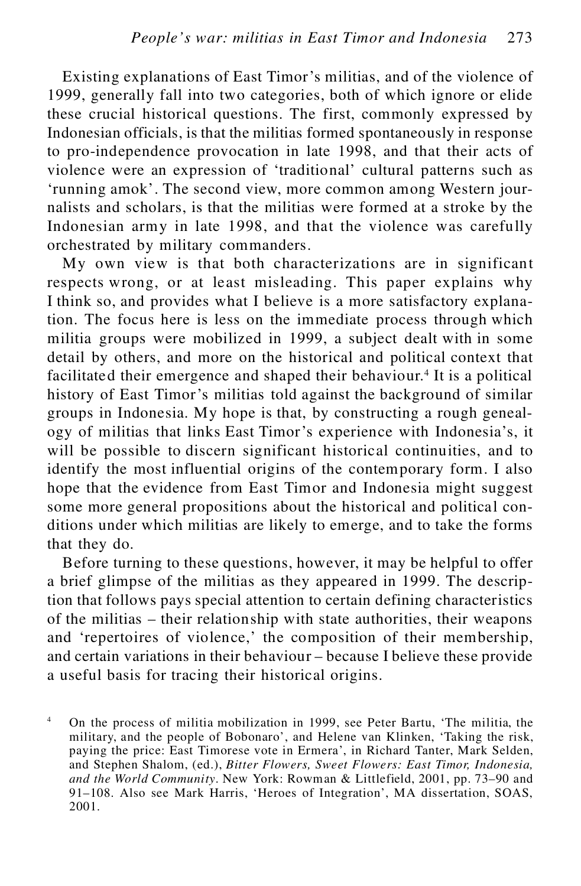Existing explanations of East Timor's militias, and of the violence of 1999, generally fall into two categories, both of which ignore or elide these crucial historical questions. The first, commonly expressed by Indonesian officials, is that the militias formed spontaneously in response to pro-independence provocation in late 1998, and that their acts of violence were an expression of 'traditional' cultural patterns such as 'running amok'. The second view, more common among Western journalists and scholars, is that the militias were formed at a stroke by the Indonesian army in late 1998, and that the violence was carefully orchestrated by military commanders.

My own view is that both characterizations are in significant respects wrong, or at least misleading. This paper explains why I think so, and provides what I believe is a more satisfactory explanation. The focus here is less on the immediate process through which militia groups were mobilized in 1999, a subject dealt with in some detail by others, and more on the historical and political context that facilitated their emergence and shaped their behaviour.[4] It is a political history of East Timor's militias told against the background of similar groups in Indonesia. My hope is that, by constructing a rough genealogy of militias that links East Timor's experience with Indonesia's, it will be possible to discern significant historical continuities, and to identify the most influential origins of the contemporary form. I also hope that the evidence from East Timor and Indonesia might suggest some more general propositions about the historical and political conditions under which militias are likely to emerge, and to take the forms that they do.

Before turning to these questions, however, it may be helpful to offer a brief glimpse of the militias as they appeared in 1999. The description that follows pays special attention to certain defining characteristics of the militias – their relationship with state authorities, their weapons and 'repertoires of violence,' the composition of their membership, and certain variations in their behaviour – because I believe these provide a useful basis for tracing their historical origins.

[4] On the process of militia mobilization in 1999, see Peter Bartu, 'The militia, the military, and the people of Bobonaro', and Helene van Klinken, 'Taking the risk, paying the price: East Timorese vote in Ermera', in Richard Tanter, Mark Selden, and Stephen Shalom, (ed.), *Bitter Flowers, Sweet Flowers: East Timor, Indonesia, and the World Community*. New York: Rowman & Littlefield, 2001, pp. 73–90 and 91–108. Also see Mark Harris, 'Heroes of Integration', MA dissertation, SOAS, 2001.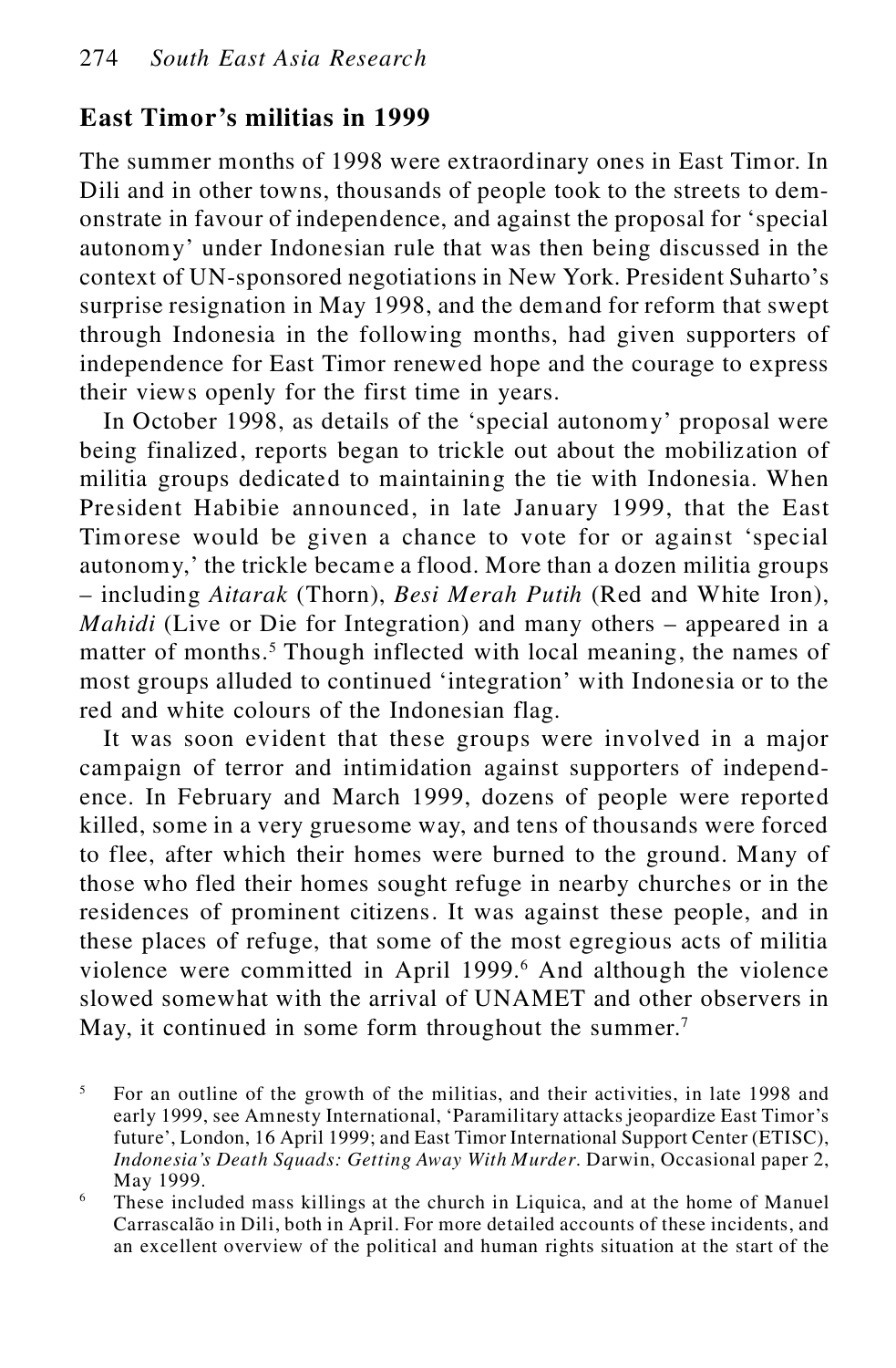## East Timor's militias in 1999

The summer months of 1998 were extraordinary ones in East Timor. In Dili and in other towns, thousands of people took to the streets to demonstrate in favour of independence, and against the proposal for 'special autonomy' under Indonesian rule that was then being discussed in the context of UN-sponsored negotiations in New York. President Suharto's surprise resignation in May 1998, and the demand for reform that swept through Indonesia in the following months, had given supporters of independence for East Timor renewed hope and the courage to express their views openly for the first time in years.

In October 1998, as details of the 'special autonomy' proposal were being finalized, reports began to trickle out about the mobilization of militia groups dedicated to maintaining the tie with Indonesia. When President Habibie announced, in late January 1999, that the East Timorese would be given a chance to vote for or against 'special autonomy,' the trickle became a flood. More than a dozen militia groups – including *Aitarak* (Thorn), *Besi Merah Putih* (Red and White Iron), *Mahidi* (Live or Die for Integration) and many others – appeared in a matter of months.[5] Though inflected with local meaning, the names of most groups alluded to continued 'integration' with Indonesia or to the red and white colours of the Indonesian flag.

It was soon evident that these groups were involved in a major campaign of terror and intimidation against supporters of independence. In February and March 1999, dozens of people were reported killed, some in a very gruesome way, and tens of thousands were forced to flee, after which their homes were burned to the ground. Many of those who fled their homes sought refuge in nearby churches or in the residences of prominent citizens. It was against these people, and in these places of refuge, that some of the most egregious acts of militia violence were committed in April 1999.[6] And although the violence slowed somewhat with the arrival of UNAMET and other observers in May, it continued in some form throughout the summer.[7]

[5] For an outline of the growth of the militias, and their activities, in late 1998 and early 1999, see Amnesty International, 'Paramilitary attacks jeopardize East Timor's future', London, 16 April 1999; and East Timor International Support Center (ETISC), *Indonesia's Death Squads: Getting Away With Murder*. Darwin, Occasional paper 2, May 1999.

[6] These included mass killings at the church in Liquica, and at the home of Manuel Carrascalão in Dili, both in April. For more detailed accounts of these incidents, and an excellent overview of the political and human rights situation at the start of the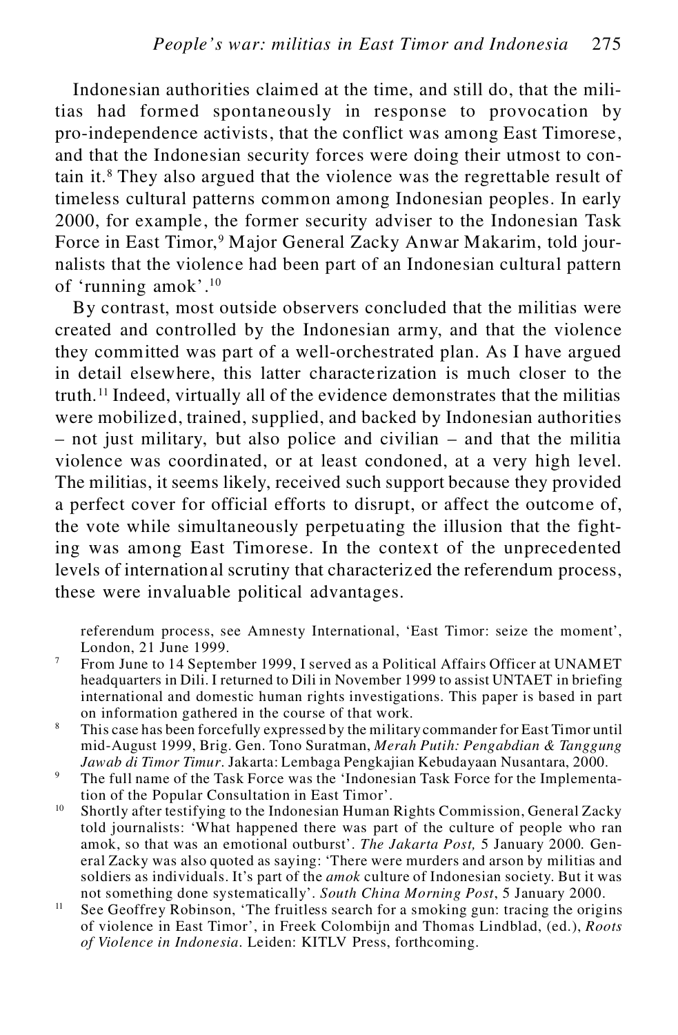Indonesian authorities claimed at the time, and still do, that the militias had formed spontaneously in response to provocation by pro-independence activists, that the conflict was among East Timorese, and that the Indonesian security forces were doing their utmost to contain it.[8] They also argued that the violence was the regrettable result of timeless cultural patterns common among Indonesian peoples. In early 2000, for example, the former security adviser to the Indonesian Task Force in East Timor,[9] Major General Zacky Anwar Makarim, told journalists that the violence had been part of an Indonesian cultural pattern of 'running amok'.[10]

By contrast, most outside observers concluded that the militias were created and controlled by the Indonesian army, and that the violence they committed was part of a well-orchestrated plan. As I have argued in detail elsewhere, this latter characterization is much closer to the truth.[11] Indeed, virtually all of the evidence demonstrates that the militias were mobilized, trained, supplied, and backed by Indonesian authorities – not just military, but also police and civilian – and that the militia violence was coordinated, or at least condoned, at a very high level. The militias, it seems likely, received such support because they provided a perfect cover for official efforts to disrupt, or affect the outcome of, the vote while simultaneously perpetuating the illusion that the fighting was among East Timorese. In the context of the unprecedented levels of international scrutiny that characterized the referendum process, these were invaluable political advantages.

referendum process, see Amnesty International, 'East Timor: seize the moment', London, 21 June 1999.

[7] From June to 14 September 1999, I served as a Political Affairs Officer at UNAMET headquarters in Dili. I returned to Dili in November 1999 to assist UNTAET in briefing international and domestic human rights investigations. This paper is based in part on information gathered in the course of that work.

[8] This case has been forcefully expressed by the military commander for East Timor until mid-August 1999, Brig. Gen. Tono Suratman, *Merah Putih: Pengabdian & Tanggung Jawab di Timor Timur*. Jakarta: Lembaga Pengkajian Kebudayaan Nusantara, 2000.

[9] The full name of the Task Force was the 'Indonesian Task Force for the Implementation of the Popular Consultation in East Timor'.

[10] Shortly after testifying to the Indonesian Human Rights Commission, General Zacky told journalists: 'What happened there was part of the culture of people who ran amok, so that was an emotional outburst'. *The Jakarta Post,* 5 January 2000. General Zacky was also quoted as saying: 'There were murders and arson by militias and soldiers as individuals. It's part of the *amok* culture of Indonesian society. But it was not something done systematically'. *South China Morning Post*, 5 January 2000.

[11] See Geoffrey Robinson, 'The fruitless search for a smoking gun: tracing the origins of violence in East Timor', in Freek Colombijn and Thomas Lindblad, (ed.), *Roots of Violence in Indonesia*. Leiden: KITLV Press, forthcoming.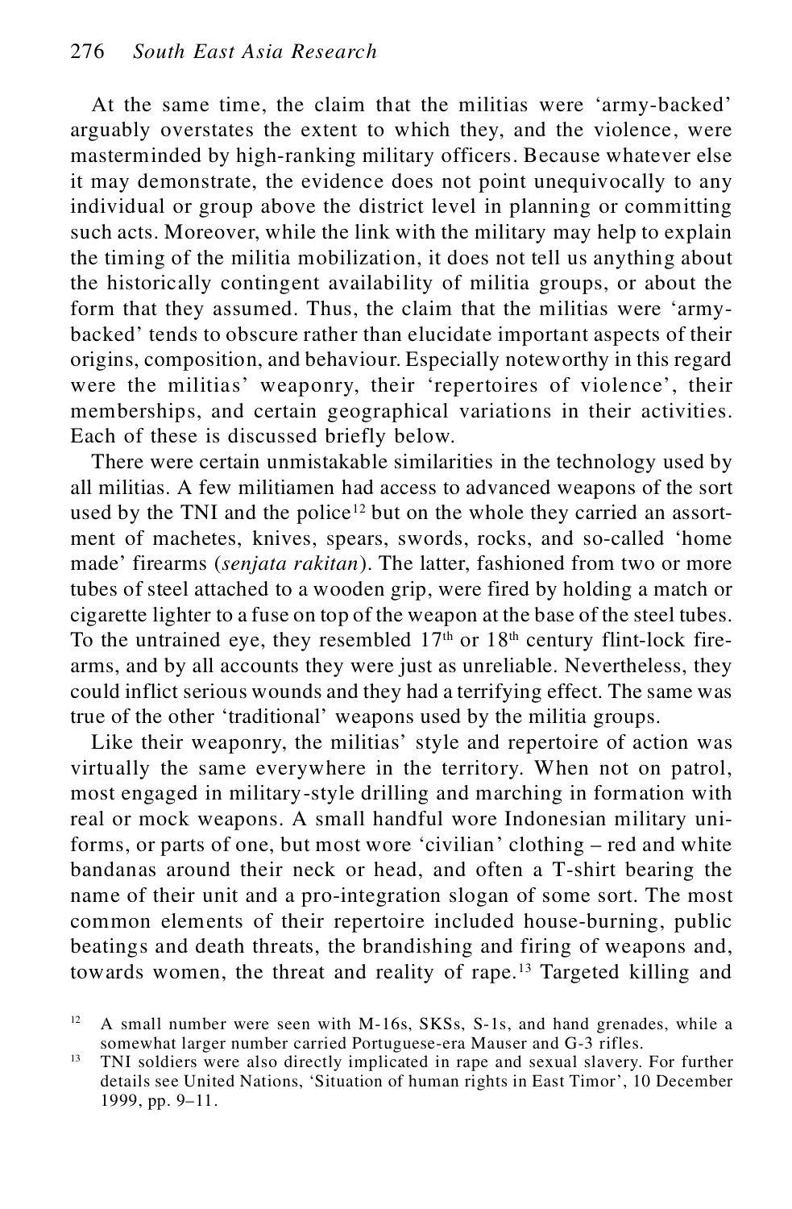At the same time, the claim that the militias were 'army-backed' arguably overstates the extent to which they, and the violence, were masterminded by high-ranking military officers. Because whatever else it may demonstrate, the evidence does not point unequivocally to any individual or group above the district level in planning or committing such acts. Moreover, while the link with the military may help to explain the timing of the militia mobilization, it does not tell us anything about the historically contingent availability of militia groups, or about the form that they assumed. Thus, the claim that the militias were 'army-backed' tends to obscure rather than elucidate important aspects of their origins, composition, and behaviour. Especially noteworthy in this regard were the militias' weaponry, their 'repertoires of violence', their memberships, and certain geographical variations in their activities. Each of these is discussed briefly below.

There were certain unmistakable similarities in the technology used by all militias. A few militiamen had access to advanced weapons of the sort used by the TNI and the police[12] but on the whole they carried an assortment of machetes, knives, spears, swords, rocks, and so-called 'home made' firearms (*senjata rakitan*). The latter, fashioned from two or more tubes of steel attached to a wooden grip, were fired by holding a match or cigarette lighter to a fuse on top of the weapon at the base of the steel tubes. To the untrained eye, they resembled 17th or 18th century flint-lock firearms, and by all accounts they were just as unreliable. Nevertheless, they could inflict serious wounds and they had a terrifying effect. The same was true of the other 'traditional' weapons used by the militia groups.

Like their weaponry, the militias' style and repertoire of action was virtually the same everywhere in the territory. When not on patrol, most engaged in military-style drilling and marching in formation with real or mock weapons. A small handful wore Indonesian military uniforms, or parts of one, but most wore 'civilian' clothing – red and white bandanas around their neck or head, and often a T-shirt bearing the name of their unit and a pro-integration slogan of some sort. The most common elements of their repertoire included house-burning, public beatings and death threats, the brandishing and firing of weapons and, towards women, the threat and reality of rape.[13] Targeted killing and

[12] A small number were seen with M-16s, SKSs, S-1s, and hand grenades, while a somewhat larger number carried Portuguese-era Mauser and G-3 rifles.

[13] TNI soldiers were also directly implicated in rape and sexual slavery. For further details see United Nations, 'Situation of human rights in East Timor', 10 December 1999, pp. 9–11.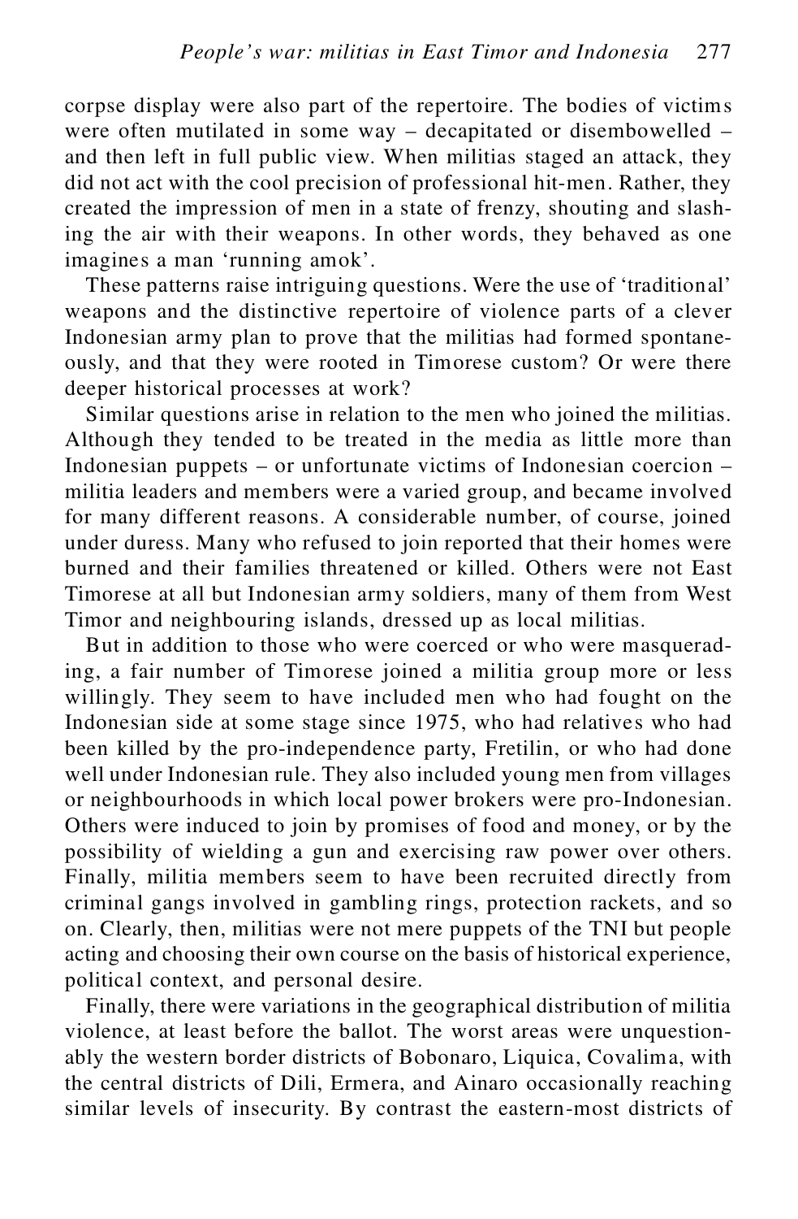corpse display were also part of the repertoire. The bodies of victims were often mutilated in some way – decapitated or disembowelled – and then left in full public view. When militias staged an attack, they did not act with the cool precision of professional hit-men. Rather, they created the impression of men in a state of frenzy, shouting and slashing the air with their weapons. In other words, they behaved as one imagines a man 'running amok'.

These patterns raise intriguing questions. Were the use of 'traditional' weapons and the distinctive repertoire of violence parts of a clever Indonesian army plan to prove that the militias had formed spontaneously, and that they were rooted in Timorese custom? Or were there deeper historical processes at work?

Similar questions arise in relation to the men who joined the militias. Although they tended to be treated in the media as little more than Indonesian puppets – or unfortunate victims of Indonesian coercion – militia leaders and members were a varied group, and became involved for many different reasons. A considerable number, of course, joined under duress. Many who refused to join reported that their homes were burned and their families threatened or killed. Others were not East Timorese at all but Indonesian army soldiers, many of them from West Timor and neighbouring islands, dressed up as local militias.

But in addition to those who were coerced or who were masquerading, a fair number of Timorese joined a militia group more or less willingly. They seem to have included men who had fought on the Indonesian side at some stage since 1975, who had relatives who had been killed by the pro-independence party, Fretilin, or who had done well under Indonesian rule. They also included young men from villages or neighbourhoods in which local power brokers were pro-Indonesian. Others were induced to join by promises of food and money, or by the possibility of wielding a gun and exercising raw power over others. Finally, militia members seem to have been recruited directly from criminal gangs involved in gambling rings, protection rackets, and so on. Clearly, then, militias were not mere puppets of the TNI but people acting and choosing their own course on the basis of historical experience, political context, and personal desire.

Finally, there were variations in the geographical distribution of militia violence, at least before the ballot. The worst areas were unquestionably the western border districts of Bobonaro, Liquica, Covalima, with the central districts of Dili, Ermera, and Ainaro occasionally reaching similar levels of insecurity. By contrast the eastern-most districts of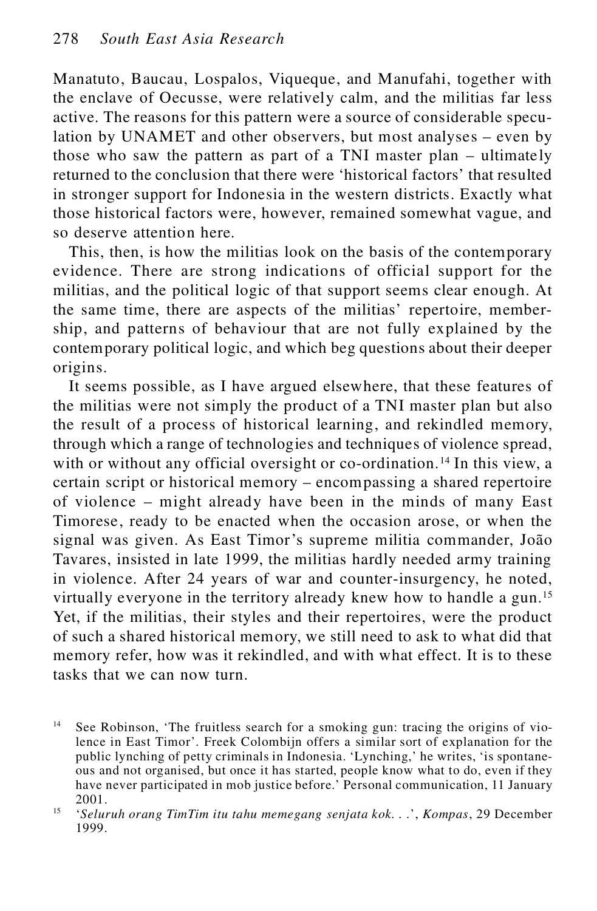Manatuto, Baucau, Lospalos, Viqueque, and Manufahi, together with the enclave of Oecusse, were relatively calm, and the militias far less active. The reasons for this pattern were a source of considerable speculation by UNAMET and other observers, but most analyses – even by those who saw the pattern as part of a TNI master plan – ultimately returned to the conclusion that there were 'historical factors' that resulted in stronger support for Indonesia in the western districts. Exactly what those historical factors were, however, remained somewhat vague, and so deserve attention here.

This, then, is how the militias look on the basis of the contemporary evidence. There are strong indications of official support for the militias, and the political logic of that support seems clear enough. At the same time, there are aspects of the militias' repertoire, membership, and patterns of behaviour that are not fully explained by the contemporary political logic, and which beg questions about their deeper origins.

It seems possible, as I have argued elsewhere, that these features of the militias were not simply the product of a TNI master plan but also the result of a process of historical learning, and rekindled memory, through which a range of technologies and techniques of violence spread, with or without any official oversight or co-ordination.[14] In this view, a certain script or historical memory – encompassing a shared repertoire of violence – might already have been in the minds of many East Timorese, ready to be enacted when the occasion arose, or when the signal was given. As East Timor's supreme militia commander, João Tavares, insisted in late 1999, the militias hardly needed army training in violence. After 24 years of war and counter-insurgency, he noted, virtually everyone in the territory already knew how to handle a gun.[15] Yet, if the militias, their styles and their repertoires, were the product of such a shared historical memory, we still need to ask to what did that memory refer, how was it rekindled, and with what effect. It is to these tasks that we can now turn.

[14] See Robinson, 'The fruitless search for a smoking gun: tracing the origins of violence in East Timor'. Freek Colombijn offers a similar sort of explanation for the public lynching of petty criminals in Indonesia. 'Lynching,' he writes, 'is spontaneous and not organised, but once it has started, people know what to do, even if they have never participated in mob justice before.' Personal communication, 11 January 2001.

[15] '*Seluruh orang TimTim itu tahu memegang senjata kok. . .*', *Kompas*, 29 December 1999.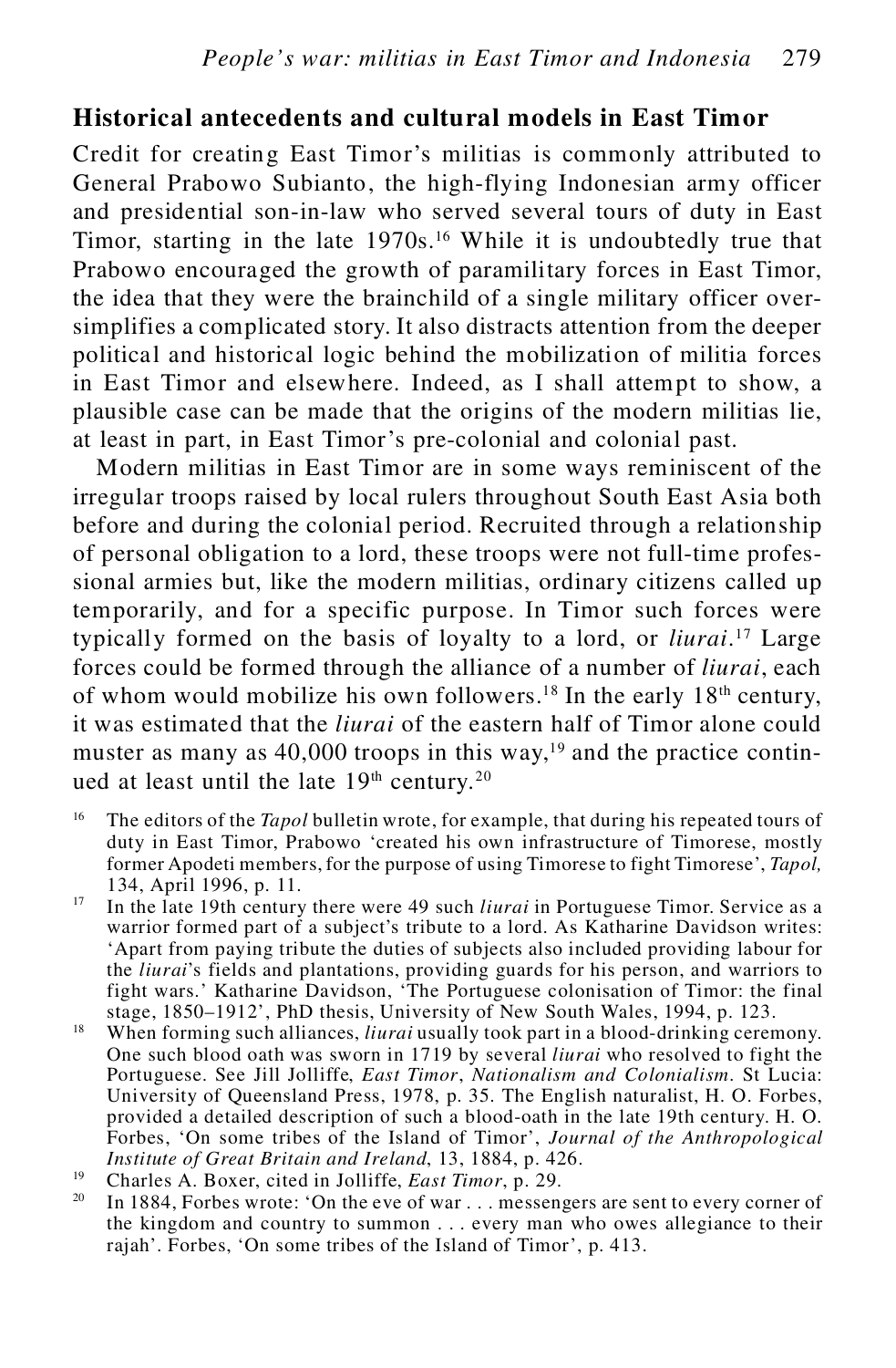## Historical antecedents and cultural models in East Timor

Credit for creating East Timor's militias is commonly attributed to General Prabowo Subianto, the high-flying Indonesian army officer and presidential son-in-law who served several tours of duty in East Timor, starting in the late 1970s.[16] While it is undoubtedly true that Prabowo encouraged the growth of paramilitary forces in East Timor, the idea that they were the brainchild of a single military officer oversimplifies a complicated story. It also distracts attention from the deeper political and historical logic behind the mobilization of militia forces in East Timor and elsewhere. Indeed, as I shall attempt to show, a plausible case can be made that the origins of the modern militias lie, at least in part, in East Timor's pre-colonial and colonial past.

Modern militias in East Timor are in some ways reminiscent of the irregular troops raised by local rulers throughout South East Asia both before and during the colonial period. Recruited through a relationship of personal obligation to a lord, these troops were not full-time professional armies but, like the modern militias, ordinary citizens called up temporarily, and for a specific purpose. In Timor such forces were typically formed on the basis of loyalty to a lord, or *liurai*.[17] Large forces could be formed through the alliance of a number of *liurai*, each of whom would mobilize his own followers.[18] In the early 18th century, it was estimated that the *liurai* of the eastern half of Timor alone could muster as many as 40,000 troops in this way,[19] and the practice continued at least until the late 19th century.[20]

[16] The editors of the *Tapol* bulletin wrote, for example, that during his repeated tours of duty in East Timor, Prabowo 'created his own infrastructure of Timorese, mostly former Apodeti members, for the purpose of using Timorese to fight Timorese', *Tapol,* 134, April 1996, p. 11.

[17] In the late 19th century there were 49 such *liurai* in Portuguese Timor. Service as a warrior formed part of a subject's tribute to a lord. As Katharine Davidson writes: 'Apart from paying tribute the duties of subjects also included providing labour for the *liurai*'s fields and plantations, providing guards for his person, and warriors to fight wars.' Katharine Davidson, 'The Portuguese colonisation of Timor: the final stage, 1850–1912', PhD thesis, University of New South Wales, 1994, p. 123.

[18] When forming such alliances, *liurai* usually took part in a blood-drinking ceremony. One such blood oath was sworn in 1719 by several *liurai* who resolved to fight the Portuguese. See Jill Jolliffe, *East Timor*, *Nationalism and Colonialism*. St Lucia: University of Queensland Press, 1978, p. 35. The English naturalist, H. O. Forbes, provided a detailed description of such a blood-oath in the late 19th century. H. O. Forbes, 'On some tribes of the Island of Timor', *Journal of the Anthropological Institute of Great Britain and Ireland*, 13, 1884, p. 426.

[19] Charles A. Boxer, cited in Jolliffe, *East Timor*, p. 29.

[20] In 1884, Forbes wrote: 'On the eve of war . . . messengers are sent to every corner of the kingdom and country to summon . . . every man who owes allegiance to their rajah'. Forbes, 'On some tribes of the Island of Timor', p. 413.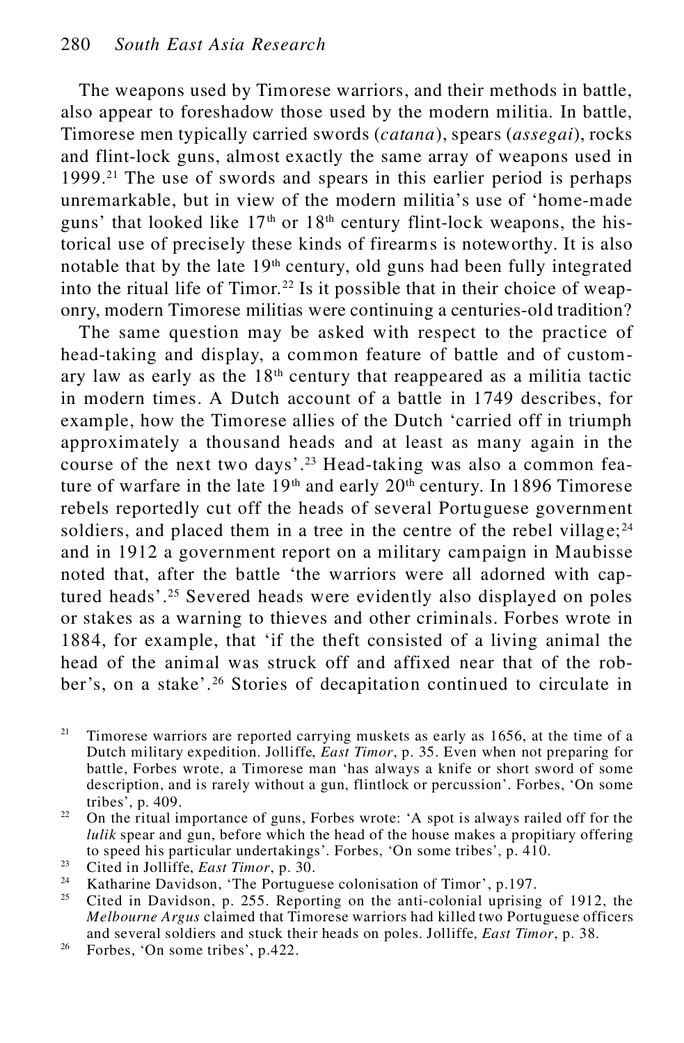The weapons used by Timorese warriors, and their methods in battle, also appear to foreshadow those used by the modern militia. In battle, Timorese men typically carried swords (*catana*), spears (*assegai*), rocks and flint-lock guns, almost exactly the same array of weapons used in 1999.[21] The use of swords and spears in this earlier period is perhaps unremarkable, but in view of the modern militia's use of 'home-made guns' that looked like 17th or 18th century flint-lock weapons, the historical use of precisely these kinds of firearms is noteworthy. It is also notable that by the late 19th century, old guns had been fully integrated into the ritual life of Timor.[22] Is it possible that in their choice of weaponry, modern Timorese militias were continuing a centuries-old tradition?

The same question may be asked with respect to the practice of head-taking and display, a common feature of battle and of customary law as early as the 18th century that reappeared as a militia tactic in modern times. A Dutch account of a battle in 1749 describes, for example, how the Timorese allies of the Dutch 'carried off in triumph approximately a thousand heads and at least as many again in the course of the next two days'.[23] Head-taking was also a common feature of warfare in the late 19th and early 20th century. In 1896 Timorese rebels reportedly cut off the heads of several Portuguese government soldiers, and placed them in a tree in the centre of the rebel village;[24] and in 1912 a government report on a military campaign in Maubisse noted that, after the battle 'the warriors were all adorned with captured heads'.[25] Severed heads were evidently also displayed on poles or stakes as a warning to thieves and other criminals. Forbes wrote in 1884, for example, that 'if the theft consisted of a living animal the head of the animal was struck off and affixed near that of the robber's, on a stake'.[26] Stories of decapitation continued to circulate in

---

[21] Timorese warriors are reported carrying muskets as early as 1656, at the time of a Dutch military expedition. Jolliffe, *East Timor*, p. 35. Even when not preparing for battle, Forbes wrote, a Timorese man 'has always a knife or short sword of some description, and is rarely without a gun, flintlock or percussion'. Forbes, 'On some tribes', p. 409.

[22] On the ritual importance of guns, Forbes wrote: 'A spot is always railed off for the *lulik* spear and gun, before which the head of the house makes a propitiary offering to speed his particular undertakings'. Forbes, 'On some tribes', p. 410.

[23] Cited in Jolliffe, *East Timor*, p. 30.

[24] Katharine Davidson, 'The Portuguese colonisation of Timor', p.197.

[25] Cited in Davidson, p. 255. Reporting on the anti-colonial uprising of 1912, the *Melbourne Argus* claimed that Timorese warriors had killed two Portuguese officers and several soldiers and stuck their heads on poles. Jolliffe, *East Timor*, p. 38.

[26] Forbes, 'On some tribes', p.422.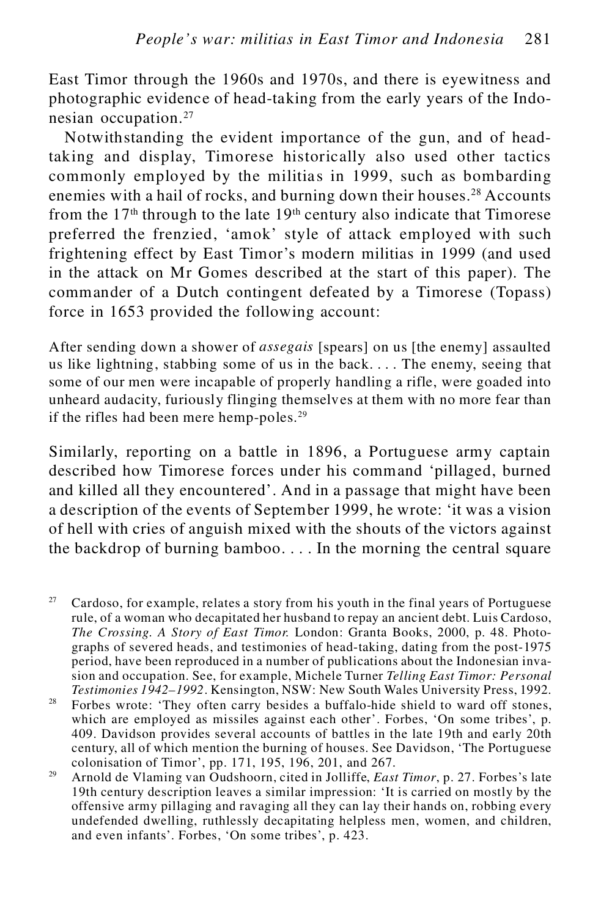East Timor through the 1960s and 1970s, and there is eyewitness and photographic evidence of head-taking from the early years of the Indonesian occupation.[27]

Notwithstanding the evident importance of the gun, and of head-taking and display, Timorese historically also used other tactics commonly employed by the militias in 1999, such as bombarding enemies with a hail of rocks, and burning down their houses.[28] Accounts from the 17th through to the late 19th century also indicate that Timorese preferred the frenzied, 'amok' style of attack employed with such frightening effect by East Timor's modern militias in 1999 (and used in the attack on Mr Gomes described at the start of this paper). The commander of a Dutch contingent defeated by a Timorese (Topass) force in 1653 provided the following account:

> After sending down a shower of *assegais* [spears] on us [the enemy] assaulted us like lightning, stabbing some of us in the back. . . . The enemy, seeing that some of our men were incapable of properly handling a rifle, were goaded into unheard audacity, furiously flinging themselves at them with no more fear than if the rifles had been mere hemp-poles.[29]

Similarly, reporting on a battle in 1896, a Portuguese army captain described how Timorese forces under his command 'pillaged, burned and killed all they encountered'. And in a passage that might have been a description of the events of September 1999, he wrote: 'it was a vision of hell with cries of anguish mixed with the shouts of the victors against the backdrop of burning bamboo. . . . In the morning the central square

---

[27] Cardoso, for example, relates a story from his youth in the final years of Portuguese rule, of a woman who decapitated her husband to repay an ancient debt. Luis Cardoso, *The Crossing. A Story of East Timor.* London: Granta Books, 2000, p. 48. Photographs of severed heads, and testimonies of head-taking, dating from the post-1975 period, have been reproduced in a number of publications about the Indonesian invasion and occupation. See, for example, Michele Turner *Telling East Timor: Personal Testimonies 1942–1992*. Kensington, NSW: New South Wales University Press, 1992.

[28] Forbes wrote: 'They often carry besides a buffalo-hide shield to ward off stones, which are employed as missiles against each other'. Forbes, 'On some tribes', p. 409. Davidson provides several accounts of battles in the late 19th and early 20th century, all of which mention the burning of houses. See Davidson, 'The Portuguese colonisation of Timor', pp. 171, 195, 196, 201, and 267.

[29] Arnold de Vlaming van Oudshoorn, cited in Jolliffe, *East Timor*, p. 27. Forbes's late 19th century description leaves a similar impression: 'It is carried on mostly by the offensive army pillaging and ravaging all they can lay their hands on, robbing every undefended dwelling, ruthlessly decapitating helpless men, women, and children, and even infants'. Forbes, 'On some tribes', p. 423.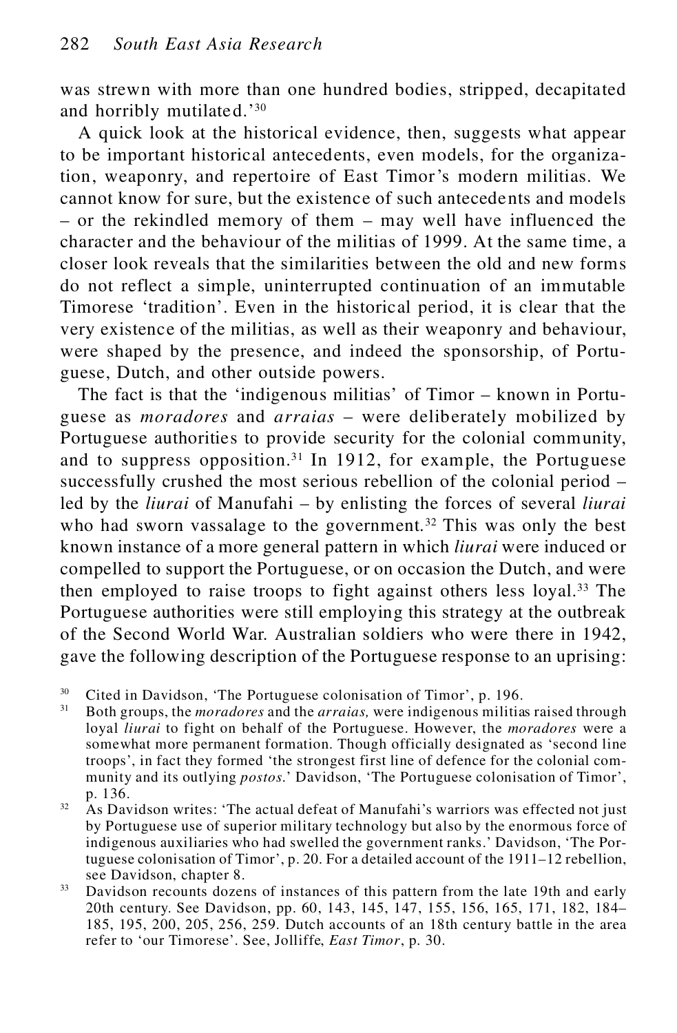was strewn with more than one hundred bodies, stripped, decapitated and horribly mutilated.'[30]

A quick look at the historical evidence, then, suggests what appear to be important historical antecedents, even models, for the organization, weaponry, and repertoire of East Timor's modern militias. We cannot know for sure, but the existence of such antecedents and models – or the rekindled memory of them – may well have influenced the character and the behaviour of the militias of 1999. At the same time, a closer look reveals that the similarities between the old and new forms do not reflect a simple, uninterrupted continuation of an immutable Timorese 'tradition'. Even in the historical period, it is clear that the very existence of the militias, as well as their weaponry and behaviour, were shaped by the presence, and indeed the sponsorship, of Portuguese, Dutch, and other outside powers.

The fact is that the 'indigenous militias' of Timor – known in Portuguese as *moradores* and *arraias* – were deliberately mobilized by Portuguese authorities to provide security for the colonial community, and to suppress opposition.[31] In 1912, for example, the Portuguese successfully crushed the most serious rebellion of the colonial period – led by the *liurai* of Manufahi – by enlisting the forces of several *liurai* who had sworn vassalage to the government.[32] This was only the best known instance of a more general pattern in which *liurai* were induced or compelled to support the Portuguese, or on occasion the Dutch, and were then employed to raise troops to fight against others less loyal.[33] The Portuguese authorities were still employing this strategy at the outbreak of the Second World War. Australian soldiers who were there in 1942, gave the following description of the Portuguese response to an uprising:

[30] Cited in Davidson, 'The Portuguese colonisation of Timor', p. 196.

[31] Both groups, the *moradores* and the *arraias,* were indigenous militias raised through loyal *liurai* to fight on behalf of the Portuguese. However, the *moradores* were a somewhat more permanent formation. Though officially designated as 'second line troops', in fact they formed 'the strongest first line of defence for the colonial community and its outlying *postos*.' Davidson, 'The Portuguese colonisation of Timor', p. 136.

[32] As Davidson writes: 'The actual defeat of Manufahi's warriors was effected not just by Portuguese use of superior military technology but also by the enormous force of indigenous auxiliaries who had swelled the government ranks.' Davidson, 'The Portuguese colonisation of Timor', p. 20. For a detailed account of the 1911–12 rebellion, see Davidson, chapter 8.

[33] Davidson recounts dozens of instances of this pattern from the late 19th and early 20th century. See Davidson, pp. 60, 143, 145, 147, 155, 156, 165, 171, 182, 184–185, 195, 200, 205, 256, 259. Dutch accounts of an 18th century battle in the area refer to 'our Timorese'. See, Jolliffe, *East Timor*, p. 30.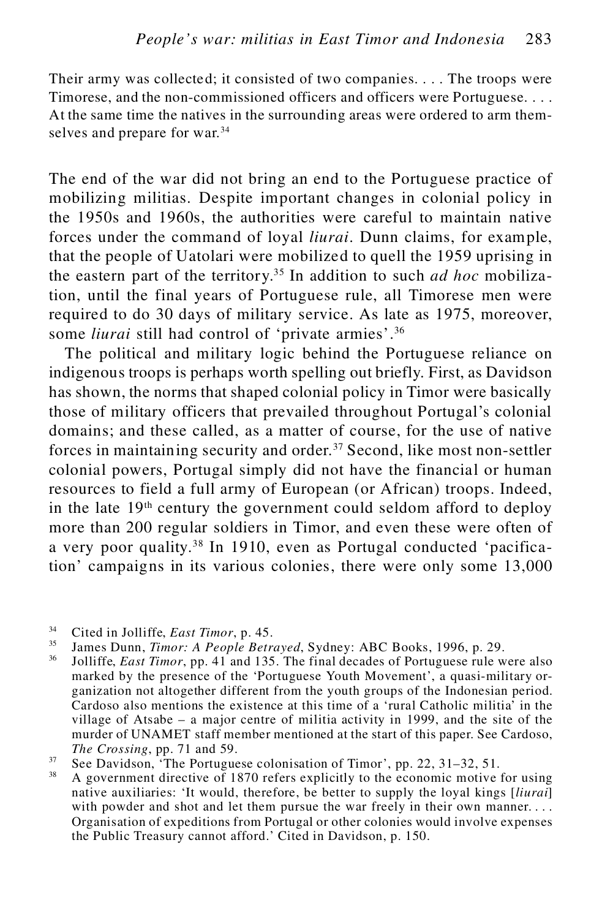Their army was collected; it consisted of two companies. . . . The troops were Timorese, and the non-commissioned officers and officers were Portuguese. . . . At the same time the natives in the surrounding areas were ordered to arm themselves and prepare for war.[34]

The end of the war did not bring an end to the Portuguese practice of mobilizing militias. Despite important changes in colonial policy in the 1950s and 1960s, the authorities were careful to maintain native forces under the command of loyal *liurai*. Dunn claims, for example, that the people of Uatolari were mobilized to quell the 1959 uprising in the eastern part of the territory.[35] In addition to such *ad hoc* mobilization, until the final years of Portuguese rule, all Timorese men were required to do 30 days of military service. As late as 1975, moreover, some *liurai* still had control of 'private armies'.[36]

The political and military logic behind the Portuguese reliance on indigenous troops is perhaps worth spelling out briefly. First, as Davidson has shown, the norms that shaped colonial policy in Timor were basically those of military officers that prevailed throughout Portugal's colonial domains; and these called, as a matter of course, for the use of native forces in maintaining security and order.[37] Second, like most non-settler colonial powers, Portugal simply did not have the financial or human resources to field a full army of European (or African) troops. Indeed, in the late 19th century the government could seldom afford to deploy more than 200 regular soldiers in Timor, and even these were often of a very poor quality.[38] In 1910, even as Portugal conducted 'pacification' campaigns in its various colonies, there were only some 13,000

[34] Cited in Jolliffe, *East Timor*, p. 45.

[35] James Dunn, *Timor: A People Betrayed*, Sydney: ABC Books, 1996, p. 29.

[36] Jolliffe, *East Timor*, pp. 41 and 135. The final decades of Portuguese rule were also marked by the presence of the 'Portuguese Youth Movement', a quasi-military organization not altogether different from the youth groups of the Indonesian period. Cardoso also mentions the existence at this time of a 'rural Catholic militia' in the village of Atsabe – a major centre of militia activity in 1999, and the site of the murder of UNAMET staff member mentioned at the start of this paper. See Cardoso, *The Crossing*, pp. 71 and 59.

[37] See Davidson, 'The Portuguese colonisation of Timor', pp. 22, 31–32, 51.

[38] A government directive of 1870 refers explicitly to the economic motive for using native auxiliaries: 'It would, therefore, be better to supply the loyal kings [*liurai*] with powder and shot and let them pursue the war freely in their own manner. . . . Organisation of expeditions from Portugal or other colonies would involve expenses the Public Treasury cannot afford.' Cited in Davidson, p. 150.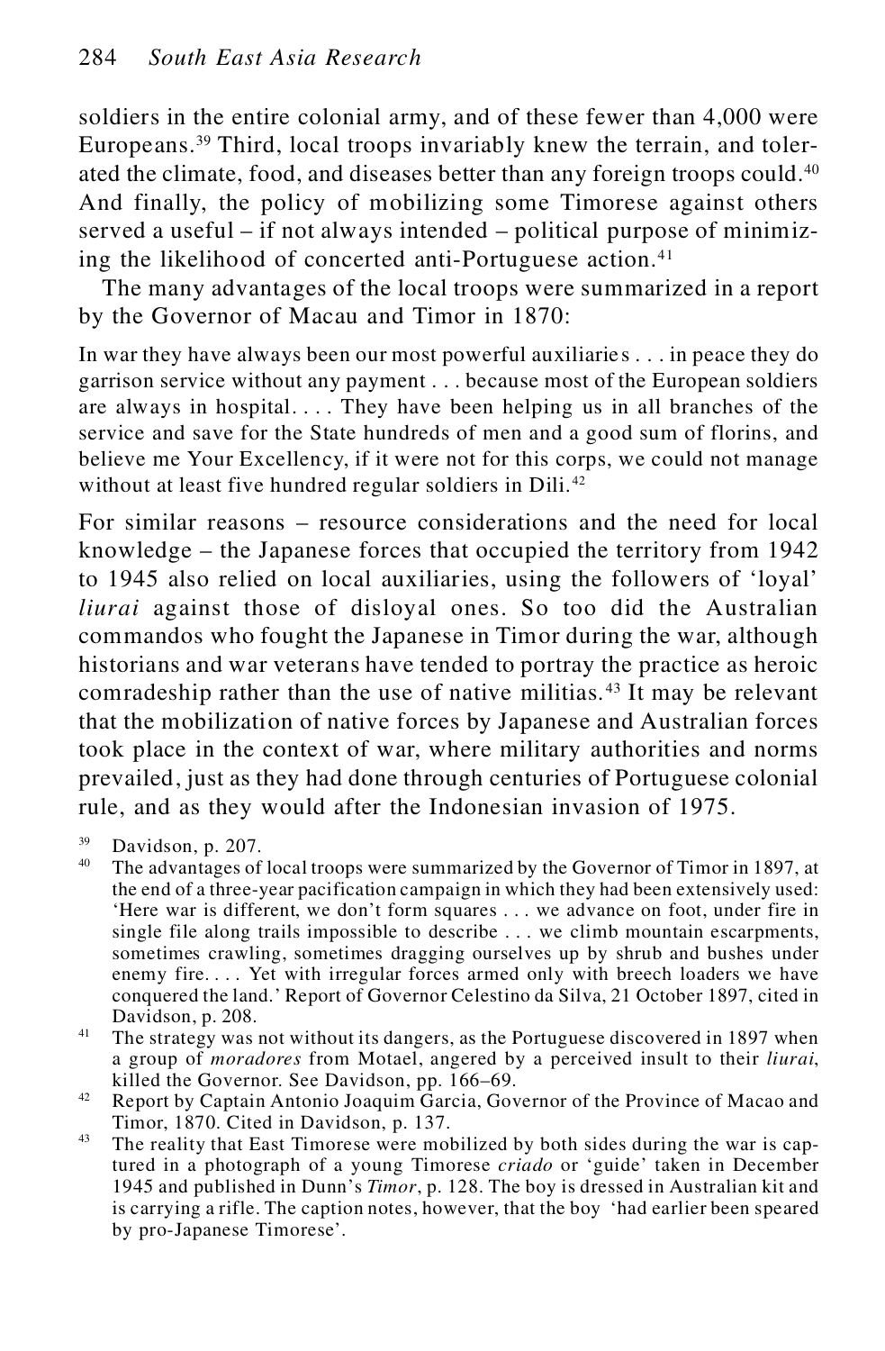soldiers in the entire colonial army, and of these fewer than 4,000 were Europeans.[39] Third, local troops invariably knew the terrain, and tolerated the climate, food, and diseases better than any foreign troops could.[40] And finally, the policy of mobilizing some Timorese against others served a useful – if not always intended – political purpose of minimizing the likelihood of concerted anti-Portuguese action.[41]

The many advantages of the local troops were summarized in a report by the Governor of Macau and Timor in 1870:

> In war they have always been our most powerful auxiliaries . . . in peace they do garrison service without any payment . . . because most of the European soldiers are always in hospital. . . . They have been helping us in all branches of the service and save for the State hundreds of men and a good sum of florins, and believe me Your Excellency, if it were not for this corps, we could not manage without at least five hundred regular soldiers in Dili.[42]

For similar reasons – resource considerations and the need for local knowledge – the Japanese forces that occupied the territory from 1942 to 1945 also relied on local auxiliaries, using the followers of 'loyal' *liurai* against those of disloyal ones. So too did the Australian commandos who fought the Japanese in Timor during the war, although historians and war veterans have tended to portray the practice as heroic comradeship rather than the use of native militias.[43] It may be relevant that the mobilization of native forces by Japanese and Australian forces took place in the context of war, where military authorities and norms prevailed, just as they had done through centuries of Portuguese colonial rule, and as they would after the Indonesian invasion of 1975.

[39] Davidson, p. 207.

[40] The advantages of local troops were summarized by the Governor of Timor in 1897, at the end of a three-year pacification campaign in which they had been extensively used: 'Here war is different, we don't form squares . . . we advance on foot, under fire in single file along trails impossible to describe . . . we climb mountain escarpments, sometimes crawling, sometimes dragging ourselves up by shrub and bushes under enemy fire. . . . Yet with irregular forces armed only with breech loaders we have conquered the land.' Report of Governor Celestino da Silva, 21 October 1897, cited in Davidson, p. 208.

[41] The strategy was not without its dangers, as the Portuguese discovered in 1897 when a group of *moradores* from Motael, angered by a perceived insult to their *liurai*, killed the Governor. See Davidson, pp. 166–69.

[42] Report by Captain Antonio Joaquim Garcia, Governor of the Province of Macao and Timor, 1870. Cited in Davidson, p. 137.

[43] The reality that East Timorese were mobilized by both sides during the war is captured in a photograph of a young Timorese *criado* or 'guide' taken in December 1945 and published in Dunn's *Timor*, p. 128. The boy is dressed in Australian kit and is carrying a rifle. The caption notes, however, that the boy 'had earlier been speared by pro-Japanese Timorese'.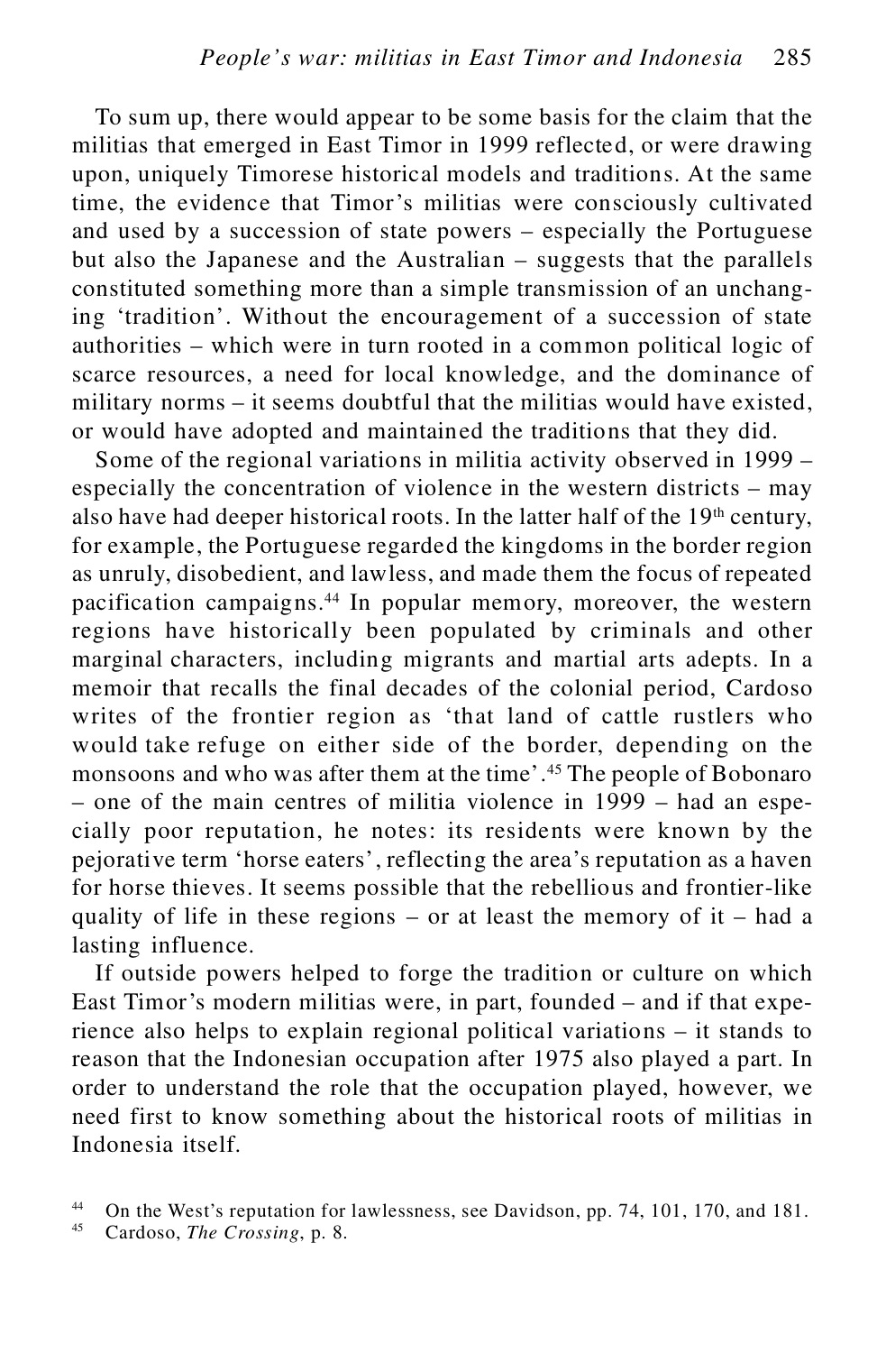To sum up, there would appear to be some basis for the claim that the militias that emerged in East Timor in 1999 reflected, or were drawing upon, uniquely Timorese historical models and traditions. At the same time, the evidence that Timor's militias were consciously cultivated and used by a succession of state powers – especially the Portuguese but also the Japanese and the Australian – suggests that the parallels constituted something more than a simple transmission of an unchanging 'tradition'. Without the encouragement of a succession of state authorities – which were in turn rooted in a common political logic of scarce resources, a need for local knowledge, and the dominance of military norms – it seems doubtful that the militias would have existed, or would have adopted and maintained the traditions that they did.

Some of the regional variations in militia activity observed in 1999 – especially the concentration of violence in the western districts – may also have had deeper historical roots. In the latter half of the 19th century, for example, the Portuguese regarded the kingdoms in the border region as unruly, disobedient, and lawless, and made them the focus of repeated pacification campaigns.[44] In popular memory, moreover, the western regions have historically been populated by criminals and other marginal characters, including migrants and martial arts adepts. In a memoir that recalls the final decades of the colonial period, Cardoso writes of the frontier region as 'that land of cattle rustlers who would take refuge on either side of the border, depending on the monsoons and who was after them at the time'.[45] The people of Bobonaro – one of the main centres of militia violence in 1999 – had an especially poor reputation, he notes: its residents were known by the pejorative term 'horse eaters', reflecting the area's reputation as a haven for horse thieves. It seems possible that the rebellious and frontier-like quality of life in these regions – or at least the memory of it – had a lasting influence.

If outside powers helped to forge the tradition or culture on which East Timor's modern militias were, in part, founded – and if that experience also helps to explain regional political variations – it stands to reason that the Indonesian occupation after 1975 also played a part. In order to understand the role that the occupation played, however, we need first to know something about the historical roots of militias in Indonesia itself.

[44] On the West's reputation for lawlessness, see Davidson, pp. 74, 101, 170, and 181.

[45] Cardoso, *The Crossing*, p. 8.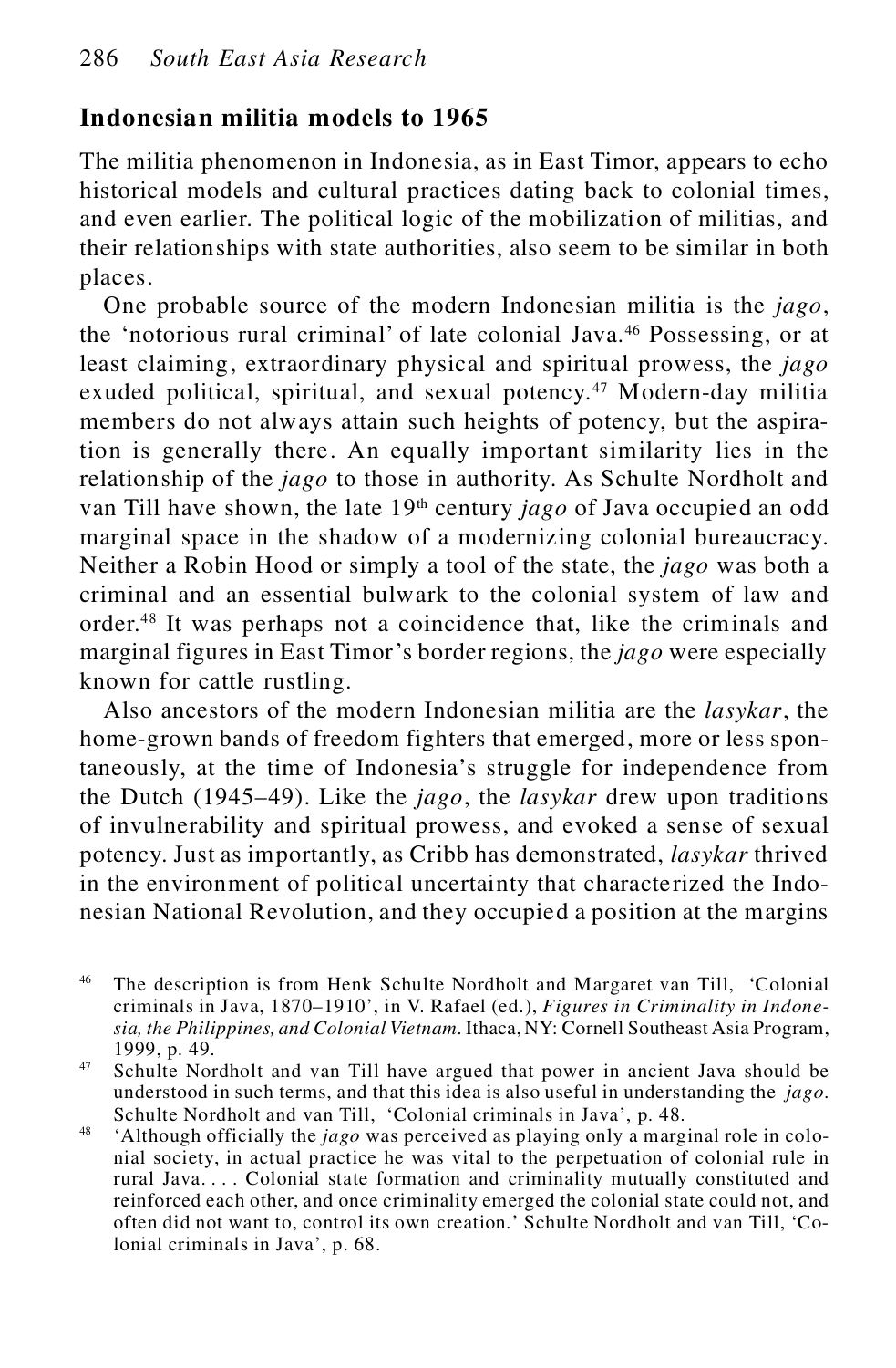## Indonesian militia models to 1965

The militia phenomenon in Indonesia, as in East Timor, appears to echo historical models and cultural practices dating back to colonial times, and even earlier. The political logic of the mobilization of militias, and their relationships with state authorities, also seem to be similar in both places.

One probable source of the modern Indonesian militia is the *jago*, the 'notorious rural criminal' of late colonial Java.[46] Possessing, or at least claiming, extraordinary physical and spiritual prowess, the *jago* exuded political, spiritual, and sexual potency.[47] Modern-day militia members do not always attain such heights of potency, but the aspiration is generally there. An equally important similarity lies in the relationship of the *jago* to those in authority. As Schulte Nordholt and van Till have shown, the late 19th century *jago* of Java occupied an odd marginal space in the shadow of a modernizing colonial bureaucracy. Neither a Robin Hood or simply a tool of the state, the *jago* was both a criminal and an essential bulwark to the colonial system of law and order.[48] It was perhaps not a coincidence that, like the criminals and marginal figures in East Timor's border regions, the *jago* were especially known for cattle rustling.

Also ancestors of the modern Indonesian militia are the *lasykar*, the home-grown bands of freedom fighters that emerged, more or less spontaneously, at the time of Indonesia's struggle for independence from the Dutch (1945–49). Like the *jago*, the *lasykar* drew upon traditions of invulnerability and spiritual prowess, and evoked a sense of sexual potency. Just as importantly, as Cribb has demonstrated, *lasykar* thrived in the environment of political uncertainty that characterized the Indonesian National Revolution, and they occupied a position at the margins

[46] The description is from Henk Schulte Nordholt and Margaret van Till, 'Colonial criminals in Java, 1870–1910', in V. Rafael (ed.), *Figures in Criminality in Indonesia, the Philippines, and Colonial Vietnam*. Ithaca, NY: Cornell Southeast Asia Program, 1999, p. 49.

[47] Schulte Nordholt and van Till have argued that power in ancient Java should be understood in such terms, and that this idea is also useful in understanding the *jago*. Schulte Nordholt and van Till, 'Colonial criminals in Java', p. 48.

[48] 'Although officially the *jago* was perceived as playing only a marginal role in colonial society, in actual practice he was vital to the perpetuation of colonial rule in rural Java. . . . Colonial state formation and criminality mutually constituted and reinforced each other, and once criminality emerged the colonial state could not, and often did not want to, control its own creation.' Schulte Nordholt and van Till, 'Colonial criminals in Java', p. 68.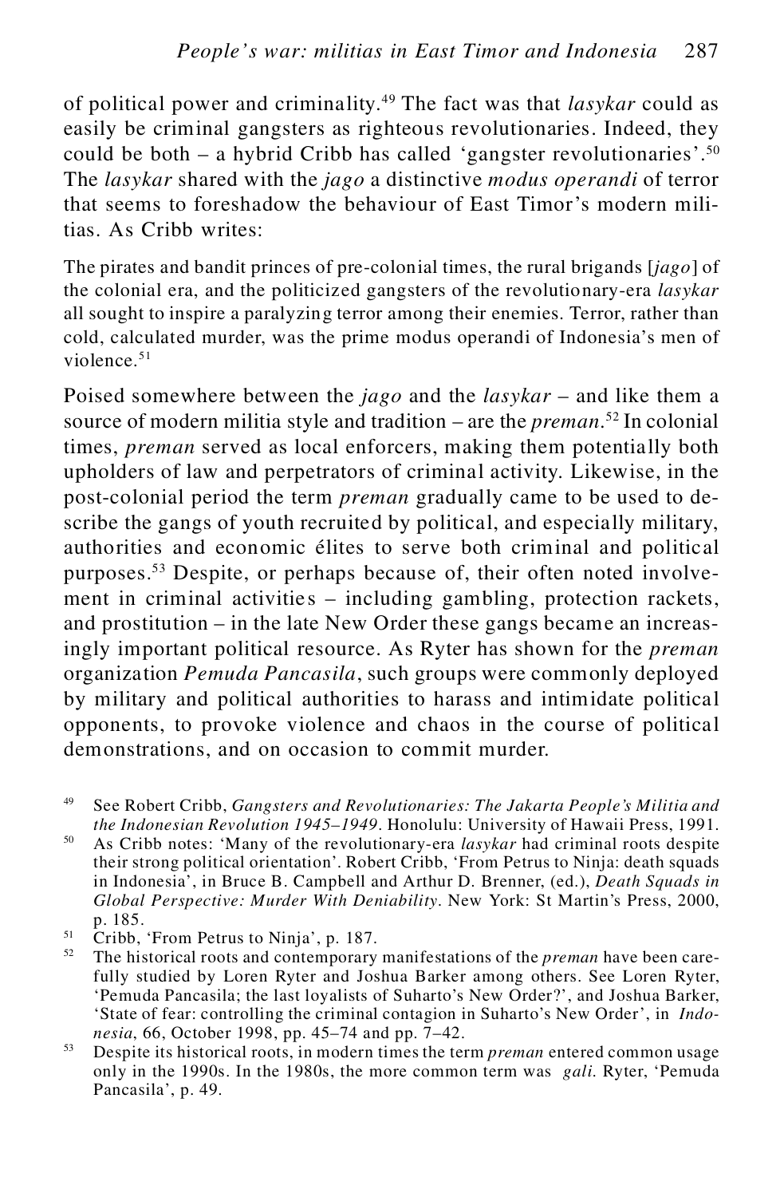of political power and criminality.[49] The fact was that *lasykar* could as easily be criminal gangsters as righteous revolutionaries. Indeed, they could be both – a hybrid Cribb has called 'gangster revolutionaries'.[50] The *lasykar* shared with the *jago* a distinctive *modus operandi* of terror that seems to foreshadow the behaviour of East Timor's modern militias. As Cribb writes:

> The pirates and bandit princes of pre-colonial times, the rural brigands [*jago*] of the colonial era, and the politicized gangsters of the revolutionary-era *lasykar* all sought to inspire a paralyzing terror among their enemies. Terror, rather than cold, calculated murder, was the prime modus operandi of Indonesia's men of violence.[51]

Poised somewhere between the *jago* and the *lasykar* – and like them a source of modern militia style and tradition – are the *preman*.[52] In colonial times, *preman* served as local enforcers, making them potentially both upholders of law and perpetrators of criminal activity. Likewise, in the post-colonial period the term *preman* gradually came to be used to describe the gangs of youth recruited by political, and especially military, authorities and economic élites to serve both criminal and political purposes.[53] Despite, or perhaps because of, their often noted involvement in criminal activities – including gambling, protection rackets, and prostitution – in the late New Order these gangs became an increasingly important political resource. As Ryter has shown for the *preman* organization *Pemuda Pancasila*, such groups were commonly deployed by military and political authorities to harass and intimidate political opponents, to provoke violence and chaos in the course of political demonstrations, and on occasion to commit murder.

---

[49] See Robert Cribb, *Gangsters and Revolutionaries: The Jakarta People's Militia and the Indonesian Revolution 1945–1949*. Honolulu: University of Hawaii Press, 1991.

[50] As Cribb notes: 'Many of the revolutionary-era *lasykar* had criminal roots despite their strong political orientation'. Robert Cribb, 'From Petrus to Ninja: death squads in Indonesia', in Bruce B. Campbell and Arthur D. Brenner, (ed.), *Death Squads in Global Perspective: Murder With Deniability*. New York: St Martin's Press, 2000, p. 185.

[51] Cribb, 'From Petrus to Ninja', p. 187.

[52] The historical roots and contemporary manifestations of the *preman* have been carefully studied by Loren Ryter and Joshua Barker among others. See Loren Ryter, 'Pemuda Pancasila; the last loyalists of Suharto's New Order?', and Joshua Barker, 'State of fear: controlling the criminal contagion in Suharto's New Order', in *Indonesia*, 66, October 1998, pp. 45–74 and pp. 7–42.

[53] Despite its historical roots, in modern times the term *preman* entered common usage only in the 1990s. In the 1980s, the more common term was *gali*. Ryter, 'Pemuda Pancasila', p. 49.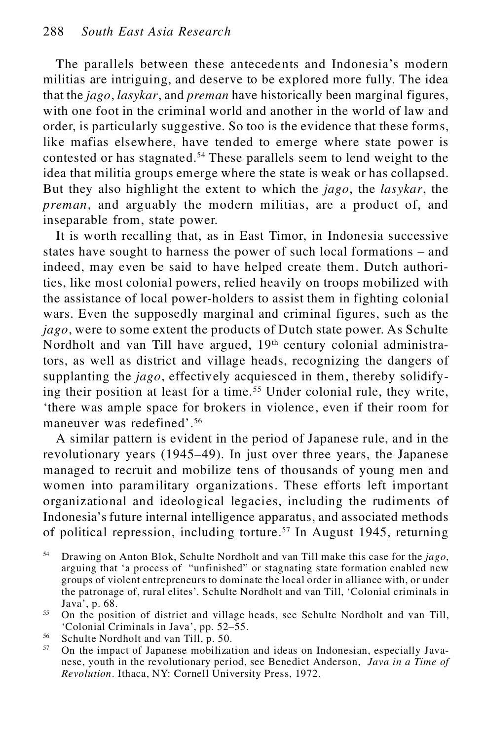The parallels between these antecedents and Indonesia's modern militias are intriguing, and deserve to be explored more fully. The idea that the *jago*, *lasykar*, and *preman* have historically been marginal figures, with one foot in the criminal world and another in the world of law and order, is particularly suggestive. So too is the evidence that these forms, like mafias elsewhere, have tended to emerge where state power is contested or has stagnated.[54] These parallels seem to lend weight to the idea that militia groups emerge where the state is weak or has collapsed. But they also highlight the extent to which the *jago*, the *lasykar*, the *preman*, and arguably the modern militias, are a product of, and inseparable from, state power.

It is worth recalling that, as in East Timor, in Indonesia successive states have sought to harness the power of such local formations – and indeed, may even be said to have helped create them. Dutch authorities, like most colonial powers, relied heavily on troops mobilized with the assistance of local power-holders to assist them in fighting colonial wars. Even the supposedly marginal and criminal figures, such as the *jago*, were to some extent the products of Dutch state power. As Schulte Nordholt and van Till have argued, 19th century colonial administrators, as well as district and village heads, recognizing the dangers of supplanting the *jago*, effectively acquiesced in them, thereby solidifying their position at least for a time.[55] Under colonial rule, they write, 'there was ample space for brokers in violence, even if their room for maneuver was redefined'.[56]

A similar pattern is evident in the period of Japanese rule, and in the revolutionary years (1945–49). In just over three years, the Japanese managed to recruit and mobilize tens of thousands of young men and women into paramilitary organizations. These efforts left important organizational and ideological legacies, including the rudiments of Indonesia's future internal intelligence apparatus, and associated methods of political repression, including torture.[57] In August 1945, returning

[54] Drawing on Anton Blok, Schulte Nordholt and van Till make this case for the *jago*, arguing that 'a process of "unfinished" or stagnating state formation enabled new groups of violent entrepreneurs to dominate the local order in alliance with, or under the patronage of, rural elites'. Schulte Nordholt and van Till, 'Colonial criminals in Java', p. 68.

[55] On the position of district and village heads, see Schulte Nordholt and van Till, 'Colonial Criminals in Java', pp. 52–55.

[56] Schulte Nordholt and van Till, p. 50.

[57] On the impact of Japanese mobilization and ideas on Indonesian, especially Javanese, youth in the revolutionary period, see Benedict Anderson, *Java in a Time of Revolution*. Ithaca, NY: Cornell University Press, 1972.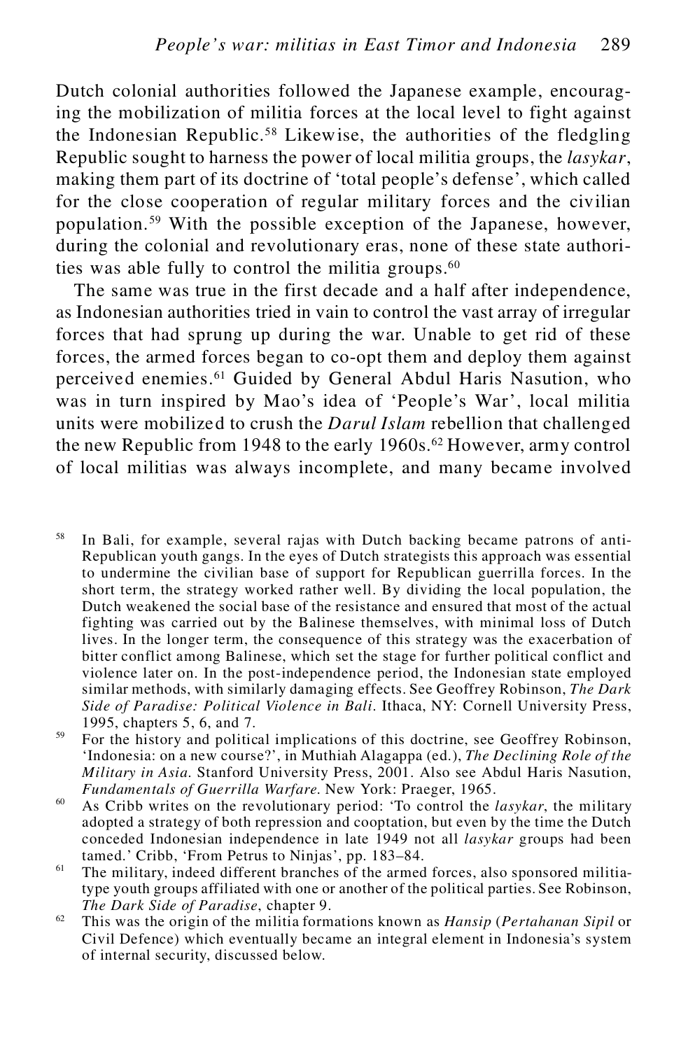Dutch colonial authorities followed the Japanese example, encouraging the mobilization of militia forces at the local level to fight against the Indonesian Republic.[58] Likewise, the authorities of the fledgling Republic sought to harness the power of local militia groups, the *lasykar*, making them part of its doctrine of 'total people's defense', which called for the close cooperation of regular military forces and the civilian population.[59] With the possible exception of the Japanese, however, during the colonial and revolutionary eras, none of these state authorities was able fully to control the militia groups.[60]

The same was true in the first decade and a half after independence, as Indonesian authorities tried in vain to control the vast array of irregular forces that had sprung up during the war. Unable to get rid of these forces, the armed forces began to co-opt them and deploy them against perceived enemies.[61] Guided by General Abdul Haris Nasution, who was in turn inspired by Mao's idea of 'People's War', local militia units were mobilized to crush the *Darul Islam* rebellion that challenged the new Republic from 1948 to the early 1960s.[62] However, army control of local militias was always incomplete, and many became involved

[58] In Bali, for example, several rajas with Dutch backing became patrons of anti-Republican youth gangs. In the eyes of Dutch strategists this approach was essential to undermine the civilian base of support for Republican guerrilla forces. In the short term, the strategy worked rather well. By dividing the local population, the Dutch weakened the social base of the resistance and ensured that most of the actual fighting was carried out by the Balinese themselves, with minimal loss of Dutch lives. In the longer term, the consequence of this strategy was the exacerbation of bitter conflict among Balinese, which set the stage for further political conflict and violence later on. In the post-independence period, the Indonesian state employed similar methods, with similarly damaging effects. See Geoffrey Robinson, *The Dark Side of Paradise: Political Violence in Bali*. Ithaca, NY: Cornell University Press, 1995, chapters 5, 6, and 7.

[59] For the history and political implications of this doctrine, see Geoffrey Robinson, 'Indonesia: on a new course?', in Muthiah Alagappa (ed.), *The Declining Role of the Military in Asia*. Stanford University Press, 2001. Also see Abdul Haris Nasution, *Fundamentals of Guerrilla Warfare*. New York: Praeger, 1965.

[60] As Cribb writes on the revolutionary period: 'To control the *lasykar*, the military adopted a strategy of both repression and cooptation, but even by the time the Dutch conceded Indonesian independence in late 1949 not all *lasykar* groups had been tamed.' Cribb, 'From Petrus to Ninjas', pp. 183–84.

[61] The military, indeed different branches of the armed forces, also sponsored militia-type youth groups affiliated with one or another of the political parties. See Robinson, *The Dark Side of Paradise*, chapter 9.

[62] This was the origin of the militia formations known as *Hansip* (*Pertahanan Sipil* or Civil Defence) which eventually became an integral element in Indonesia's system of internal security, discussed below.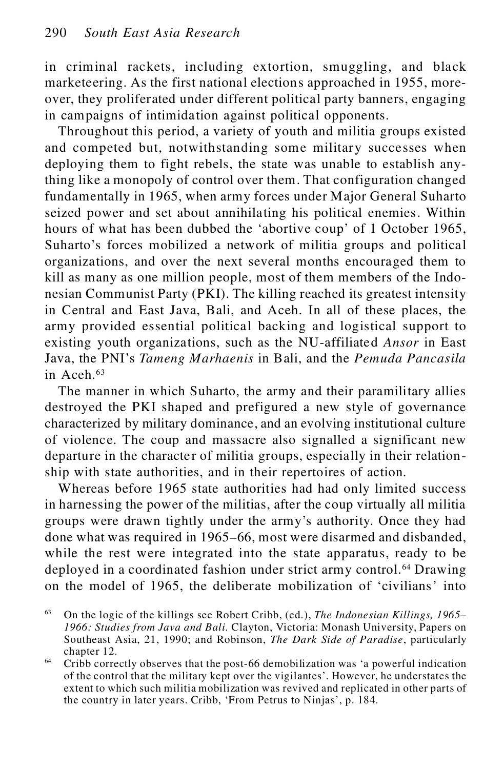in criminal rackets, including extortion, smuggling, and black marketeering. As the first national elections approached in 1955, moreover, they proliferated under different political party banners, engaging in campaigns of intimidation against political opponents.

Throughout this period, a variety of youth and militia groups existed and competed but, notwithstanding some military successes when deploying them to fight rebels, the state was unable to establish anything like a monopoly of control over them. That configuration changed fundamentally in 1965, when army forces under Major General Suharto seized power and set about annihilating his political enemies. Within hours of what has been dubbed the 'abortive coup' of 1 October 1965, Suharto's forces mobilized a network of militia groups and political organizations, and over the next several months encouraged them to kill as many as one million people, most of them members of the Indonesian Communist Party (PKI). The killing reached its greatest intensity in Central and East Java, Bali, and Aceh. In all of these places, the army provided essential political backing and logistical support to existing youth organizations, such as the NU-affiliated *Ansor* in East Java, the PNI's *Tameng Marhaenis* in Bali, and the *Pemuda Pancasila* in Aceh.[63]

The manner in which Suharto, the army and their paramilitary allies destroyed the PKI shaped and prefigured a new style of governance characterized by military dominance, and an evolving institutional culture of violence. The coup and massacre also signalled a significant new departure in the character of militia groups, especially in their relationship with state authorities, and in their repertoires of action.

Whereas before 1965 state authorities had had only limited success in harnessing the power of the militias, after the coup virtually all militia groups were drawn tightly under the army's authority. Once they had done what was required in 1965–66, most were disarmed and disbanded, while the rest were integrated into the state apparatus, ready to be deployed in a coordinated fashion under strict army control.[64] Drawing on the model of 1965, the deliberate mobilization of 'civilians' into

[63] On the logic of the killings see Robert Cribb, (ed.), *The Indonesian Killings, 1965–1966: Studies from Java and Bali.* Clayton, Victoria: Monash University, Papers on Southeast Asia, 21, 1990; and Robinson, *The Dark Side of Paradise*, particularly chapter 12.

[64] Cribb correctly observes that the post-66 demobilization was 'a powerful indication of the control that the military kept over the vigilantes'. However, he understates the extent to which such militia mobilization was revived and replicated in other parts of the country in later years. Cribb, 'From Petrus to Ninjas', p. 184.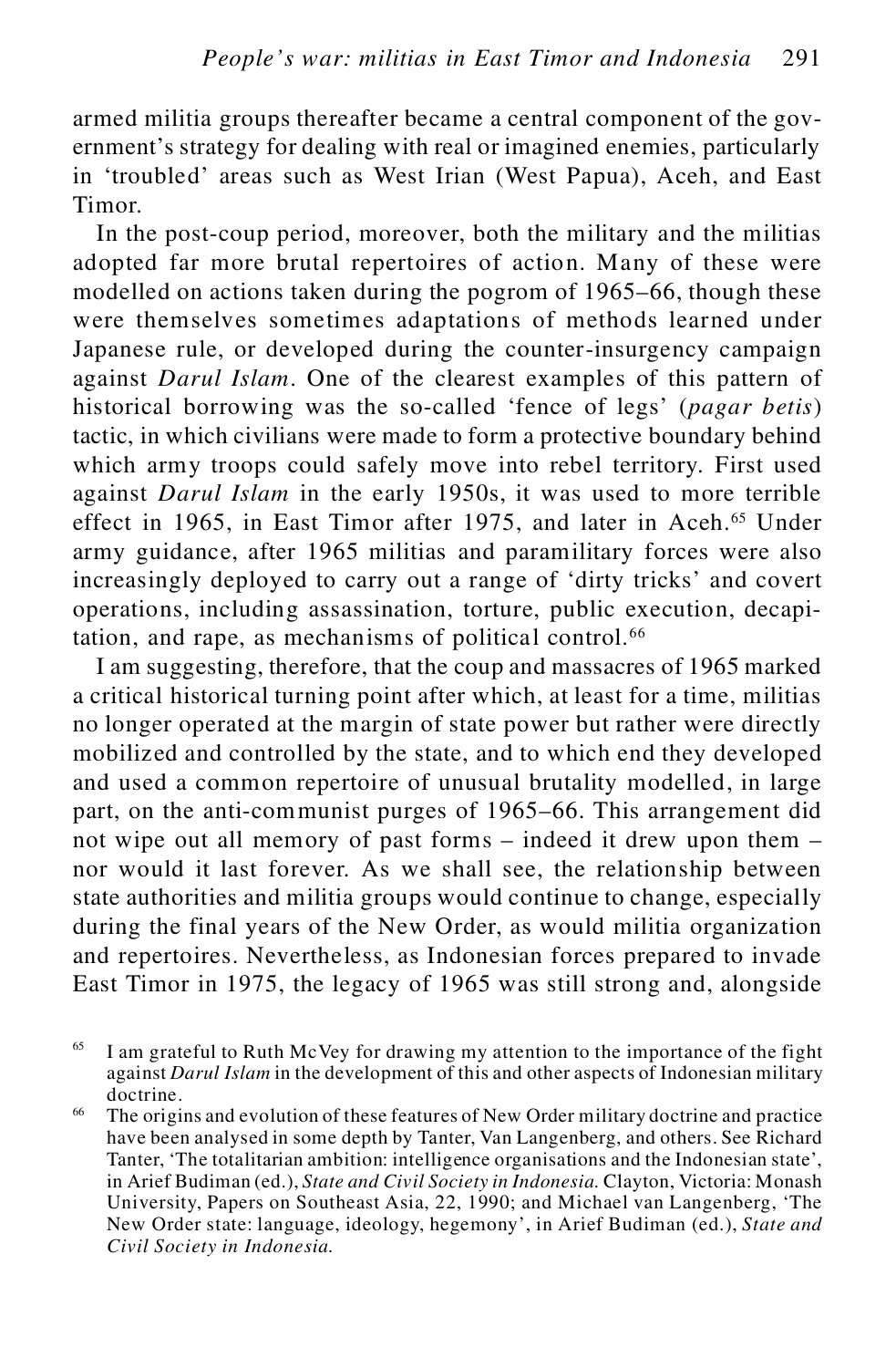armed militia groups thereafter became a central component of the government's strategy for dealing with real or imagined enemies, particularly in 'troubled' areas such as West Irian (West Papua), Aceh, and East Timor.

In the post-coup period, moreover, both the military and the militias adopted far more brutal repertoires of action. Many of these were modelled on actions taken during the pogrom of 1965–66, though these were themselves sometimes adaptations of methods learned under Japanese rule, or developed during the counter-insurgency campaign against *Darul Islam*. One of the clearest examples of this pattern of historical borrowing was the so-called 'fence of legs' (*pagar betis*) tactic, in which civilians were made to form a protective boundary behind which army troops could safely move into rebel territory. First used against *Darul Islam* in the early 1950s, it was used to more terrible effect in 1965, in East Timor after 1975, and later in Aceh.[65] Under army guidance, after 1965 militias and paramilitary forces were also increasingly deployed to carry out a range of 'dirty tricks' and covert operations, including assassination, torture, public execution, decapitation, and rape, as mechanisms of political control.[66]

I am suggesting, therefore, that the coup and massacres of 1965 marked a critical historical turning point after which, at least for a time, militias no longer operated at the margin of state power but rather were directly mobilized and controlled by the state, and to which end they developed and used a common repertoire of unusual brutality modelled, in large part, on the anti-communist purges of 1965–66. This arrangement did not wipe out all memory of past forms – indeed it drew upon them – nor would it last forever. As we shall see, the relationship between state authorities and militia groups would continue to change, especially during the final years of the New Order, as would militia organization and repertoires. Nevertheless, as Indonesian forces prepared to invade East Timor in 1975, the legacy of 1965 was still strong and, alongside

[65] I am grateful to Ruth McVey for drawing my attention to the importance of the fight against *Darul Islam* in the development of this and other aspects of Indonesian military doctrine.

[66] The origins and evolution of these features of New Order military doctrine and practice have been analysed in some depth by Tanter, Van Langenberg, and others. See Richard Tanter, 'The totalitarian ambition: intelligence organisations and the Indonesian state', in Arief Budiman (ed.), *State and Civil Society in Indonesia.* Clayton, Victoria: Monash University, Papers on Southeast Asia, 22, 1990; and Michael van Langenberg, 'The New Order state: language, ideology, hegemony', in Arief Budiman (ed.), *State and Civil Society in Indonesia.*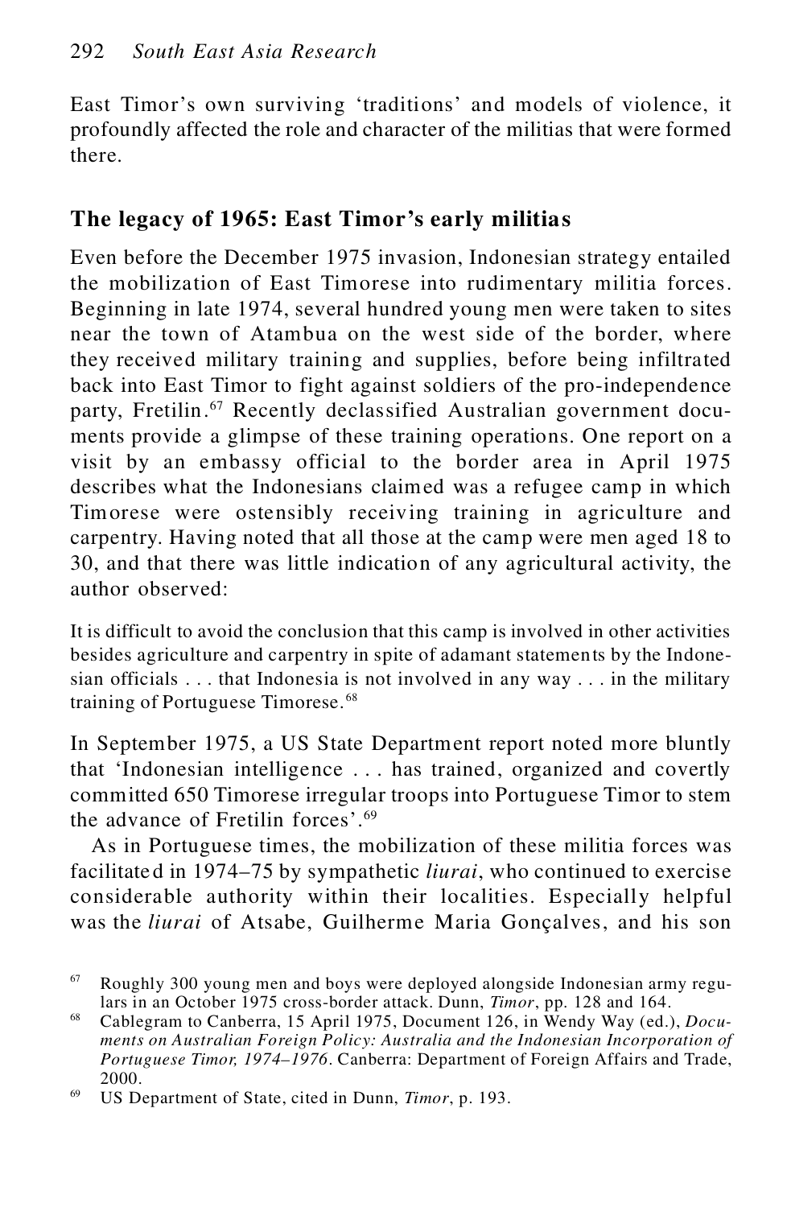East Timor's own surviving 'traditions' and models of violence, it profoundly affected the role and character of the militias that were formed there.

## The legacy of 1965: East Timor's early militias

Even before the December 1975 invasion, Indonesian strategy entailed the mobilization of East Timorese into rudimentary militia forces. Beginning in late 1974, several hundred young men were taken to sites near the town of Atambua on the west side of the border, where they received military training and supplies, before being infiltrated back into East Timor to fight against soldiers of the pro-independence party, Fretilin.[67] Recently declassified Australian government documents provide a glimpse of these training operations. One report on a visit by an embassy official to the border area in April 1975 describes what the Indonesians claimed was a refugee camp in which Timorese were ostensibly receiving training in agriculture and carpentry. Having noted that all those at the camp were men aged 18 to 30, and that there was little indication of any agricultural activity, the author observed:

> It is difficult to avoid the conclusion that this camp is involved in other activities besides agriculture and carpentry in spite of adamant statements by the Indonesian officials . . . that Indonesia is not involved in any way . . . in the military training of Portuguese Timorese.[68]

In September 1975, a US State Department report noted more bluntly that 'Indonesian intelligence . . . has trained, organized and covertly committed 650 Timorese irregular troops into Portuguese Timor to stem the advance of Fretilin forces'.[69]

As in Portuguese times, the mobilization of these militia forces was facilitated in 1974–75 by sympathetic *liurai*, who continued to exercise considerable authority within their localities. Especially helpful was the *liurai* of Atsabe, Guilherme Maria Gonçalves, and his son

---

[67] Roughly 300 young men and boys were deployed alongside Indonesian army regulars in an October 1975 cross-border attack. Dunn, *Timor*, pp. 128 and 164.

[68] Cablegram to Canberra, 15 April 1975, Document 126, in Wendy Way (ed.), *Documents on Australian Foreign Policy: Australia and the Indonesian Incorporation of Portuguese Timor, 1974–1976*. Canberra: Department of Foreign Affairs and Trade, 2000.

[69] US Department of State, cited in Dunn, *Timor*, p. 193.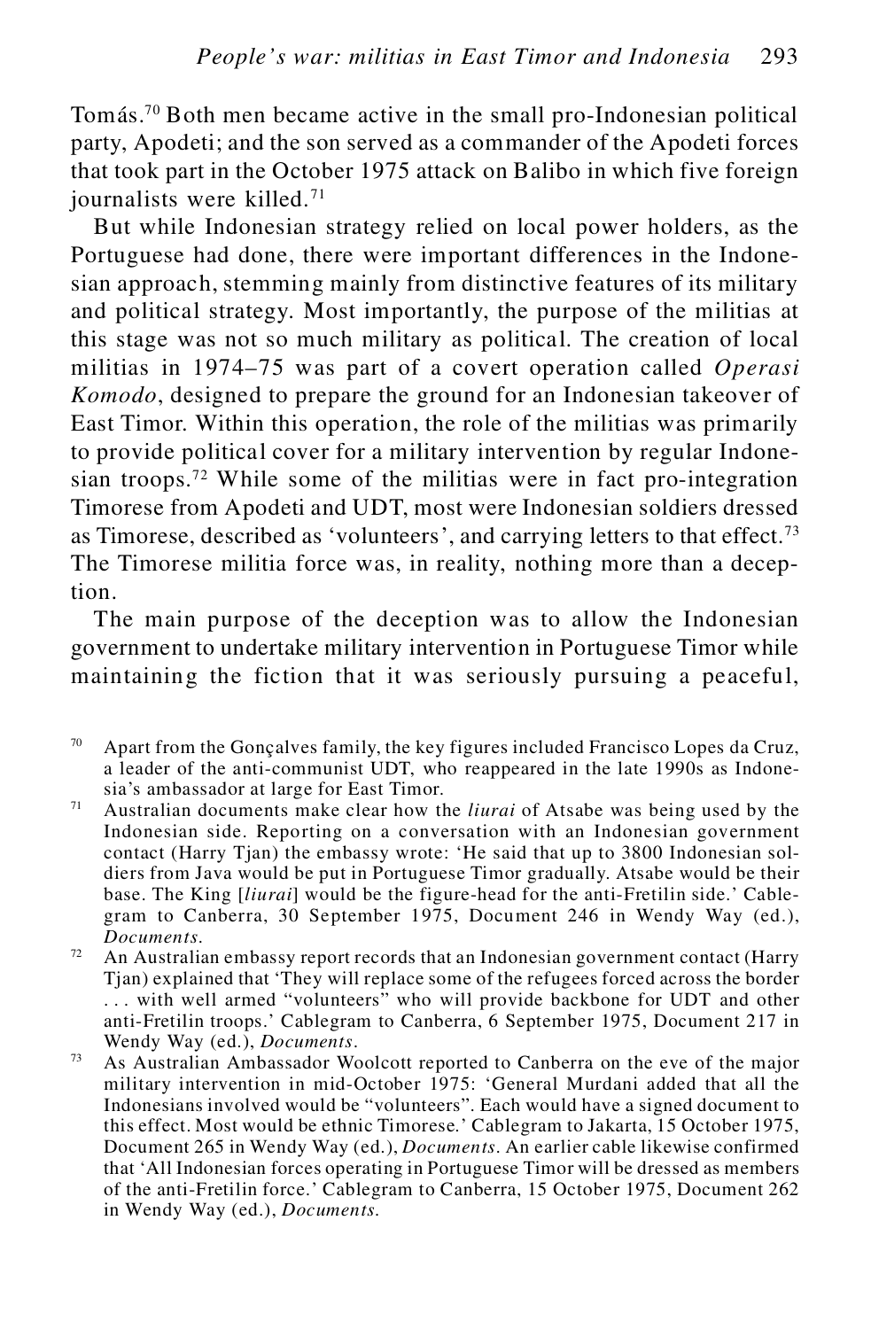Tomás.[70] Both men became active in the small pro-Indonesian political party, Apodeti; and the son served as a commander of the Apodeti forces that took part in the October 1975 attack on Balibo in which five foreign journalists were killed.[71]

But while Indonesian strategy relied on local power holders, as the Portuguese had done, there were important differences in the Indonesian approach, stemming mainly from distinctive features of its military and political strategy. Most importantly, the purpose of the militias at this stage was not so much military as political. The creation of local militias in 1974–75 was part of a covert operation called *Operasi Komodo*, designed to prepare the ground for an Indonesian takeover of East Timor. Within this operation, the role of the militias was primarily to provide political cover for a military intervention by regular Indonesian troops.[72] While some of the militias were in fact pro-integration Timorese from Apodeti and UDT, most were Indonesian soldiers dressed as Timorese, described as 'volunteers', and carrying letters to that effect.[73] The Timorese militia force was, in reality, nothing more than a deception.

The main purpose of the deception was to allow the Indonesian government to undertake military intervention in Portuguese Timor while maintaining the fiction that it was seriously pursuing a peaceful,

[70] Apart from the Gonçalves family, the key figures included Francisco Lopes da Cruz, a leader of the anti-communist UDT, who reappeared in the late 1990s as Indonesia's ambassador at large for East Timor.

[71] Australian documents make clear how the *liurai* of Atsabe was being used by the Indonesian side. Reporting on a conversation with an Indonesian government contact (Harry Tjan) the embassy wrote: 'He said that up to 3800 Indonesian soldiers from Java would be put in Portuguese Timor gradually. Atsabe would be their base. The King [*liurai*] would be the figure-head for the anti-Fretilin side.' Cablegram to Canberra, 30 September 1975, Document 246 in Wendy Way (ed.), *Documents*.

[72] An Australian embassy report records that an Indonesian government contact (Harry Tjan) explained that 'They will replace some of the refugees forced across the border . . . with well armed "volunteers" who will provide backbone for UDT and other anti-Fretilin troops.' Cablegram to Canberra, 6 September 1975, Document 217 in Wendy Way (ed.), *Documents*.

[73] As Australian Ambassador Woolcott reported to Canberra on the eve of the major military intervention in mid-October 1975: 'General Murdani added that all the Indonesians involved would be "volunteers". Each would have a signed document to this effect. Most would be ethnic Timorese.' Cablegram to Jakarta, 15 October 1975, Document 265 in Wendy Way (ed.), *Documents*. An earlier cable likewise confirmed that 'All Indonesian forces operating in Portuguese Timor will be dressed as members of the anti-Fretilin force.' Cablegram to Canberra, 15 October 1975, Document 262 in Wendy Way (ed.), *Documents*.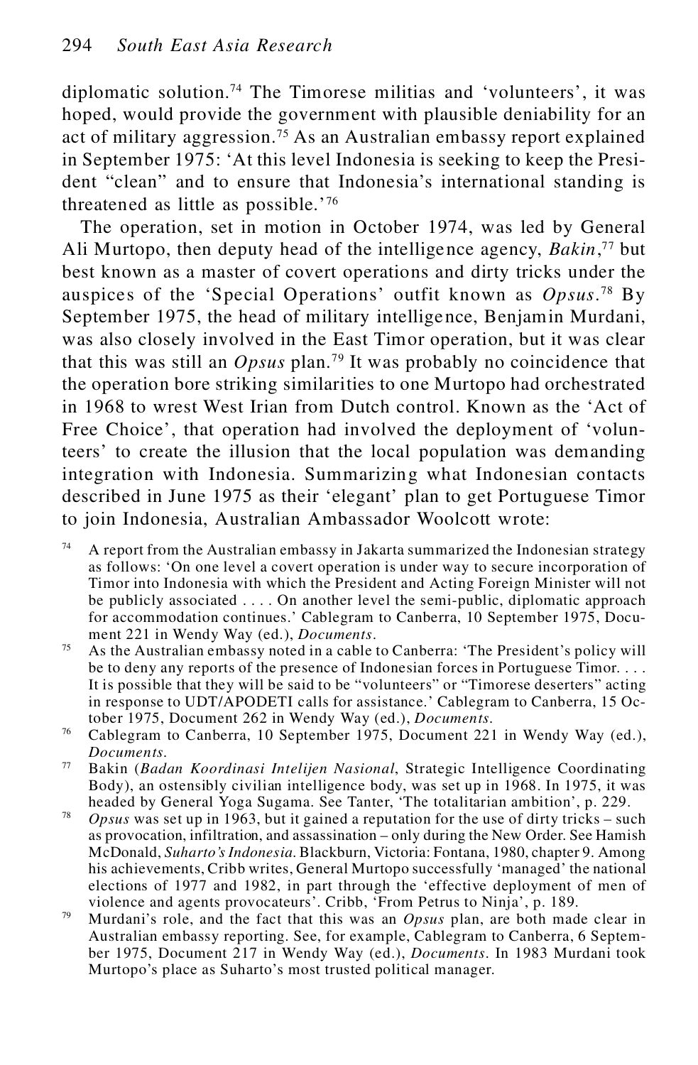diplomatic solution.[74] The Timorese militias and 'volunteers', it was hoped, would provide the government with plausible deniability for an act of military aggression.[75] As an Australian embassy report explained in September 1975: 'At this level Indonesia is seeking to keep the President "clean" and to ensure that Indonesia's international standing is threatened as little as possible.'[76]

The operation, set in motion in October 1974, was led by General Ali Murtopo, then deputy head of the intelligence agency, *Bakin*,[77] but best known as a master of covert operations and dirty tricks under the auspices of the 'Special Operations' outfit known as *Opsus*.[78] By September 1975, the head of military intelligence, Benjamin Murdani, was also closely involved in the East Timor operation, but it was clear that this was still an *Opsus* plan.[79] It was probably no coincidence that the operation bore striking similarities to one Murtopo had orchestrated in 1968 to wrest West Irian from Dutch control. Known as the 'Act of Free Choice', that operation had involved the deployment of 'volunteers' to create the illusion that the local population was demanding integration with Indonesia. Summarizing what Indonesian contacts described in June 1975 as their 'elegant' plan to get Portuguese Timor to join Indonesia, Australian Ambassador Woolcott wrote:

[74] A report from the Australian embassy in Jakarta summarized the Indonesian strategy as follows: 'On one level a covert operation is under way to secure incorporation of Timor into Indonesia with which the President and Acting Foreign Minister will not be publicly associated . . . . On another level the semi-public, diplomatic approach for accommodation continues.' Cablegram to Canberra, 10 September 1975, Document 221 in Wendy Way (ed.), *Documents*.

[75] As the Australian embassy noted in a cable to Canberra: 'The President's policy will be to deny any reports of the presence of Indonesian forces in Portuguese Timor. . . . It is possible that they will be said to be "volunteers" or "Timorese deserters" acting in response to UDT/APODETI calls for assistance.' Cablegram to Canberra, 15 October 1975, Document 262 in Wendy Way (ed.), *Documents*.

[76] Cablegram to Canberra, 10 September 1975, Document 221 in Wendy Way (ed.), *Documents*.

[77] Bakin (*Badan Koordinasi Intelijen Nasional*, Strategic Intelligence Coordinating Body), an ostensibly civilian intelligence body, was set up in 1968. In 1975, it was headed by General Yoga Sugama. See Tanter, 'The totalitarian ambition', p. 229.

[78] *Opsus* was set up in 1963, but it gained a reputation for the use of dirty tricks – such as provocation, infiltration, and assassination – only during the New Order. See Hamish McDonald, *Suharto's Indonesia*. Blackburn, Victoria: Fontana, 1980, chapter 9. Among his achievements, Cribb writes, General Murtopo successfully 'managed' the national elections of 1977 and 1982, in part through the 'effective deployment of men of violence and agents provocateurs'. Cribb, 'From Petrus to Ninja', p. 189.

[79] Murdani's role, and the fact that this was an *Opsus* plan, are both made clear in Australian embassy reporting. See, for example, Cablegram to Canberra, 6 September 1975, Document 217 in Wendy Way (ed.), *Documents*. In 1983 Murdani took Murtopo's place as Suharto's most trusted political manager.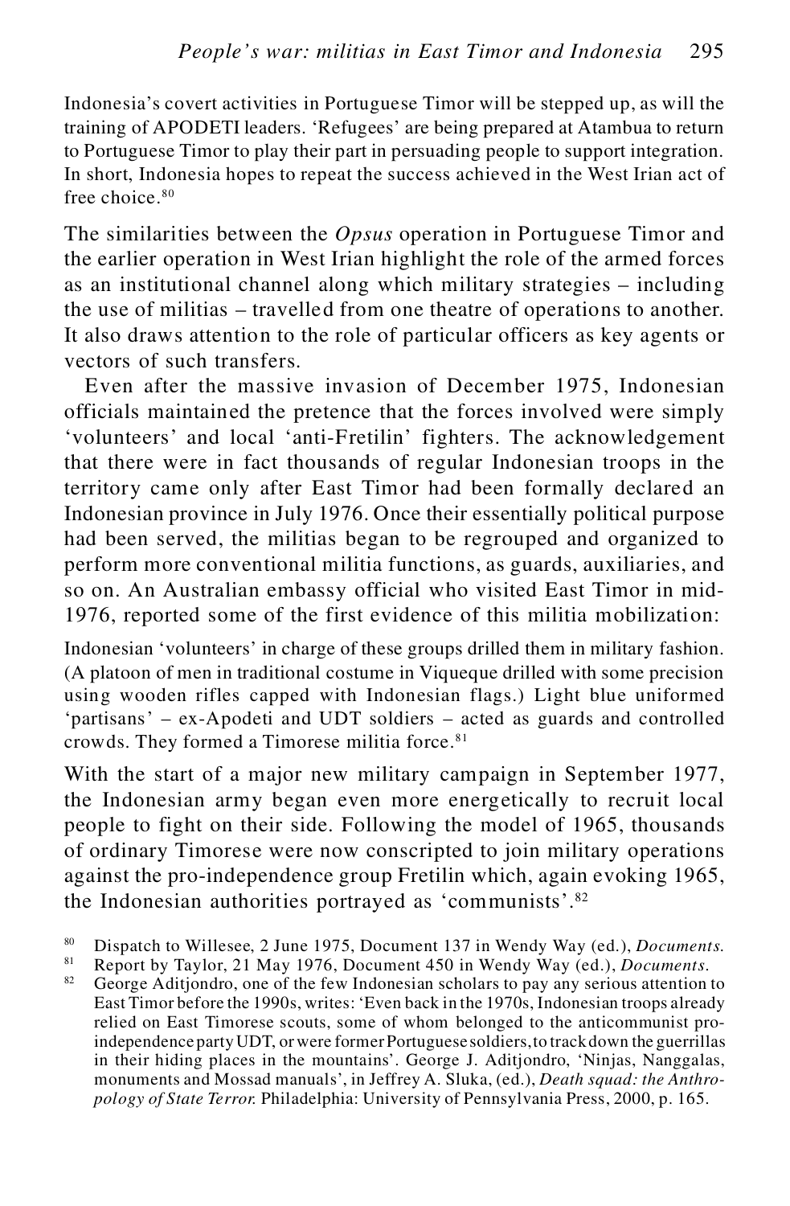Indonesia's covert activities in Portuguese Timor will be stepped up, as will the training of APODETI leaders. 'Refugees' are being prepared at Atambua to return to Portuguese Timor to play their part in persuading people to support integration. In short, Indonesia hopes to repeat the success achieved in the West Irian act of free choice.[80]

The similarities between the *Opsus* operation in Portuguese Timor and the earlier operation in West Irian highlight the role of the armed forces as an institutional channel along which military strategies – including the use of militias – travelled from one theatre of operations to another. It also draws attention to the role of particular officers as key agents or vectors of such transfers.

Even after the massive invasion of December 1975, Indonesian officials maintained the pretence that the forces involved were simply 'volunteers' and local 'anti-Fretilin' fighters. The acknowledgement that there were in fact thousands of regular Indonesian troops in the territory came only after East Timor had been formally declared an Indonesian province in July 1976. Once their essentially political purpose had been served, the militias began to be regrouped and organized to perform more conventional militia functions, as guards, auxiliaries, and so on. An Australian embassy official who visited East Timor in mid-1976, reported some of the first evidence of this militia mobilization:

Indonesian 'volunteers' in charge of these groups drilled them in military fashion. (A platoon of men in traditional costume in Viqueque drilled with some precision using wooden rifles capped with Indonesian flags.) Light blue uniformed 'partisans' – ex-Apodeti and UDT soldiers – acted as guards and controlled crowds. They formed a Timorese militia force.[81]

With the start of a major new military campaign in September 1977, the Indonesian army began even more energetically to recruit local people to fight on their side. Following the model of 1965, thousands of ordinary Timorese were now conscripted to join military operations against the pro-independence group Fretilin which, again evoking 1965, the Indonesian authorities portrayed as 'communists'.[82]

---

[80] Dispatch to Willesee, 2 June 1975, Document 137 in Wendy Way (ed.), *Documents.*

[81] Report by Taylor, 21 May 1976, Document 450 in Wendy Way (ed.), *Documents.*

[82] George Aditjondro, one of the few Indonesian scholars to pay any serious attention to East Timor before the 1990s, writes: 'Even back in the 1970s, Indonesian troops already relied on East Timorese scouts, some of whom belonged to the anticommunist pro-independence party UDT, or were former Portuguese soldiers, to track down the guerrillas in their hiding places in the mountains'. George J. Aditjondro, 'Ninjas, Nanggalas, monuments and Mossad manuals', in Jeffrey A. Sluka, (ed.), *Death squad: the Anthropology of State Terror.* Philadelphia: University of Pennsylvania Press, 2000, p. 165.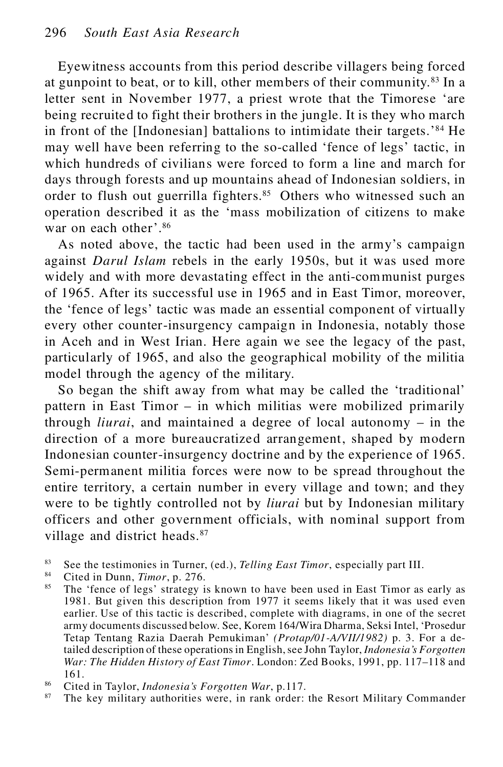Eyewitness accounts from this period describe villagers being forced at gunpoint to beat, or to kill, other members of their community.[83] In a letter sent in November 1977, a priest wrote that the Timorese 'are being recruited to fight their brothers in the jungle. It is they who march in front of the [Indonesian] battalions to intimidate their targets.'[84] He may well have been referring to the so-called 'fence of legs' tactic, in which hundreds of civilians were forced to form a line and march for days through forests and up mountains ahead of Indonesian soldiers, in order to flush out guerrilla fighters.[85] Others who witnessed such an operation described it as the 'mass mobilization of citizens to make war on each other'.[86]

As noted above, the tactic had been used in the army's campaign against *Darul Islam* rebels in the early 1950s, but it was used more widely and with more devastating effect in the anti-communist purges of 1965. After its successful use in 1965 and in East Timor, moreover, the 'fence of legs' tactic was made an essential component of virtually every other counter-insurgency campaign in Indonesia, notably those in Aceh and in West Irian. Here again we see the legacy of the past, particularly of 1965, and also the geographical mobility of the militia model through the agency of the military.

So began the shift away from what may be called the 'traditional' pattern in East Timor – in which militias were mobilized primarily through *liurai*, and maintained a degree of local autonomy – in the direction of a more bureaucratized arrangement, shaped by modern Indonesian counter-insurgency doctrine and by the experience of 1965. Semi-permanent militia forces were now to be spread throughout the entire territory, a certain number in every village and town; and they were to be tightly controlled not by *liurai* but by Indonesian military officers and other government officials, with nominal support from village and district heads.[87]

---

[83] See the testimonies in Turner, (ed.), *Telling East Timor*, especially part III.

[84] Cited in Dunn, *Timor*, p. 276.

[85] The 'fence of legs' strategy is known to have been used in East Timor as early as 1981. But given this description from 1977 it seems likely that it was used even earlier. Use of this tactic is described, complete with diagrams, in one of the secret army documents discussed below. See, Korem 164/Wira Dharma, Seksi Intel, 'Prosedur Tetap Tentang Razia Daerah Pemukiman' *(Protap/01-A/VII/1982)* p. 3. For a detailed description of these operations in English, see John Taylor, *Indonesia's Forgotten War: The Hidden History of East Timor*. London: Zed Books, 1991, pp. 117–118 and 161.

[86] Cited in Taylor, *Indonesia's Forgotten War*, p.117.

[87] The key military authorities were, in rank order: the Resort Military Commander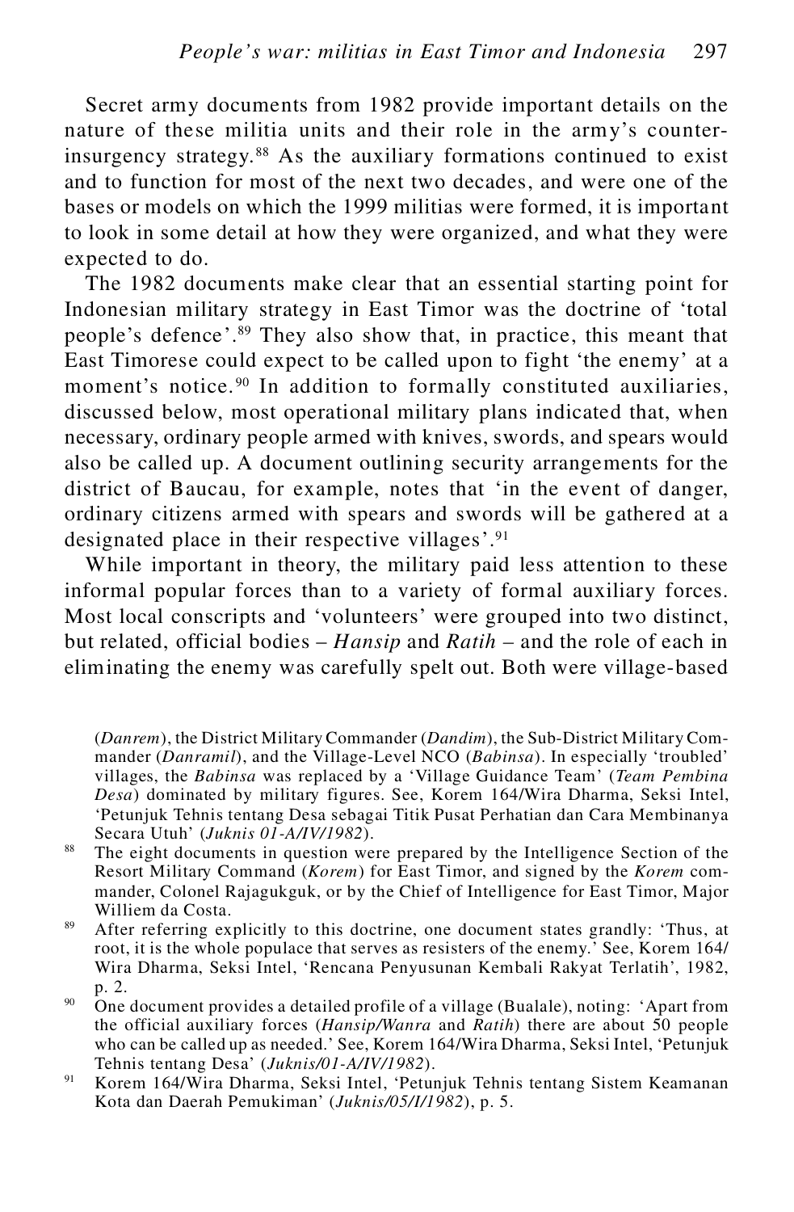Secret army documents from 1982 provide important details on the nature of these militia units and their role in the army's counter-insurgency strategy.[88] As the auxiliary formations continued to exist and to function for most of the next two decades, and were one of the bases or models on which the 1999 militias were formed, it is important to look in some detail at how they were organized, and what they were expected to do.

The 1982 documents make clear that an essential starting point for Indonesian military strategy in East Timor was the doctrine of 'total people's defence'.[89] They also show that, in practice, this meant that East Timorese could expect to be called upon to fight 'the enemy' at a moment's notice.[90] In addition to formally constituted auxiliaries, discussed below, most operational military plans indicated that, when necessary, ordinary people armed with knives, swords, and spears would also be called up. A document outlining security arrangements for the district of Baucau, for example, notes that 'in the event of danger, ordinary citizens armed with spears and swords will be gathered at a designated place in their respective villages'.[91]

While important in theory, the military paid less attention to these informal popular forces than to a variety of formal auxiliary forces. Most local conscripts and 'volunteers' were grouped into two distinct, but related, official bodies – *Hansip* and *Ratih* – and the role of each in eliminating the enemy was carefully spelt out. Both were village-based

(*Danrem*), the District Military Commander (*Dandim*), the Sub-District Military Commander (*Danramil*), and the Village-Level NCO (*Babinsa*). In especially 'troubled' villages, the *Babinsa* was replaced by a 'Village Guidance Team' (*Team Pembina Desa*) dominated by military figures. See, Korem 164/Wira Dharma, Seksi Intel, 'Petunjuk Tehnis tentang Desa sebagai Titik Pusat Perhatian dan Cara Membinanya Secara Utuh' (*Juknis 01-A/IV/1982*).

[88] The eight documents in question were prepared by the Intelligence Section of the Resort Military Command (*Korem*) for East Timor, and signed by the *Korem* commander, Colonel Rajagukguk, or by the Chief of Intelligence for East Timor, Major Williem da Costa.

[89] After referring explicitly to this doctrine, one document states grandly: 'Thus, at root, it is the whole populace that serves as resisters of the enemy.' See, Korem 164/Wira Dharma, Seksi Intel, 'Rencana Penyusunan Kembali Rakyat Terlatih', 1982, p. 2.

[90] One document provides a detailed profile of a village (Bualale), noting: 'Apart from the official auxiliary forces (*Hansip/Wanra* and *Ratih*) there are about 50 people who can be called up as needed.' See, Korem 164/Wira Dharma, Seksi Intel, 'Petunjuk Tehnis tentang Desa' (*Juknis/01-A/IV/1982*).

[91] Korem 164/Wira Dharma, Seksi Intel, 'Petunjuk Tehnis tentang Sistem Keamanan Kota dan Daerah Pemukiman' (*Juknis/05/I/1982*), p. 5.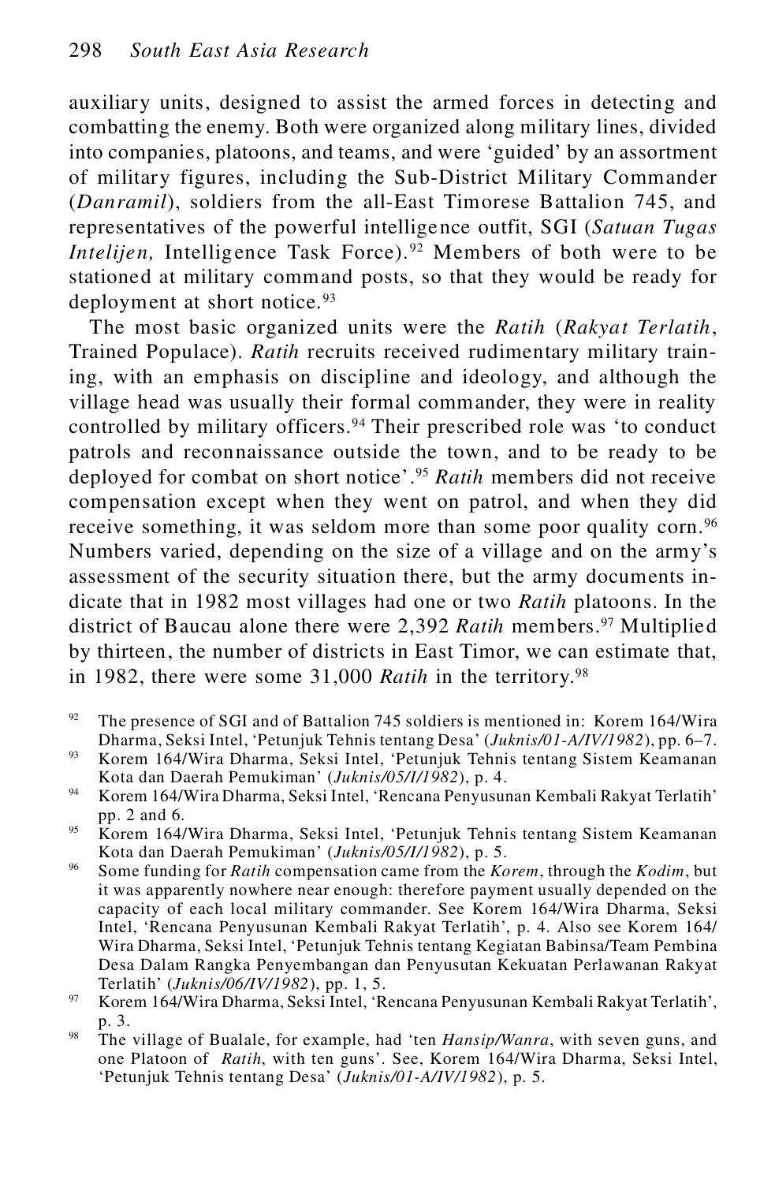auxiliary units, designed to assist the armed forces in detecting and combatting the enemy. Both were organized along military lines, divided into companies, platoons, and teams, and were 'guided' by an assortment of military figures, including the Sub-District Military Commander (*Danramil*), soldiers from the all-East Timorese Battalion 745, and representatives of the powerful intelligence outfit, SGI (*Satuan Tugas Intelijen,* Intelligence Task Force).[92] Members of both were to be stationed at military command posts, so that they would be ready for deployment at short notice.[93]

The most basic organized units were the *Ratih* (*Rakyat Terlatih*, Trained Populace). *Ratih* recruits received rudimentary military training, with an emphasis on discipline and ideology, and although the village head was usually their formal commander, they were in reality controlled by military officers.[94] Their prescribed role was 'to conduct patrols and reconnaissance outside the town, and to be ready to be deployed for combat on short notice'.[95] *Ratih* members did not receive compensation except when they went on patrol, and when they did receive something, it was seldom more than some poor quality corn.[96] Numbers varied, depending on the size of a village and on the army's assessment of the security situation there, but the army documents indicate that in 1982 most villages had one or two *Ratih* platoons. In the district of Baucau alone there were 2,392 *Ratih* members.[97] Multiplied by thirteen, the number of districts in East Timor, we can estimate that, in 1982, there were some 31,000 *Ratih* in the territory.[98]

[92] The presence of SGI and of Battalion 745 soldiers is mentioned in: Korem 164/Wira Dharma, Seksi Intel, 'Petunjuk Tehnis tentang Desa' (*Juknis/01-A/IV/1982*), pp. 6–7.

[93] Korem 164/Wira Dharma, Seksi Intel, 'Petunjuk Tehnis tentang Sistem Keamanan Kota dan Daerah Pemukiman' (*Juknis/05/I/1982*), p. 4.

[94] Korem 164/Wira Dharma, Seksi Intel, 'Rencana Penyusunan Kembali Rakyat Terlatih' pp. 2 and 6.

[95] Korem 164/Wira Dharma, Seksi Intel, 'Petunjuk Tehnis tentang Sistem Keamanan Kota dan Daerah Pemukiman' (*Juknis/05/I/1982*), p. 5.

[96] Some funding for *Ratih* compensation came from the *Korem*, through the *Kodim*, but it was apparently nowhere near enough: therefore payment usually depended on the capacity of each local military commander. See Korem 164/Wira Dharma, Seksi Intel, 'Rencana Penyusunan Kembali Rakyat Terlatih', p. 4. Also see Korem 164/Wira Dharma, Seksi Intel, 'Petunjuk Tehnis tentang Kegiatan Babinsa/Team Pembina Desa Dalam Rangka Penyembangan dan Penyusutan Kekuatan Perlawanan Rakyat Terlatih' (*Juknis/06/IV/1982*), pp. 1, 5.

[97] Korem 164/Wira Dharma, Seksi Intel, 'Rencana Penyusunan Kembali Rakyat Terlatih', p. 3.

[98] The village of Bualale, for example, had 'ten *Hansip/Wanra*, with seven guns, and one Platoon of *Ratih*, with ten guns'. See, Korem 164/Wira Dharma, Seksi Intel, 'Petunjuk Tehnis tentang Desa' (*Juknis/01-A/IV/1982*), p. 5.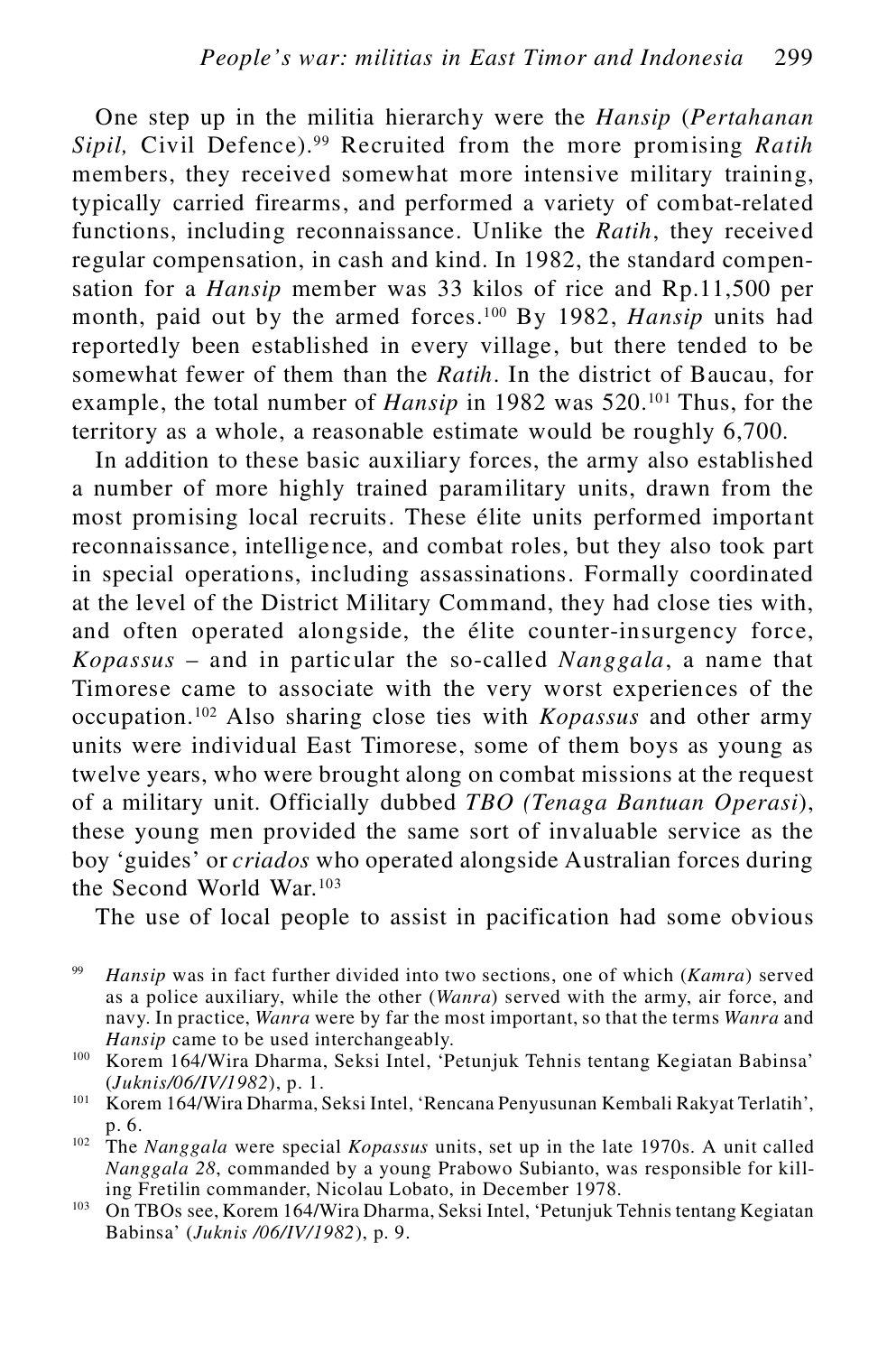One step up in the militia hierarchy were the *Hansip* (*Pertahanan Sipil,* Civil Defence).[99] Recruited from the more promising *Ratih* members, they received somewhat more intensive military training, typically carried firearms, and performed a variety of combat-related functions, including reconnaissance. Unlike the *Ratih*, they received regular compensation, in cash and kind. In 1982, the standard compensation for a *Hansip* member was 33 kilos of rice and Rp.11,500 per month, paid out by the armed forces.[100] By 1982, *Hansip* units had reportedly been established in every village, but there tended to be somewhat fewer of them than the *Ratih*. In the district of Baucau, for example, the total number of *Hansip* in 1982 was 520.[101] Thus, for the territory as a whole, a reasonable estimate would be roughly 6,700.

In addition to these basic auxiliary forces, the army also established a number of more highly trained paramilitary units, drawn from the most promising local recruits. These élite units performed important reconnaissance, intelligence, and combat roles, but they also took part in special operations, including assassinations. Formally coordinated at the level of the District Military Command, they had close ties with, and often operated alongside, the élite counter-insurgency force, *Kopassus* – and in particular the so-called *Nanggala*, a name that Timorese came to associate with the very worst experiences of the occupation.[102] Also sharing close ties with *Kopassus* and other army units were individual East Timorese, some of them boys as young as twelve years, who were brought along on combat missions at the request of a military unit. Officially dubbed *TBO (Tenaga Bantuan Operasi*), these young men provided the same sort of invaluable service as the boy 'guides' or *criados* who operated alongside Australian forces during the Second World War.[103]

The use of local people to assist in pacification had some obvious

---

[99] *Hansip* was in fact further divided into two sections, one of which (*Kamra*) served as a police auxiliary, while the other (*Wanra*) served with the army, air force, and navy. In practice, *Wanra* were by far the most important, so that the terms *Wanra* and *Hansip* came to be used interchangeably.

[100] Korem 164/Wira Dharma, Seksi Intel, 'Petunjuk Tehnis tentang Kegiatan Babinsa' (*Juknis/06/IV/1982*), p. 1.

[101] Korem 164/Wira Dharma, Seksi Intel, 'Rencana Penyusunan Kembali Rakyat Terlatih', p. 6.

[102] The *Nanggala* were special *Kopassus* units, set up in the late 1970s. A unit called *Nanggala 28*, commanded by a young Prabowo Subianto, was responsible for killing Fretilin commander, Nicolau Lobato, in December 1978.

[103] On TBOs see, Korem 164/Wira Dharma, Seksi Intel, 'Petunjuk Tehnis tentang Kegiatan Babinsa' (*Juknis /06/IV/1982*), p. 9.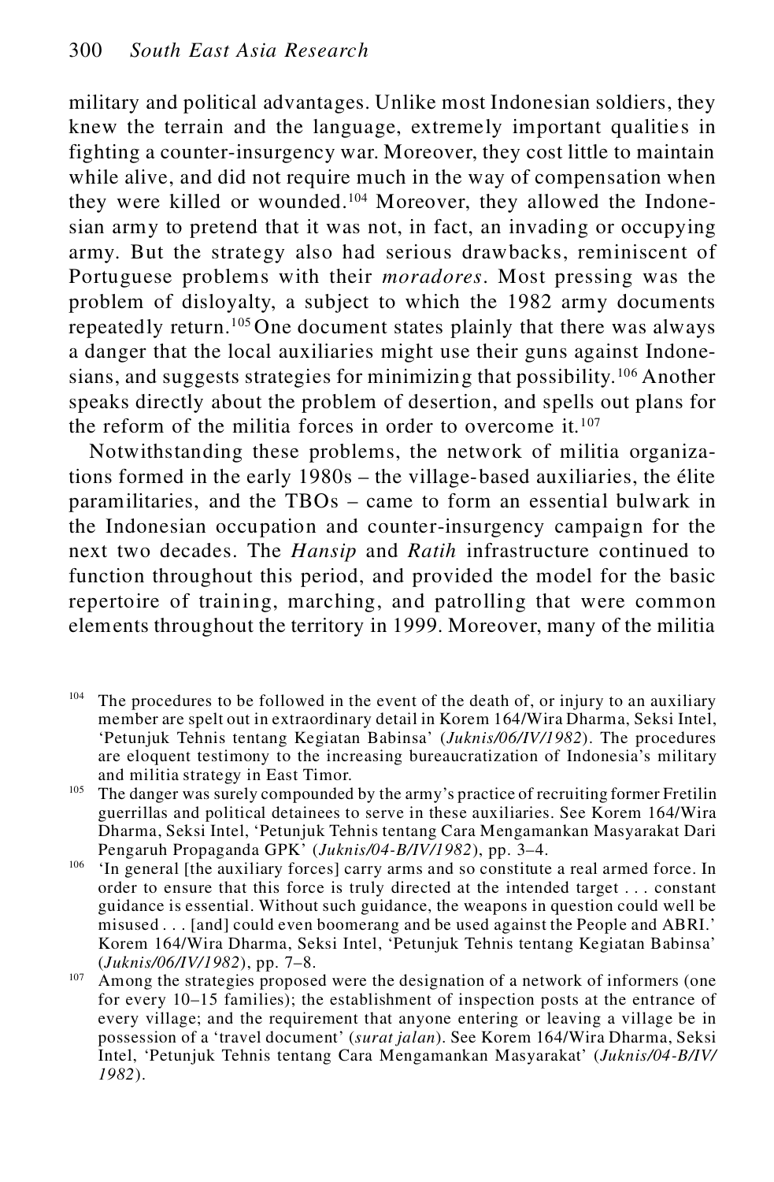military and political advantages. Unlike most Indonesian soldiers, they knew the terrain and the language, extremely important qualities in fighting a counter-insurgency war. Moreover, they cost little to maintain while alive, and did not require much in the way of compensation when they were killed or wounded.[104] Moreover, they allowed the Indonesian army to pretend that it was not, in fact, an invading or occupying army. But the strategy also had serious drawbacks, reminiscent of Portuguese problems with their *moradores*. Most pressing was the problem of disloyalty, a subject to which the 1982 army documents repeatedly return.[105] One document states plainly that there was always a danger that the local auxiliaries might use their guns against Indonesians, and suggests strategies for minimizing that possibility.[106] Another speaks directly about the problem of desertion, and spells out plans for the reform of the militia forces in order to overcome it.[107]

Notwithstanding these problems, the network of militia organizations formed in the early 1980s – the village-based auxiliaries, the élite paramilitaries, and the TBOs – came to form an essential bulwark in the Indonesian occupation and counter-insurgency campaign for the next two decades. The *Hansip* and *Ratih* infrastructure continued to function throughout this period, and provided the model for the basic repertoire of training, marching, and patrolling that were common elements throughout the territory in 1999. Moreover, many of the militia

[104] The procedures to be followed in the event of the death of, or injury to an auxiliary member are spelt out in extraordinary detail in Korem 164/Wira Dharma, Seksi Intel, 'Petunjuk Tehnis tentang Kegiatan Babinsa' (*Juknis/06/IV/1982*). The procedures are eloquent testimony to the increasing bureaucratization of Indonesia's military and militia strategy in East Timor.

[105] The danger was surely compounded by the army's practice of recruiting former Fretilin guerrillas and political detainees to serve in these auxiliaries. See Korem 164/Wira Dharma, Seksi Intel, 'Petunjuk Tehnis tentang Cara Mengamankan Masyarakat Dari Pengaruh Propaganda GPK' (*Juknis/04-B/IV/1982*), pp. 3–4.

[106] 'In general [the auxiliary forces] carry arms and so constitute a real armed force. In order to ensure that this force is truly directed at the intended target . . . constant guidance is essential. Without such guidance, the weapons in question could well be misused . . . [and] could even boomerang and be used against the People and ABRI.' Korem 164/Wira Dharma, Seksi Intel, 'Petunjuk Tehnis tentang Kegiatan Babinsa' (*Juknis/06/IV/1982*), pp. 7–8.

[107] Among the strategies proposed were the designation of a network of informers (one for every 10–15 families); the establishment of inspection posts at the entrance of every village; and the requirement that anyone entering or leaving a village be in possession of a 'travel document' (*surat jalan*). See Korem 164/Wira Dharma, Seksi Intel, 'Petunjuk Tehnis tentang Cara Mengamankan Masyarakat' (*Juknis/04-B/IV/1982*).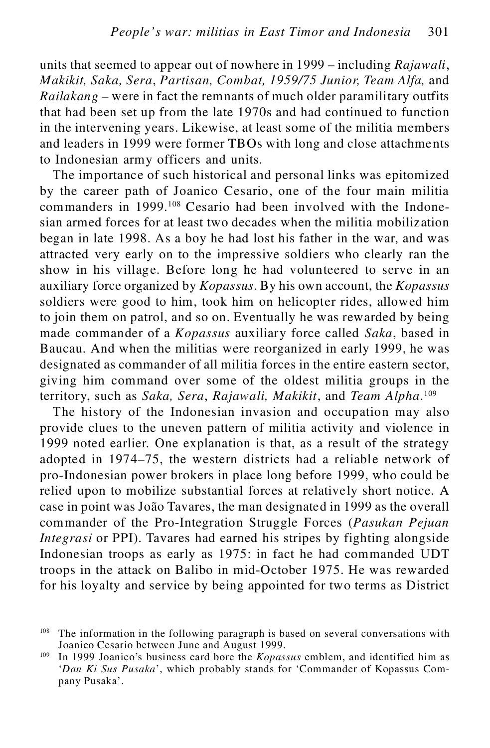units that seemed to appear out of nowhere in 1999 – including *Rajawali*, *Makikit, Saka, Sera*, *Partisan, Combat, 1959/75 Junior, Team Alfa,* and *Railakang* – were in fact the remnants of much older paramilitary outfits that had been set up from the late 1970s and had continued to function in the intervening years. Likewise, at least some of the militia members and leaders in 1999 were former TBOs with long and close attachments to Indonesian army officers and units.

The importance of such historical and personal links was epitomized by the career path of Joanico Cesario, one of the four main militia commanders in 1999.[108] Cesario had been involved with the Indonesian armed forces for at least two decades when the militia mobilization began in late 1998. As a boy he had lost his father in the war, and was attracted very early on to the impressive soldiers who clearly ran the show in his village. Before long he had volunteered to serve in an auxiliary force organized by *Kopassus*. By his own account, the *Kopassus* soldiers were good to him, took him on helicopter rides, allowed him to join them on patrol, and so on. Eventually he was rewarded by being made commander of a *Kopassus* auxiliary force called *Saka*, based in Baucau. And when the militias were reorganized in early 1999, he was designated as commander of all militia forces in the entire eastern sector, giving him command over some of the oldest militia groups in the territory, such as *Saka, Sera*, *Rajawali, Makikit*, and *Team Alpha*.[109]

The history of the Indonesian invasion and occupation may also provide clues to the uneven pattern of militia activity and violence in 1999 noted earlier. One explanation is that, as a result of the strategy adopted in 1974–75, the western districts had a reliable network of pro-Indonesian power brokers in place long before 1999, who could be relied upon to mobilize substantial forces at relatively short notice. A case in point was João Tavares, the man designated in 1999 as the overall commander of the Pro-Integration Struggle Forces (*Pasukan Pejuan Integrasi* or PPI). Tavares had earned his stripes by fighting alongside Indonesian troops as early as 1975: in fact he had commanded UDT troops in the attack on Balibo in mid-October 1975. He was rewarded for his loyalty and service by being appointed for two terms as District

[108] The information in the following paragraph is based on several conversations with Joanico Cesario between June and August 1999.

[109] In 1999 Joanico's business card bore the *Kopassus* emblem, and identified him as '*Dan Ki Sus Pusaka*', which probably stands for 'Commander of Kopassus Company Pusaka'.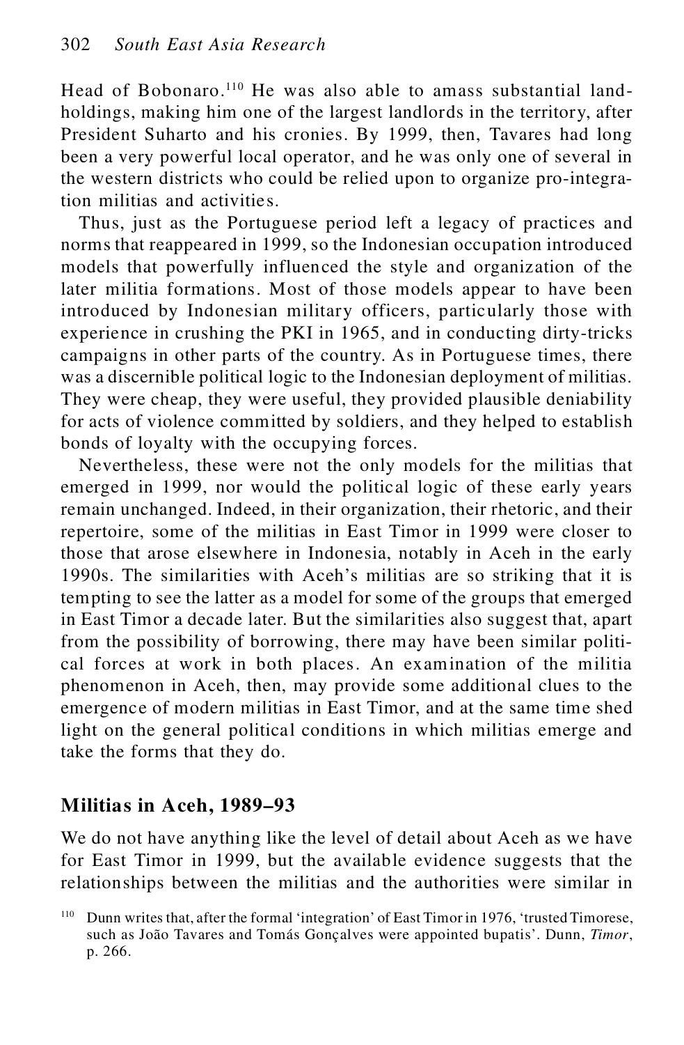Head of Bobonaro.[110] He was also able to amass substantial landholdings, making him one of the largest landlords in the territory, after President Suharto and his cronies. By 1999, then, Tavares had long been a very powerful local operator, and he was only one of several in the western districts who could be relied upon to organize pro-integration militias and activities.

Thus, just as the Portuguese period left a legacy of practices and norms that reappeared in 1999, so the Indonesian occupation introduced models that powerfully influenced the style and organization of the later militia formations. Most of those models appear to have been introduced by Indonesian military officers, particularly those with experience in crushing the PKI in 1965, and in conducting dirty-tricks campaigns in other parts of the country. As in Portuguese times, there was a discernible political logic to the Indonesian deployment of militias. They were cheap, they were useful, they provided plausible deniability for acts of violence committed by soldiers, and they helped to establish bonds of loyalty with the occupying forces.

Nevertheless, these were not the only models for the militias that emerged in 1999, nor would the political logic of these early years remain unchanged. Indeed, in their organization, their rhetoric, and their repertoire, some of the militias in East Timor in 1999 were closer to those that arose elsewhere in Indonesia, notably in Aceh in the early 1990s. The similarities with Aceh's militias are so striking that it is tempting to see the latter as a model for some of the groups that emerged in East Timor a decade later. But the similarities also suggest that, apart from the possibility of borrowing, there may have been similar political forces at work in both places. An examination of the militia phenomenon in Aceh, then, may provide some additional clues to the emergence of modern militias in East Timor, and at the same time shed light on the general political conditions in which militias emerge and take the forms that they do.

## Militias in Aceh, 1989–93

We do not have anything like the level of detail about Aceh as we have for East Timor in 1999, but the available evidence suggests that the relationships between the militias and the authorities were similar in

[110] Dunn writes that, after the formal 'integration' of East Timor in 1976, 'trusted Timorese, such as João Tavares and Tomás Gonçalves were appointed bupatis'. Dunn, *Timor*, p. 266.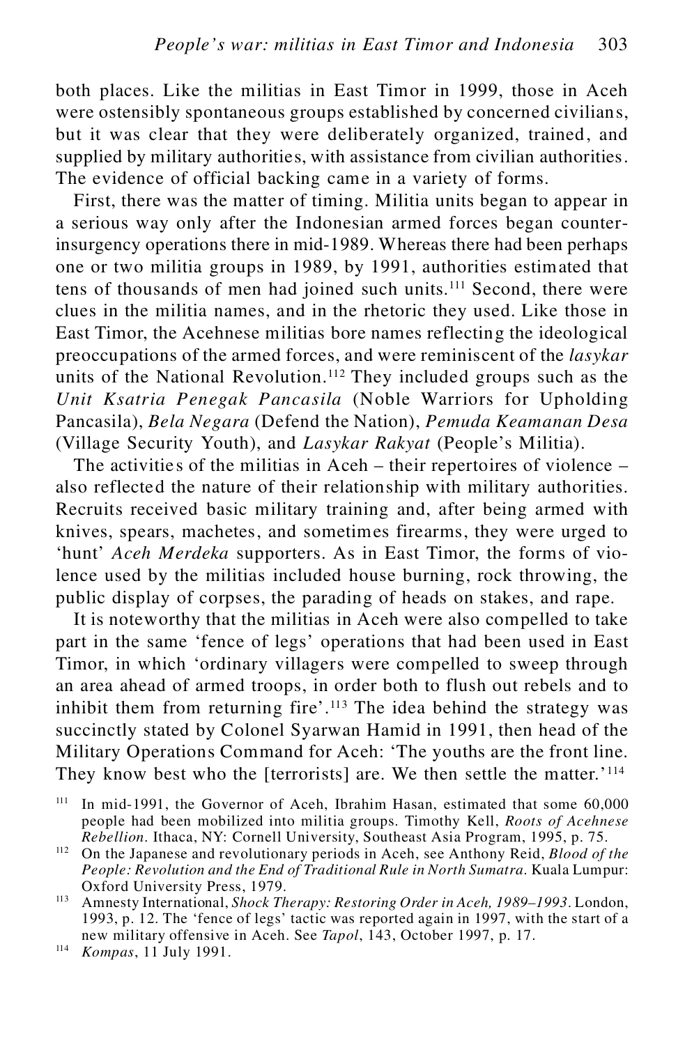both places. Like the militias in East Timor in 1999, those in Aceh were ostensibly spontaneous groups established by concerned civilians, but it was clear that they were deliberately organized, trained, and supplied by military authorities, with assistance from civilian authorities. The evidence of official backing came in a variety of forms.

First, there was the matter of timing. Militia units began to appear in a serious way only after the Indonesian armed forces began counter-insurgency operations there in mid-1989. Whereas there had been perhaps one or two militia groups in 1989, by 1991, authorities estimated that tens of thousands of men had joined such units.[111] Second, there were clues in the militia names, and in the rhetoric they used. Like those in East Timor, the Acehnese militias bore names reflecting the ideological preoccupations of the armed forces, and were reminiscent of the *lasykar* units of the National Revolution.[112] They included groups such as the *Unit Ksatria Penegak Pancasila* (Noble Warriors for Upholding Pancasila), *Bela Negara* (Defend the Nation), *Pemuda Keamanan Desa* (Village Security Youth), and *Lasykar Rakyat* (People's Militia).

The activities of the militias in Aceh – their repertoires of violence – also reflected the nature of their relationship with military authorities. Recruits received basic military training and, after being armed with knives, spears, machetes, and sometimes firearms, they were urged to 'hunt' *Aceh Merdeka* supporters. As in East Timor, the forms of violence used by the militias included house burning, rock throwing, the public display of corpses, the parading of heads on stakes, and rape.

It is noteworthy that the militias in Aceh were also compelled to take part in the same 'fence of legs' operations that had been used in East Timor, in which 'ordinary villagers were compelled to sweep through an area ahead of armed troops, in order both to flush out rebels and to inhibit them from returning fire'.[113] The idea behind the strategy was succinctly stated by Colonel Syarwan Hamid in 1991, then head of the Military Operations Command for Aceh: 'The youths are the front line. They know best who the [terrorists] are. We then settle the matter.'[114]

[111] In mid-1991, the Governor of Aceh, Ibrahim Hasan, estimated that some 60,000 people had been mobilized into militia groups. Timothy Kell, *Roots of Acehnese Rebellion*. Ithaca, NY: Cornell University, Southeast Asia Program, 1995, p. 75.

[112] On the Japanese and revolutionary periods in Aceh, see Anthony Reid, *Blood of the People: Revolution and the End of Traditional Rule in North Sumatra*. Kuala Lumpur: Oxford University Press, 1979.

[113] Amnesty International, *Shock Therapy: Restoring Order in Aceh, 1989–1993*. London, 1993, p. 12. The 'fence of legs' tactic was reported again in 1997, with the start of a new military offensive in Aceh. See *Tapol*, 143, October 1997, p. 17.

[114] *Kompas*, 11 July 1991.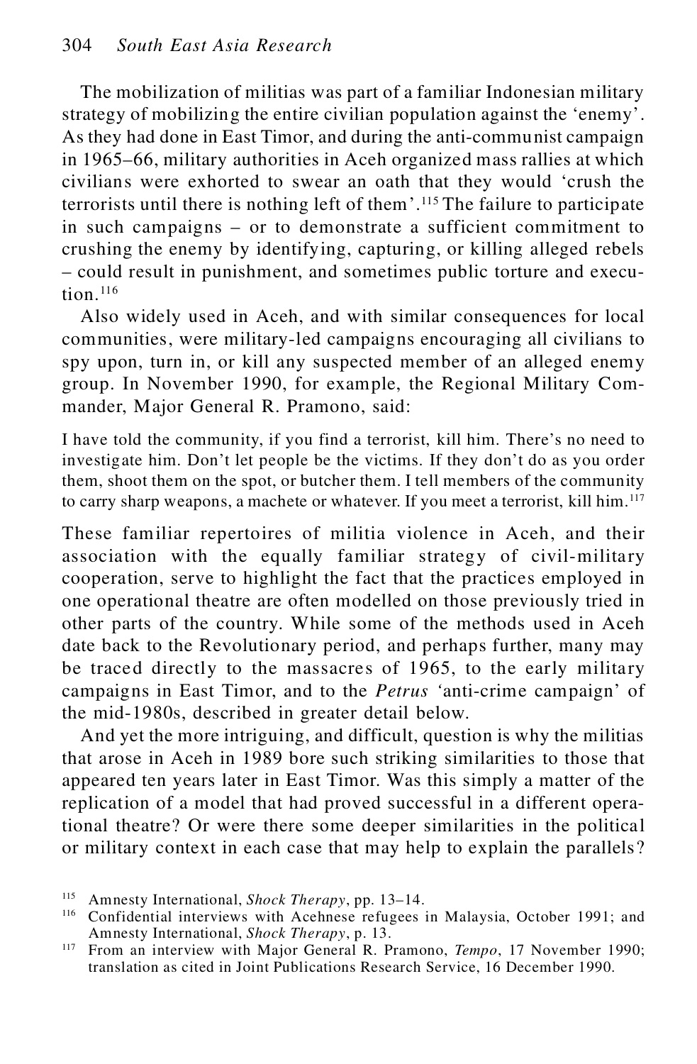The mobilization of militias was part of a familiar Indonesian military strategy of mobilizing the entire civilian population against the 'enemy'. As they had done in East Timor, and during the anti-communist campaign in 1965–66, military authorities in Aceh organized mass rallies at which civilians were exhorted to swear an oath that they would 'crush the terrorists until there is nothing left of them'.[115] The failure to participate in such campaigns – or to demonstrate a sufficient commitment to crushing the enemy by identifying, capturing, or killing alleged rebels – could result in punishment, and sometimes public torture and execution.[116]

Also widely used in Aceh, and with similar consequences for local communities, were military-led campaigns encouraging all civilians to spy upon, turn in, or kill any suspected member of an alleged enemy group. In November 1990, for example, the Regional Military Commander, Major General R. Pramono, said:

> I have told the community, if you find a terrorist, kill him. There's no need to investigate him. Don't let people be the victims. If they don't do as you order them, shoot them on the spot, or butcher them. I tell members of the community to carry sharp weapons, a machete or whatever. If you meet a terrorist, kill him.[117]

These familiar repertoires of militia violence in Aceh, and their association with the equally familiar strategy of civil-military cooperation, serve to highlight the fact that the practices employed in one operational theatre are often modelled on those previously tried in other parts of the country. While some of the methods used in Aceh date back to the Revolutionary period, and perhaps further, many may be traced directly to the massacres of 1965, to the early military campaigns in East Timor, and to the *Petrus* 'anti-crime campaign' of the mid-1980s, described in greater detail below.

And yet the more intriguing, and difficult, question is why the militias that arose in Aceh in 1989 bore such striking similarities to those that appeared ten years later in East Timor. Was this simply a matter of the replication of a model that had proved successful in a different operational theatre? Or were there some deeper similarities in the political or military context in each case that may help to explain the parallels?

---

[115] Amnesty International, *Shock Therapy*, pp. 13–14.

[116] Confidential interviews with Acehnese refugees in Malaysia, October 1991; and Amnesty International, *Shock Therapy*, p. 13.

[117] From an interview with Major General R. Pramono, *Tempo*, 17 November 1990; translation as cited in Joint Publications Research Service, 16 December 1990.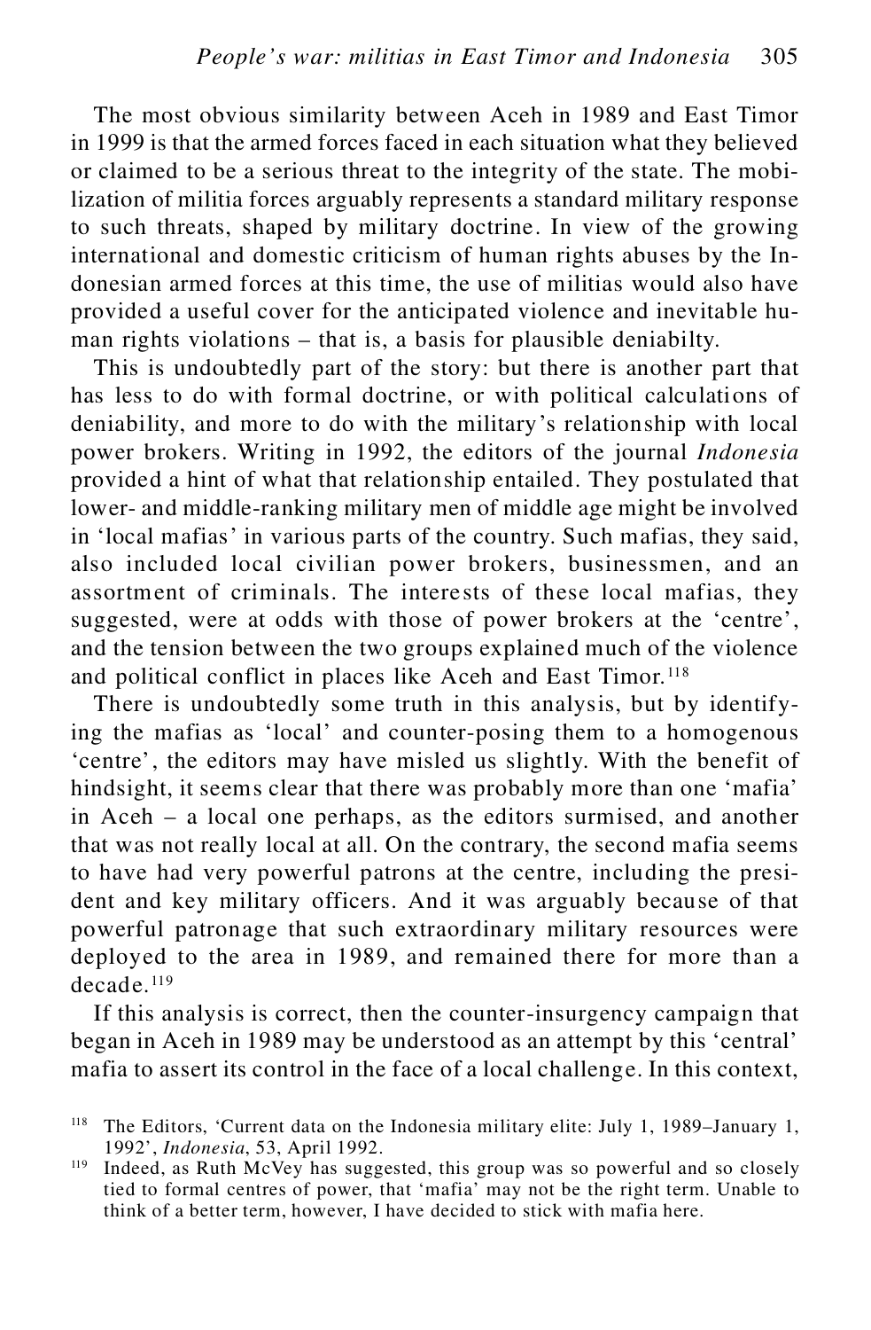The most obvious similarity between Aceh in 1989 and East Timor in 1999 is that the armed forces faced in each situation what they believed or claimed to be a serious threat to the integrity of the state. The mobilization of militia forces arguably represents a standard military response to such threats, shaped by military doctrine. In view of the growing international and domestic criticism of human rights abuses by the Indonesian armed forces at this time, the use of militias would also have provided a useful cover for the anticipated violence and inevitable human rights violations – that is, a basis for plausible deniabilty.

This is undoubtedly part of the story: but there is another part that has less to do with formal doctrine, or with political calculations of deniability, and more to do with the military's relationship with local power brokers. Writing in 1992, the editors of the journal *Indonesia* provided a hint of what that relationship entailed. They postulated that lower- and middle-ranking military men of middle age might be involved in 'local mafias' in various parts of the country. Such mafias, they said, also included local civilian power brokers, businessmen, and an assortment of criminals. The interests of these local mafias, they suggested, were at odds with those of power brokers at the 'centre', and the tension between the two groups explained much of the violence and political conflict in places like Aceh and East Timor.[118]

There is undoubtedly some truth in this analysis, but by identifying the mafias as 'local' and counter-posing them to a homogenous 'centre', the editors may have misled us slightly. With the benefit of hindsight, it seems clear that there was probably more than one 'mafia' in Aceh – a local one perhaps, as the editors surmised, and another that was not really local at all. On the contrary, the second mafia seems to have had very powerful patrons at the centre, including the president and key military officers. And it was arguably because of that powerful patronage that such extraordinary military resources were deployed to the area in 1989, and remained there for more than a decade.[119]

If this analysis is correct, then the counter-insurgency campaign that began in Aceh in 1989 may be understood as an attempt by this 'central' mafia to assert its control in the face of a local challenge. In this context,

[118] The Editors, 'Current data on the Indonesia military elite: July 1, 1989–January 1, 1992', *Indonesia*, 53, April 1992.

[119] Indeed, as Ruth McVey has suggested, this group was so powerful and so closely tied to formal centres of power, that 'mafia' may not be the right term. Unable to think of a better term, however, I have decided to stick with mafia here.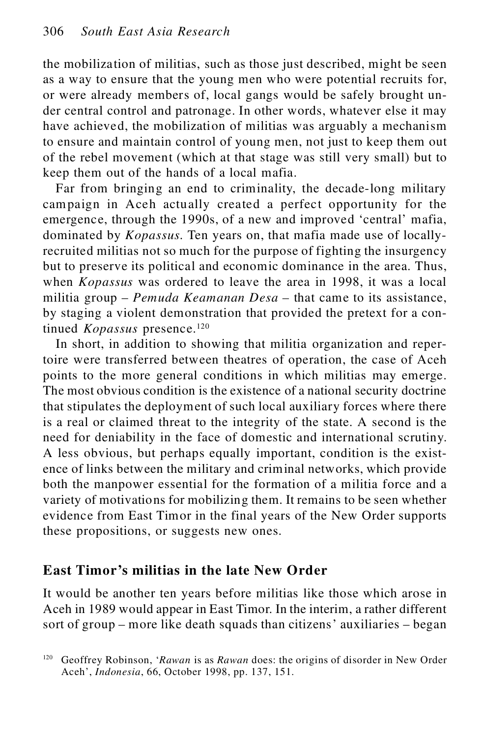the mobilization of militias, such as those just described, might be seen as a way to ensure that the young men who were potential recruits for, or were already members of, local gangs would be safely brought under central control and patronage. In other words, whatever else it may have achieved, the mobilization of militias was arguably a mechanism to ensure and maintain control of young men, not just to keep them out of the rebel movement (which at that stage was still very small) but to keep them out of the hands of a local mafia.

Far from bringing an end to criminality, the decade-long military campaign in Aceh actually created a perfect opportunity for the emergence, through the 1990s, of a new and improved 'central' mafia, dominated by *Kopassus*. Ten years on, that mafia made use of locally-recruited militias not so much for the purpose of fighting the insurgency but to preserve its political and economic dominance in the area. Thus, when *Kopassus* was ordered to leave the area in 1998, it was a local militia group – *Pemuda Keamanan Desa* – that came to its assistance, by staging a violent demonstration that provided the pretext for a continued *Kopassus* presence.[120]

In short, in addition to showing that militia organization and repertoire were transferred between theatres of operation, the case of Aceh points to the more general conditions in which militias may emerge. The most obvious condition is the existence of a national security doctrine that stipulates the deployment of such local auxiliary forces where there is a real or claimed threat to the integrity of the state. A second is the need for deniability in the face of domestic and international scrutiny. A less obvious, but perhaps equally important, condition is the existence of links between the military and criminal networks, which provide both the manpower essential for the formation of a militia force and a variety of motivations for mobilizing them. It remains to be seen whether evidence from East Timor in the final years of the New Order supports these propositions, or suggests new ones.

## East Timor's militias in the late New Order

It would be another ten years before militias like those which arose in Aceh in 1989 would appear in East Timor. In the interim, a rather different sort of group – more like death squads than citizens' auxiliaries – began

[120] Geoffrey Robinson, '*Rawan* is as *Rawan* does: the origins of disorder in New Order Aceh', *Indonesia*, 66, October 1998, pp. 137, 151.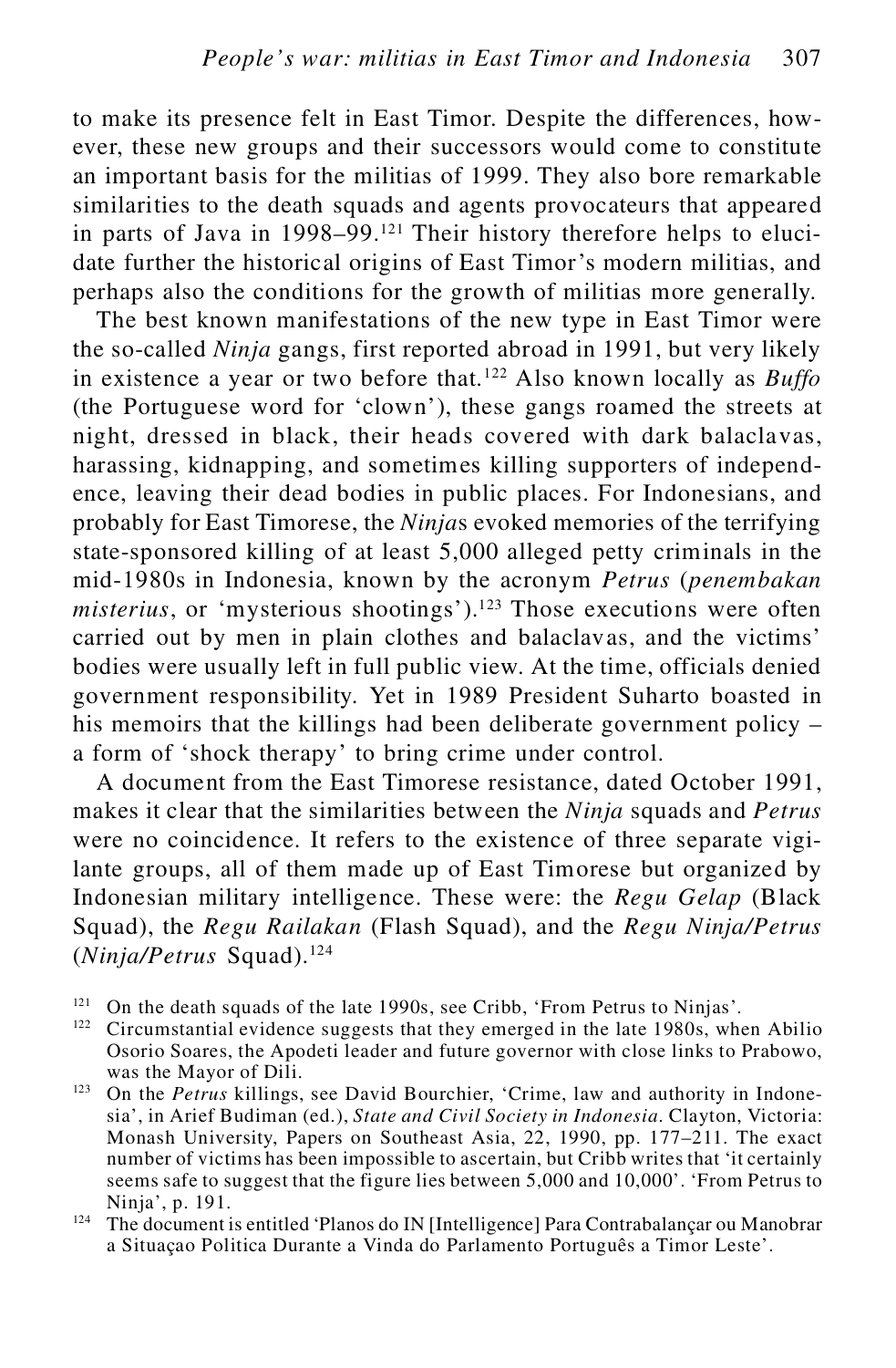to make its presence felt in East Timor. Despite the differences, however, these new groups and their successors would come to constitute an important basis for the militias of 1999. They also bore remarkable similarities to the death squads and agents provocateurs that appeared in parts of Java in 1998–99.[121] Their history therefore helps to elucidate further the historical origins of East Timor's modern militias, and perhaps also the conditions for the growth of militias more generally.

The best known manifestations of the new type in East Timor were the so-called *Ninja* gangs, first reported abroad in 1991, but very likely in existence a year or two before that.[122] Also known locally as *Buffo* (the Portuguese word for 'clown'), these gangs roamed the streets at night, dressed in black, their heads covered with dark balaclavas, harassing, kidnapping, and sometimes killing supporters of independence, leaving their dead bodies in public places. For Indonesians, and probably for East Timorese, the *Ninja*s evoked memories of the terrifying state-sponsored killing of at least 5,000 alleged petty criminals in the mid-1980s in Indonesia, known by the acronym *Petrus* (*penembakan misterius*, or 'mysterious shootings').[123] Those executions were often carried out by men in plain clothes and balaclavas, and the victims' bodies were usually left in full public view. At the time, officials denied government responsibility. Yet in 1989 President Suharto boasted in his memoirs that the killings had been deliberate government policy – a form of 'shock therapy' to bring crime under control.

A document from the East Timorese resistance, dated October 1991, makes it clear that the similarities between the *Ninja* squads and *Petrus* were no coincidence. It refers to the existence of three separate vigilante groups, all of them made up of East Timorese but organized by Indonesian military intelligence. These were: the *Regu Gelap* (Black Squad), the *Regu Railakan* (Flash Squad), and the *Regu Ninja/Petrus* (*Ninja/Petrus* Squad).[124]

---

[121] On the death squads of the late 1990s, see Cribb, 'From Petrus to Ninjas'.

[122] Circumstantial evidence suggests that they emerged in the late 1980s, when Abilio Osorio Soares, the Apodeti leader and future governor with close links to Prabowo, was the Mayor of Dili.

[123] On the *Petrus* killings, see David Bourchier, 'Crime, law and authority in Indonesia', in Arief Budiman (ed.), *State and Civil Society in Indonesia*. Clayton, Victoria: Monash University, Papers on Southeast Asia, 22, 1990, pp. 177–211. The exact number of victims has been impossible to ascertain, but Cribb writes that 'it certainly seems safe to suggest that the figure lies between 5,000 and 10,000'. 'From Petrus to Ninja', p. 191.

[124] The document is entitled 'Planos do IN [Intelligence] Para Contrabalançar ou Manobrar a Situaçao Politica Durante a Vinda do Parlamento Português a Timor Leste'.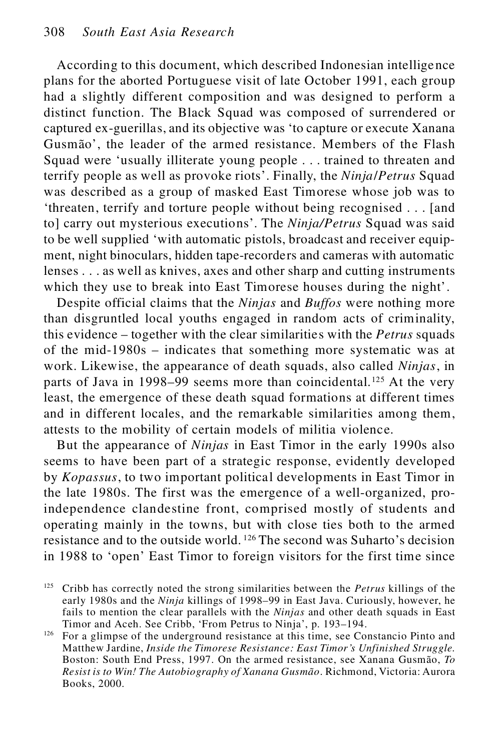According to this document, which described Indonesian intelligence plans for the aborted Portuguese visit of late October 1991, each group had a slightly different composition and was designed to perform a distinct function. The Black Squad was composed of surrendered or captured ex-guerillas, and its objective was 'to capture or execute Xanana Gusmão', the leader of the armed resistance. Members of the Flash Squad were 'usually illiterate young people . . . trained to threaten and terrify people as well as provoke riots'. Finally, the *Ninja/Petrus* Squad was described as a group of masked East Timorese whose job was to 'threaten, terrify and torture people without being recognised . . . [and to] carry out mysterious executions'. The *Ninja/Petrus* Squad was said to be well supplied 'with automatic pistols, broadcast and receiver equipment, night binoculars, hidden tape-recorders and cameras with automatic lenses . . . as well as knives, axes and other sharp and cutting instruments which they use to break into East Timorese houses during the night'.

Despite official claims that the *Ninjas* and *Buffos* were nothing more than disgruntled local youths engaged in random acts of criminality, this evidence – together with the clear similarities with the *Petrus* squads of the mid-1980s – indicates that something more systematic was at work. Likewise, the appearance of death squads, also called *Ninjas*, in parts of Java in 1998–99 seems more than coincidental.[125] At the very least, the emergence of these death squad formations at different times and in different locales, and the remarkable similarities among them, attests to the mobility of certain models of militia violence.

But the appearance of *Ninjas* in East Timor in the early 1990s also seems to have been part of a strategic response, evidently developed by *Kopassus*, to two important political developments in East Timor in the late 1980s. The first was the emergence of a well-organized, pro-independence clandestine front, comprised mostly of students and operating mainly in the towns, but with close ties both to the armed resistance and to the outside world.[126] The second was Suharto's decision in 1988 to 'open' East Timor to foreign visitors for the first time since

[125] Cribb has correctly noted the strong similarities between the *Petrus* killings of the early 1980s and the *Ninja* killings of 1998–99 in East Java. Curiously, however, he fails to mention the clear parallels with the *Ninjas* and other death squads in East Timor and Aceh. See Cribb, 'From Petrus to Ninja', p. 193–194.

[126] For a glimpse of the underground resistance at this time, see Constancio Pinto and Matthew Jardine, *Inside the Timorese Resistance: East Timor's Unfinished Struggle.* Boston: South End Press, 1997. On the armed resistance, see Xanana Gusmão, *To Resist is to Win! The Autobiography of Xanana Gusmão*. Richmond, Victoria: Aurora Books, 2000.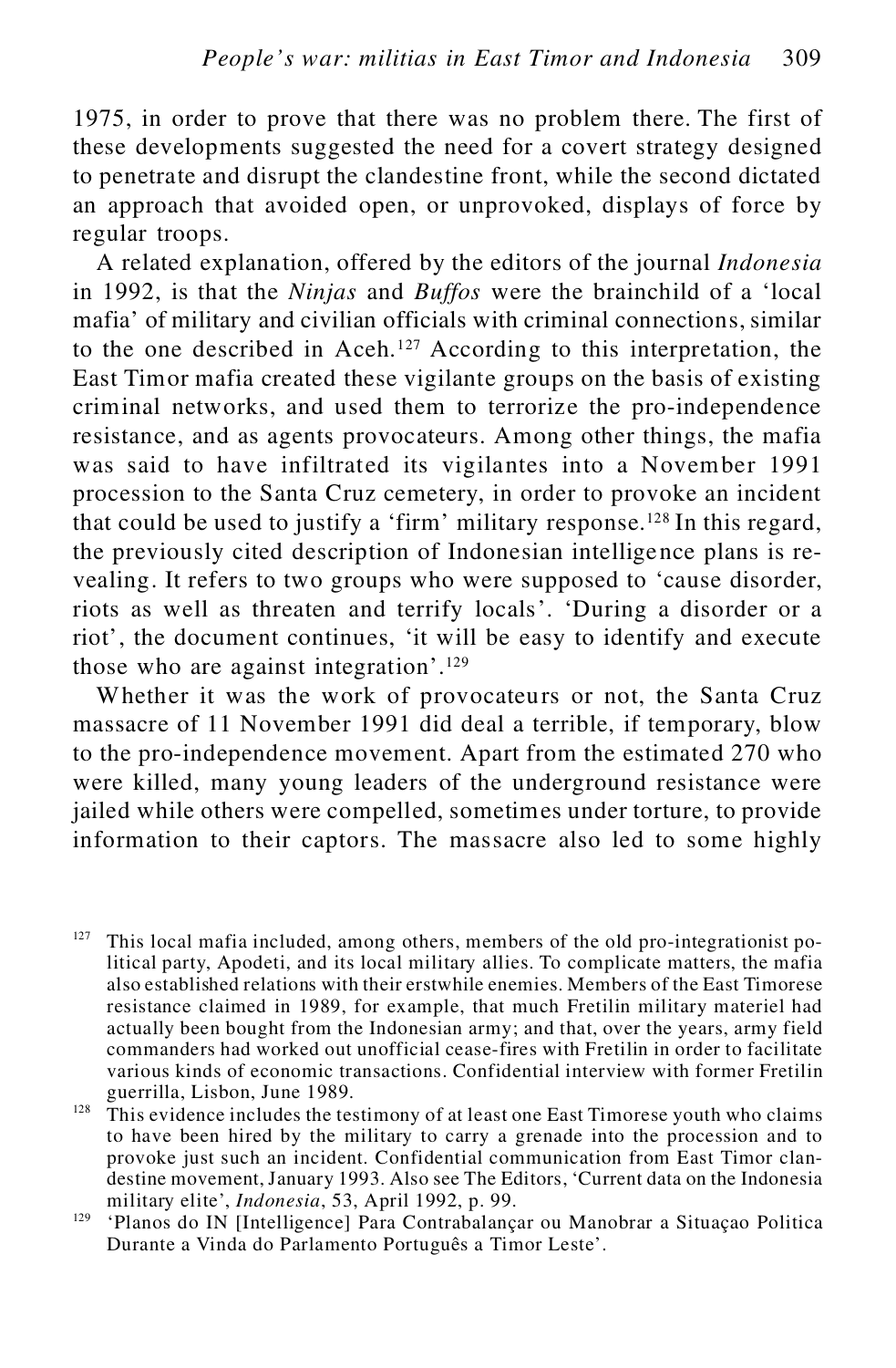1975, in order to prove that there was no problem there. The first of these developments suggested the need for a covert strategy designed to penetrate and disrupt the clandestine front, while the second dictated an approach that avoided open, or unprovoked, displays of force by regular troops.

A related explanation, offered by the editors of the journal *Indonesia* in 1992, is that the *Ninjas* and *Buffos* were the brainchild of a 'local mafia' of military and civilian officials with criminal connections, similar to the one described in Aceh.[127] According to this interpretation, the East Timor mafia created these vigilante groups on the basis of existing criminal networks, and used them to terrorize the pro-independence resistance, and as agents provocateurs. Among other things, the mafia was said to have infiltrated its vigilantes into a November 1991 procession to the Santa Cruz cemetery, in order to provoke an incident that could be used to justify a 'firm' military response.[128] In this regard, the previously cited description of Indonesian intelligence plans is revealing. It refers to two groups who were supposed to 'cause disorder, riots as well as threaten and terrify locals'. 'During a disorder or a riot', the document continues, 'it will be easy to identify and execute those who are against integration'.[129]

Whether it was the work of provocateurs or not, the Santa Cruz massacre of 11 November 1991 did deal a terrible, if temporary, blow to the pro-independence movement. Apart from the estimated 270 who were killed, many young leaders of the underground resistance were jailed while others were compelled, sometimes under torture, to provide information to their captors. The massacre also led to some highly

[127] This local mafia included, among others, members of the old pro-integrationist political party, Apodeti, and its local military allies. To complicate matters, the mafia also established relations with their erstwhile enemies. Members of the East Timorese resistance claimed in 1989, for example, that much Fretilin military materiel had actually been bought from the Indonesian army; and that, over the years, army field commanders had worked out unofficial cease-fires with Fretilin in order to facilitate various kinds of economic transactions. Confidential interview with former Fretilin guerrilla, Lisbon, June 1989.

[128] This evidence includes the testimony of at least one East Timorese youth who claims to have been hired by the military to carry a grenade into the procession and to provoke just such an incident. Confidential communication from East Timor clandestine movement, January 1993. Also see The Editors, 'Current data on the Indonesia military elite', *Indonesia*, 53, April 1992, p. 99.

[129] 'Planos do IN [Intelligence] Para Contrabalançar ou Manobrar a Situaçao Politica Durante a Vinda do Parlamento Português a Timor Leste'.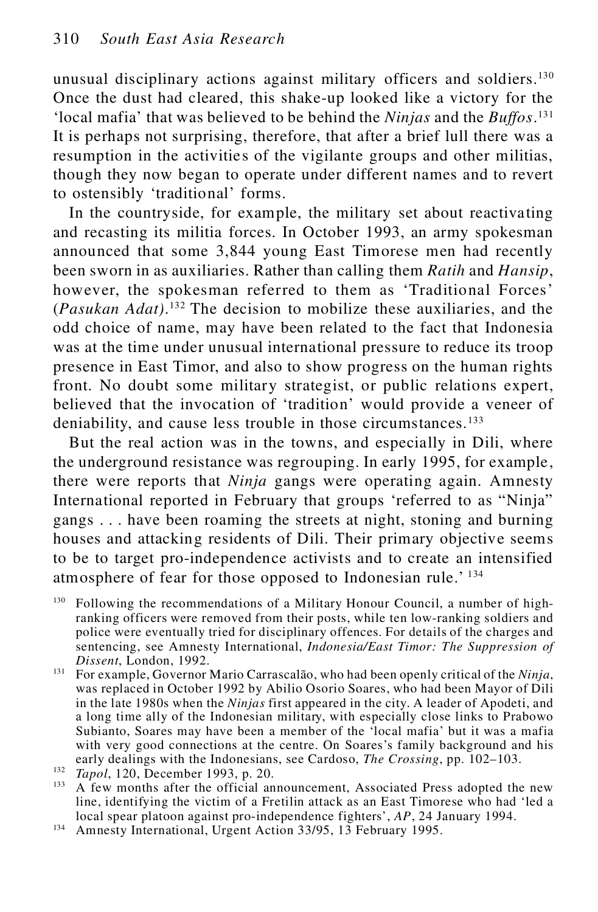unusual disciplinary actions against military officers and soldiers.[130] Once the dust had cleared, this shake-up looked like a victory for the 'local mafia' that was believed to be behind the *Ninjas* and the *Buffos*.[131] It is perhaps not surprising, therefore, that after a brief lull there was a resumption in the activities of the vigilante groups and other militias, though they now began to operate under different names and to revert to ostensibly 'traditional' forms.

In the countryside, for example, the military set about reactivating and recasting its militia forces. In October 1993, an army spokesman announced that some 3,844 young East Timorese men had recently been sworn in as auxiliaries. Rather than calling them *Ratih* and *Hansip*, however, the spokesman referred to them as 'Traditional Forces' (*Pasukan Adat*).[132] The decision to mobilize these auxiliaries, and the odd choice of name, may have been related to the fact that Indonesia was at the time under unusual international pressure to reduce its troop presence in East Timor, and also to show progress on the human rights front. No doubt some military strategist, or public relations expert, believed that the invocation of 'tradition' would provide a veneer of deniability, and cause less trouble in those circumstances.[133]

But the real action was in the towns, and especially in Dili, where the underground resistance was regrouping. In early 1995, for example, there were reports that *Ninja* gangs were operating again. Amnesty International reported in February that groups 'referred to as "Ninja" gangs . . . have been roaming the streets at night, stoning and burning houses and attacking residents of Dili. Their primary objective seems to be to target pro-independence activists and to create an intensified atmosphere of fear for those opposed to Indonesian rule.' [134]

[130] Following the recommendations of a Military Honour Council, a number of high-ranking officers were removed from their posts, while ten low-ranking soldiers and police were eventually tried for disciplinary offences. For details of the charges and sentencing, see Amnesty International, *Indonesia/East Timor: The Suppression of Dissent*, London, 1992.

[131] For example, Governor Mario Carrascalão, who had been openly critical of the *Ninja*, was replaced in October 1992 by Abilio Osorio Soares, who had been Mayor of Dili in the late 1980s when the *Ninjas* first appeared in the city. A leader of Apodeti, and a long time ally of the Indonesian military, with especially close links to Prabowo Subianto, Soares may have been a member of the 'local mafia' but it was a mafia with very good connections at the centre. On Soares's family background and his early dealings with the Indonesians, see Cardoso, *The Crossing*, pp. 102–103.

[132] *Tapol*, 120, December 1993, p. 20.

[133] A few months after the official announcement, Associated Press adopted the new line, identifying the victim of a Fretilin attack as an East Timorese who had 'led a local spear platoon against pro-independence fighters', *AP*, 24 January 1994.

[134] Amnesty International, Urgent Action 33/95, 13 February 1995.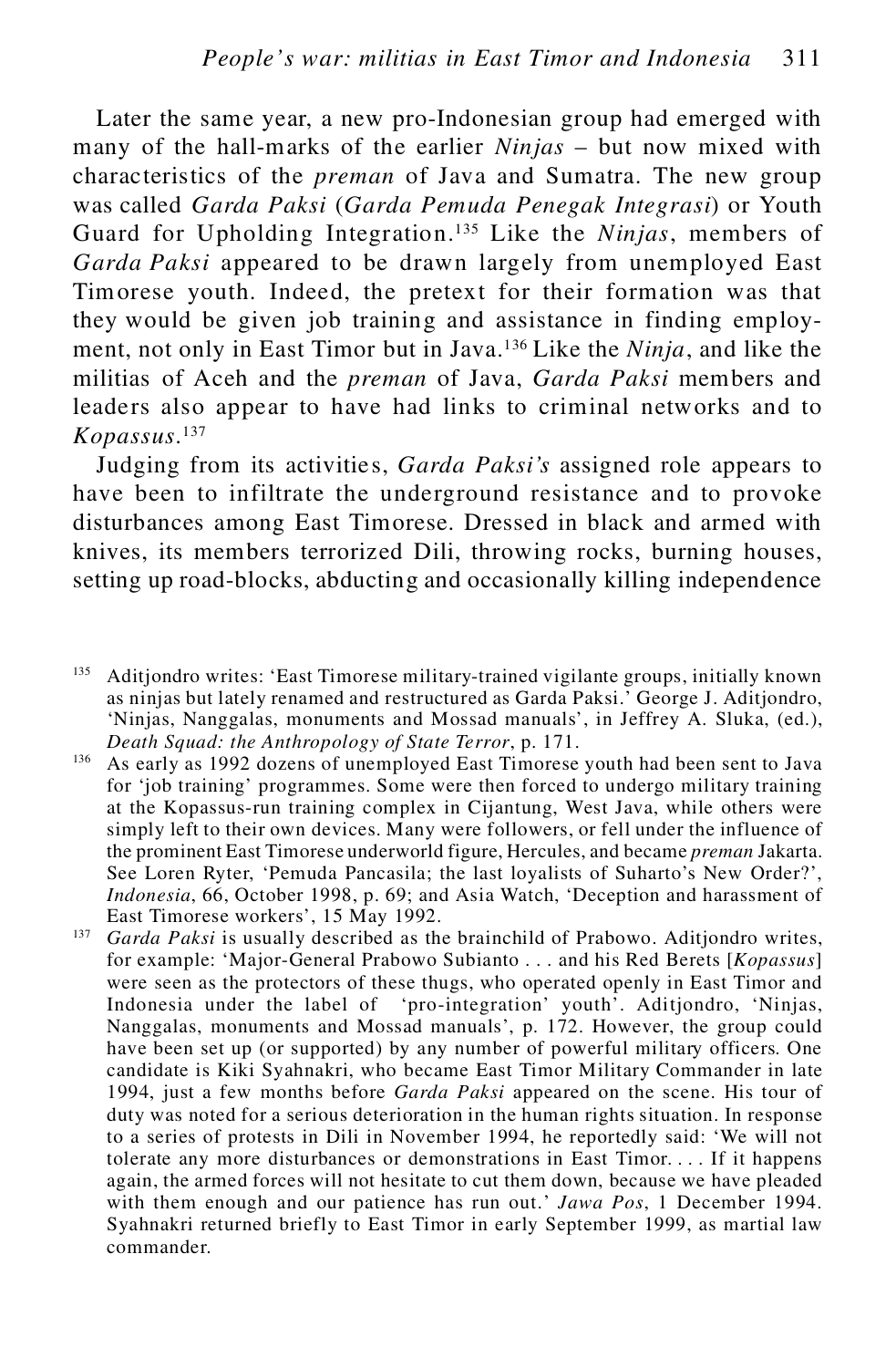Later the same year, a new pro-Indonesian group had emerged with many of the hall-marks of the earlier *Ninjas* – but now mixed with characteristics of the *preman* of Java and Sumatra. The new group was called *Garda Paksi* (*Garda Pemuda Penegak Integrasi*) or Youth Guard for Upholding Integration.[135] Like the *Ninjas*, members of *Garda Paksi* appeared to be drawn largely from unemployed East Timorese youth. Indeed, the pretext for their formation was that they would be given job training and assistance in finding employment, not only in East Timor but in Java.[136] Like the *Ninja*, and like the militias of Aceh and the *preman* of Java, *Garda Paksi* members and leaders also appear to have had links to criminal networks and to *Kopassus*.[137]

Judging from its activities, *Garda Paksi's* assigned role appears to have been to infiltrate the underground resistance and to provoke disturbances among East Timorese. Dressed in black and armed with knives, its members terrorized Dili, throwing rocks, burning houses, setting up road-blocks, abducting and occasionally killing independence

---

[135] Aditjondro writes: 'East Timorese military-trained vigilante groups, initially known as ninjas but lately renamed and restructured as Garda Paksi.' George J. Aditjondro, 'Ninjas, Nanggalas, monuments and Mossad manuals', in Jeffrey A. Sluka, (ed.), *Death Squad: the Anthropology of State Terror*, p. 171.

[136] As early as 1992 dozens of unemployed East Timorese youth had been sent to Java for 'job training' programmes. Some were then forced to undergo military training at the Kopassus-run training complex in Cijantung, West Java, while others were simply left to their own devices. Many were followers, or fell under the influence of the prominent East Timorese underworld figure, Hercules, and became *preman* Jakarta. See Loren Ryter, 'Pemuda Pancasila; the last loyalists of Suharto's New Order?', *Indonesia*, 66, October 1998, p. 69; and Asia Watch, 'Deception and harassment of East Timorese workers', 15 May 1992.

[137] *Garda Paksi* is usually described as the brainchild of Prabowo. Aditjondro writes, for example: 'Major-General Prabowo Subianto . . . and his Red Berets [*Kopassus*] were seen as the protectors of these thugs, who operated openly in East Timor and Indonesia under the label of 'pro-integration' youth'. Aditjondro, 'Ninjas, Nanggalas, monuments and Mossad manuals', p. 172. However, the group could have been set up (or supported) by any number of powerful military officers. One candidate is Kiki Syahnakri, who became East Timor Military Commander in late 1994, just a few months before *Garda Paksi* appeared on the scene. His tour of duty was noted for a serious deterioration in the human rights situation. In response to a series of protests in Dili in November 1994, he reportedly said: 'We will not tolerate any more disturbances or demonstrations in East Timor. . . . If it happens again, the armed forces will not hesitate to cut them down, because we have pleaded with them enough and our patience has run out.' *Jawa Pos*, 1 December 1994. Syahnakri returned briefly to East Timor in early September 1999, as martial law commander.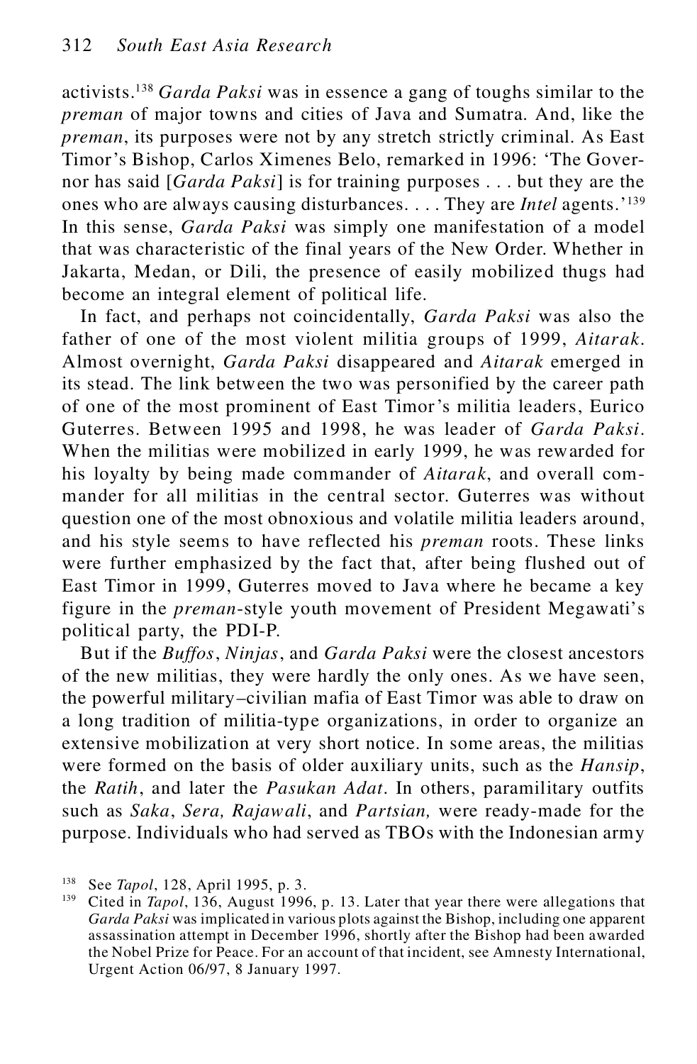activists.[138] *Garda Paksi* was in essence a gang of toughs similar to the *preman* of major towns and cities of Java and Sumatra. And, like the *preman*, its purposes were not by any stretch strictly criminal. As East Timor's Bishop, Carlos Ximenes Belo, remarked in 1996: 'The Governor has said [*Garda Paksi*] is for training purposes . . . but they are the ones who are always causing disturbances. . . . They are *Intel* agents.'[139] In this sense, *Garda Paksi* was simply one manifestation of a model that was characteristic of the final years of the New Order. Whether in Jakarta, Medan, or Dili, the presence of easily mobilized thugs had become an integral element of political life.

In fact, and perhaps not coincidentally, *Garda Paksi* was also the father of one of the most violent militia groups of 1999, *Aitarak*. Almost overnight, *Garda Paksi* disappeared and *Aitarak* emerged in its stead. The link between the two was personified by the career path of one of the most prominent of East Timor's militia leaders, Eurico Guterres. Between 1995 and 1998, he was leader of *Garda Paksi*. When the militias were mobilized in early 1999, he was rewarded for his loyalty by being made commander of *Aitarak*, and overall commander for all militias in the central sector. Guterres was without question one of the most obnoxious and volatile militia leaders around, and his style seems to have reflected his *preman* roots. These links were further emphasized by the fact that, after being flushed out of East Timor in 1999, Guterres moved to Java where he became a key figure in the *preman*-style youth movement of President Megawati's political party, the PDI-P.

But if the *Buffos*, *Ninjas*, and *Garda Paksi* were the closest ancestors of the new militias, they were hardly the only ones. As we have seen, the powerful military–civilian mafia of East Timor was able to draw on a long tradition of militia-type organizations, in order to organize an extensive mobilization at very short notice. In some areas, the militias were formed on the basis of older auxiliary units, such as the *Hansip*, the *Ratih*, and later the *Pasukan Adat*. In others, paramilitary outfits such as *Saka*, *Sera, Rajawali*, and *Partsian,* were ready-made for the purpose. Individuals who had served as TBOs with the Indonesian army

[138] See *Tapol*, 128, April 1995, p. 3.

[139] Cited in *Tapol*, 136, August 1996, p. 13. Later that year there were allegations that *Garda Paksi* was implicated in various plots against the Bishop, including one apparent assassination attempt in December 1996, shortly after the Bishop had been awarded the Nobel Prize for Peace. For an account of that incident, see Amnesty International, Urgent Action 06/97, 8 January 1997.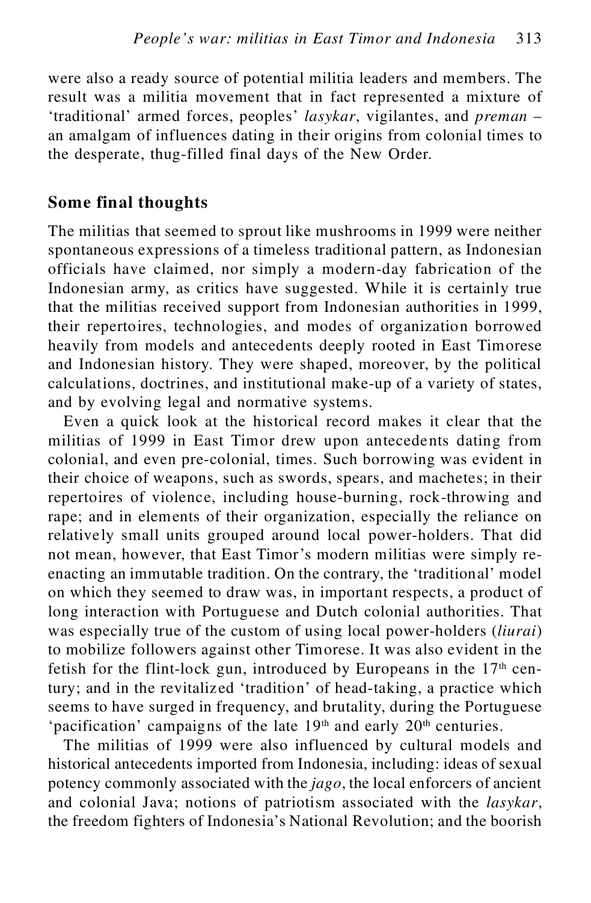were also a ready source of potential militia leaders and members. The result was a militia movement that in fact represented a mixture of 'traditional' armed forces, peoples' *lasykar*, vigilantes, and *preman* – an amalgam of influences dating in their origins from colonial times to the desperate, thug-filled final days of the New Order.

## Some final thoughts

The militias that seemed to sprout like mushrooms in 1999 were neither spontaneous expressions of a timeless traditional pattern, as Indonesian officials have claimed, nor simply a modern-day fabrication of the Indonesian army, as critics have suggested. While it is certainly true that the militias received support from Indonesian authorities in 1999, their repertoires, technologies, and modes of organization borrowed heavily from models and antecedents deeply rooted in East Timorese and Indonesian history. They were shaped, moreover, by the political calculations, doctrines, and institutional make-up of a variety of states, and by evolving legal and normative systems.

Even a quick look at the historical record makes it clear that the militias of 1999 in East Timor drew upon antecedents dating from colonial, and even pre-colonial, times. Such borrowing was evident in their choice of weapons, such as swords, spears, and machetes; in their repertoires of violence, including house-burning, rock-throwing and rape; and in elements of their organization, especially the reliance on relatively small units grouped around local power-holders. That did not mean, however, that East Timor's modern militias were simply re-enacting an immutable tradition. On the contrary, the 'traditional' model on which they seemed to draw was, in important respects, a product of long interaction with Portuguese and Dutch colonial authorities. That was especially true of the custom of using local power-holders (*liurai*) to mobilize followers against other Timorese. It was also evident in the fetish for the flint-lock gun, introduced by Europeans in the 17th century; and in the revitalized 'tradition' of head-taking, a practice which seems to have surged in frequency, and brutality, during the Portuguese 'pacification' campaigns of the late 19th and early 20th centuries.

The militias of 1999 were also influenced by cultural models and historical antecedents imported from Indonesia, including: ideas of sexual potency commonly associated with the *jago*, the local enforcers of ancient and colonial Java; notions of patriotism associated with the *lasykar*, the freedom fighters of Indonesia's National Revolution; and the boorish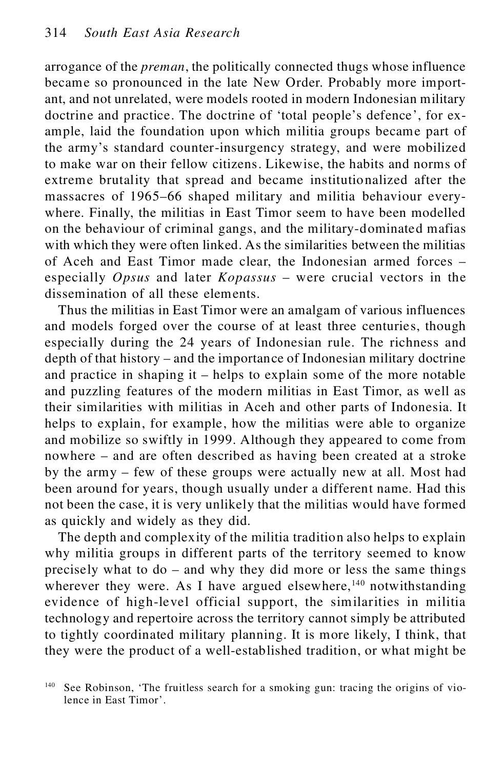arrogance of the *preman*, the politically connected thugs whose influence became so pronounced in the late New Order. Probably more important, and not unrelated, were models rooted in modern Indonesian military doctrine and practice. The doctrine of 'total people's defence', for example, laid the foundation upon which militia groups became part of the army's standard counter-insurgency strategy, and were mobilized to make war on their fellow citizens. Likewise, the habits and norms of extreme brutality that spread and became institutionalized after the massacres of 1965–66 shaped military and militia behaviour everywhere. Finally, the militias in East Timor seem to have been modelled on the behaviour of criminal gangs, and the military-dominated mafias with which they were often linked. As the similarities between the militias of Aceh and East Timor made clear, the Indonesian armed forces – especially *Opsus* and later *Kopassus* – were crucial vectors in the dissemination of all these elements.

Thus the militias in East Timor were an amalgam of various influences and models forged over the course of at least three centuries, though especially during the 24 years of Indonesian rule. The richness and depth of that history – and the importance of Indonesian military doctrine and practice in shaping it – helps to explain some of the more notable and puzzling features of the modern militias in East Timor, as well as their similarities with militias in Aceh and other parts of Indonesia. It helps to explain, for example, how the militias were able to organize and mobilize so swiftly in 1999. Although they appeared to come from nowhere – and are often described as having been created at a stroke by the army – few of these groups were actually new at all. Most had been around for years, though usually under a different name. Had this not been the case, it is very unlikely that the militias would have formed as quickly and widely as they did.

The depth and complexity of the militia tradition also helps to explain why militia groups in different parts of the territory seemed to know precisely what to do – and why they did more or less the same things wherever they were. As I have argued elsewhere,[140] notwithstanding evidence of high-level official support, the similarities in militia technology and repertoire across the territory cannot simply be attributed to tightly coordinated military planning. It is more likely, I think, that they were the product of a well-established tradition, or what might be

[140] See Robinson, 'The fruitless search for a smoking gun: tracing the origins of violence in East Timor'.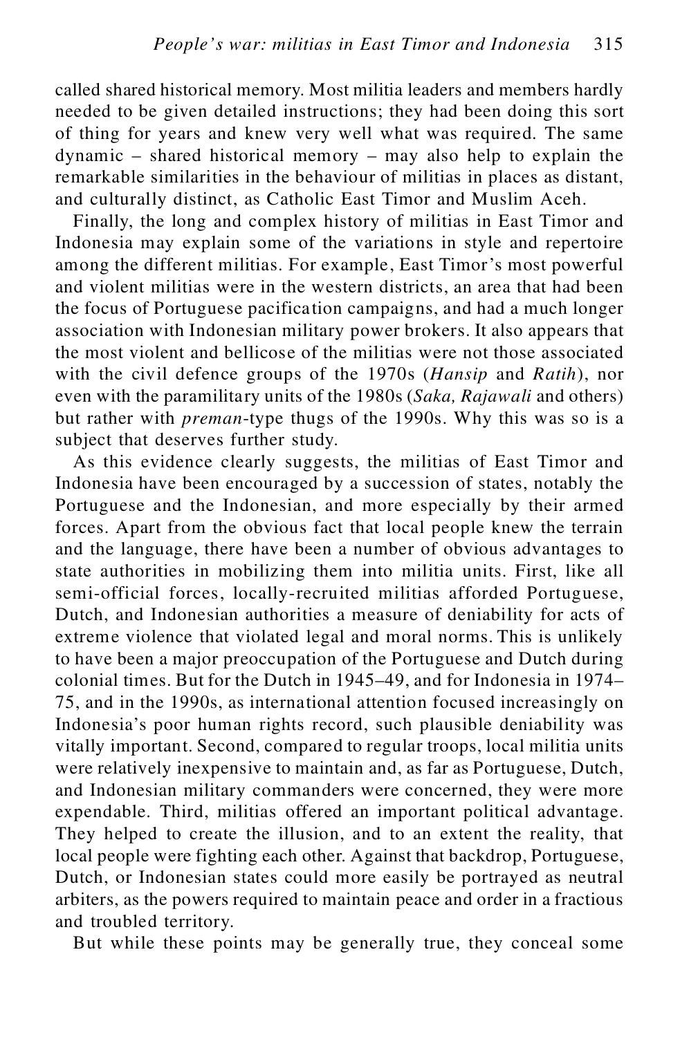called shared historical memory. Most militia leaders and members hardly needed to be given detailed instructions; they had been doing this sort of thing for years and knew very well what was required. The same dynamic – shared historical memory – may also help to explain the remarkable similarities in the behaviour of militias in places as distant, and culturally distinct, as Catholic East Timor and Muslim Aceh.

Finally, the long and complex history of militias in East Timor and Indonesia may explain some of the variations in style and repertoire among the different militias. For example, East Timor's most powerful and violent militias were in the western districts, an area that had been the focus of Portuguese pacification campaigns, and had a much longer association with Indonesian military power brokers. It also appears that the most violent and bellicose of the militias were not those associated with the civil defence groups of the 1970s (*Hansip* and *Ratih*), nor even with the paramilitary units of the 1980s (*Saka, Rajawali* and others) but rather with *preman*-type thugs of the 1990s. Why this was so is a subject that deserves further study.

As this evidence clearly suggests, the militias of East Timor and Indonesia have been encouraged by a succession of states, notably the Portuguese and the Indonesian, and more especially by their armed forces. Apart from the obvious fact that local people knew the terrain and the language, there have been a number of obvious advantages to state authorities in mobilizing them into militia units. First, like all semi-official forces, locally-recruited militias afforded Portuguese, Dutch, and Indonesian authorities a measure of deniability for acts of extreme violence that violated legal and moral norms. This is unlikely to have been a major preoccupation of the Portuguese and Dutch during colonial times. But for the Dutch in 1945–49, and for Indonesia in 1974–75, and in the 1990s, as international attention focused increasingly on Indonesia's poor human rights record, such plausible deniability was vitally important. Second, compared to regular troops, local militia units were relatively inexpensive to maintain and, as far as Portuguese, Dutch, and Indonesian military commanders were concerned, they were more expendable. Third, militias offered an important political advantage. They helped to create the illusion, and to an extent the reality, that local people were fighting each other. Against that backdrop, Portuguese, Dutch, or Indonesian states could more easily be portrayed as neutral arbiters, as the powers required to maintain peace and order in a fractious and troubled territory.

But while these points may be generally true, they conceal some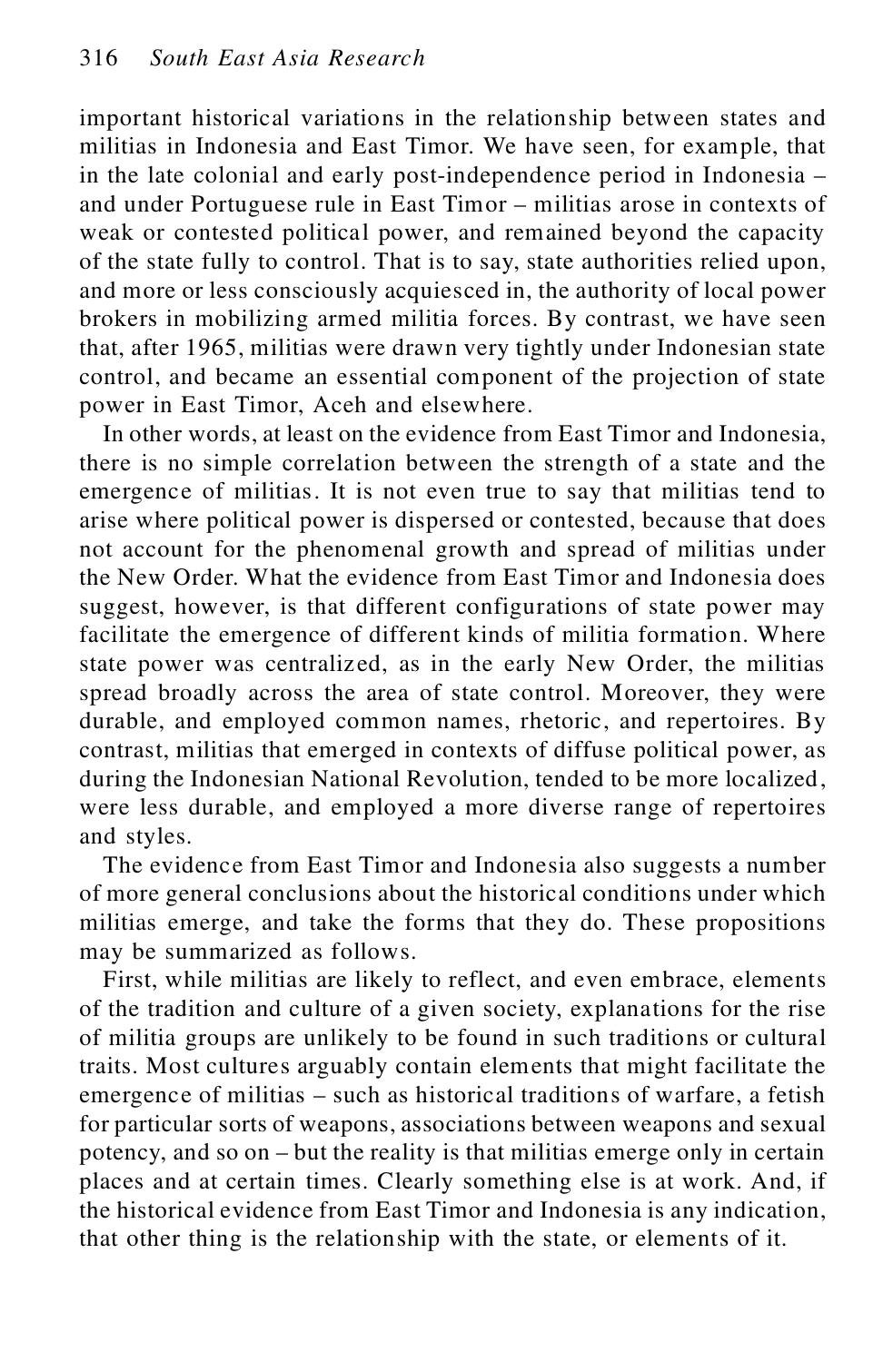important historical variations in the relationship between states and militias in Indonesia and East Timor. We have seen, for example, that in the late colonial and early post-independence period in Indonesia – and under Portuguese rule in East Timor – militias arose in contexts of weak or contested political power, and remained beyond the capacity of the state fully to control. That is to say, state authorities relied upon, and more or less consciously acquiesced in, the authority of local power brokers in mobilizing armed militia forces. By contrast, we have seen that, after 1965, militias were drawn very tightly under Indonesian state control, and became an essential component of the projection of state power in East Timor, Aceh and elsewhere.

In other words, at least on the evidence from East Timor and Indonesia, there is no simple correlation between the strength of a state and the emergence of militias. It is not even true to say that militias tend to arise where political power is dispersed or contested, because that does not account for the phenomenal growth and spread of militias under the New Order. What the evidence from East Timor and Indonesia does suggest, however, is that different configurations of state power may facilitate the emergence of different kinds of militia formation. Where state power was centralized, as in the early New Order, the militias spread broadly across the area of state control. Moreover, they were durable, and employed common names, rhetoric, and repertoires. By contrast, militias that emerged in contexts of diffuse political power, as during the Indonesian National Revolution, tended to be more localized, were less durable, and employed a more diverse range of repertoires and styles.

The evidence from East Timor and Indonesia also suggests a number of more general conclusions about the historical conditions under which militias emerge, and take the forms that they do. These propositions may be summarized as follows.

First, while militias are likely to reflect, and even embrace, elements of the tradition and culture of a given society, explanations for the rise of militia groups are unlikely to be found in such traditions or cultural traits. Most cultures arguably contain elements that might facilitate the emergence of militias – such as historical traditions of warfare, a fetish for particular sorts of weapons, associations between weapons and sexual potency, and so on – but the reality is that militias emerge only in certain places and at certain times. Clearly something else is at work. And, if the historical evidence from East Timor and Indonesia is any indication, that other thing is the relationship with the state, or elements of it.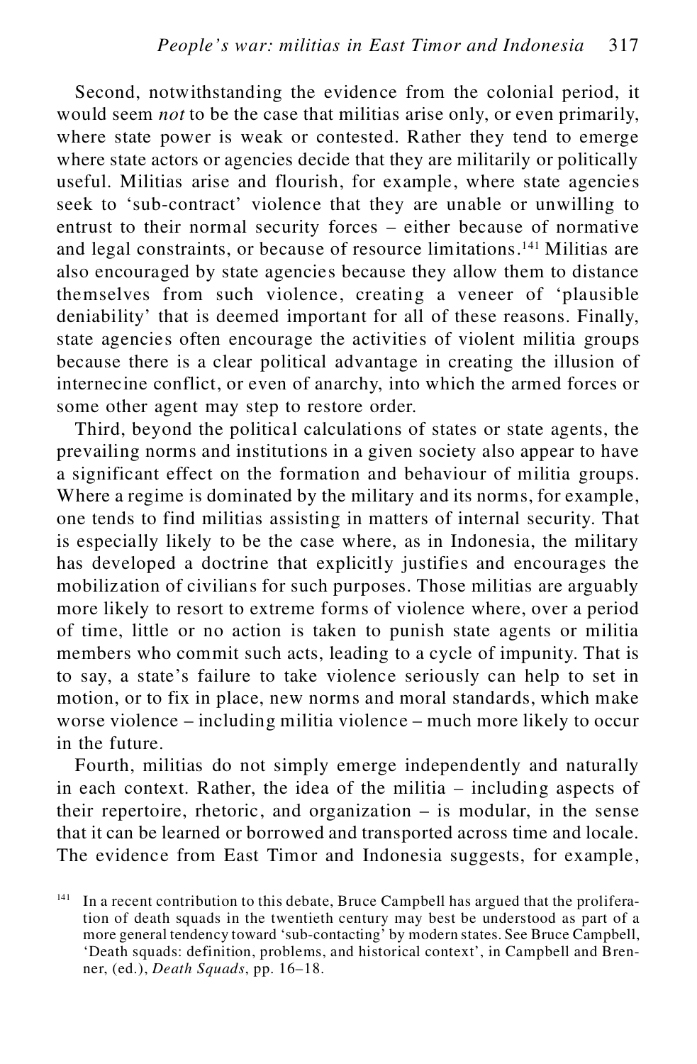Second, notwithstanding the evidence from the colonial period, it would seem *not* to be the case that militias arise only, or even primarily, where state power is weak or contested. Rather they tend to emerge where state actors or agencies decide that they are militarily or politically useful. Militias arise and flourish, for example, where state agencies seek to 'sub-contract' violence that they are unable or unwilling to entrust to their normal security forces – either because of normative and legal constraints, or because of resource limitations.[141] Militias are also encouraged by state agencies because they allow them to distance themselves from such violence, creating a veneer of 'plausible deniability' that is deemed important for all of these reasons. Finally, state agencies often encourage the activities of violent militia groups because there is a clear political advantage in creating the illusion of internecine conflict, or even of anarchy, into which the armed forces or some other agent may step to restore order.

Third, beyond the political calculations of states or state agents, the prevailing norms and institutions in a given society also appear to have a significant effect on the formation and behaviour of militia groups. Where a regime is dominated by the military and its norms, for example, one tends to find militias assisting in matters of internal security. That is especially likely to be the case where, as in Indonesia, the military has developed a doctrine that explicitly justifies and encourages the mobilization of civilians for such purposes. Those militias are arguably more likely to resort to extreme forms of violence where, over a period of time, little or no action is taken to punish state agents or militia members who commit such acts, leading to a cycle of impunity. That is to say, a state's failure to take violence seriously can help to set in motion, or to fix in place, new norms and moral standards, which make worse violence – including militia violence – much more likely to occur in the future.

Fourth, militias do not simply emerge independently and naturally in each context. Rather, the idea of the militia – including aspects of their repertoire, rhetoric, and organization – is modular, in the sense that it can be learned or borrowed and transported across time and locale. The evidence from East Timor and Indonesia suggests, for example,

[141] In a recent contribution to this debate, Bruce Campbell has argued that the proliferation of death squads in the twentieth century may best be understood as part of a more general tendency toward 'sub-contacting' by modern states. See Bruce Campbell, 'Death squads: definition, problems, and historical context', in Campbell and Brenner, (ed.), *Death Squads*, pp. 16–18.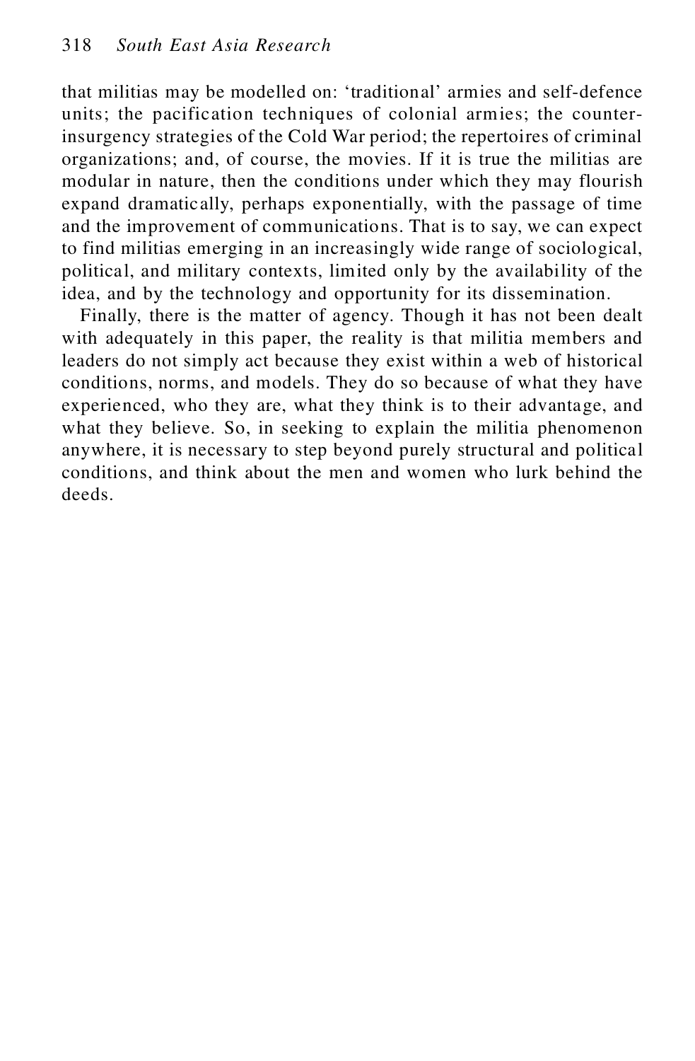that militias may be modelled on: 'traditional' armies and self-defence units; the pacification techniques of colonial armies; the counter-insurgency strategies of the Cold War period; the repertoires of criminal organizations; and, of course, the movies. If it is true the militias are modular in nature, then the conditions under which they may flourish expand dramatically, perhaps exponentially, with the passage of time and the improvement of communications. That is to say, we can expect to find militias emerging in an increasingly wide range of sociological, political, and military contexts, limited only by the availability of the idea, and by the technology and opportunity for its dissemination.

Finally, there is the matter of agency. Though it has not been dealt with adequately in this paper, the reality is that militia members and leaders do not simply act because they exist within a web of historical conditions, norms, and models. They do so because of what they have experienced, who they are, what they think is to their advantage, and what they believe. So, in seeking to explain the militia phenomenon anywhere, it is necessary to step beyond purely structural and political conditions, and think about the men and women who lurk behind the deeds.